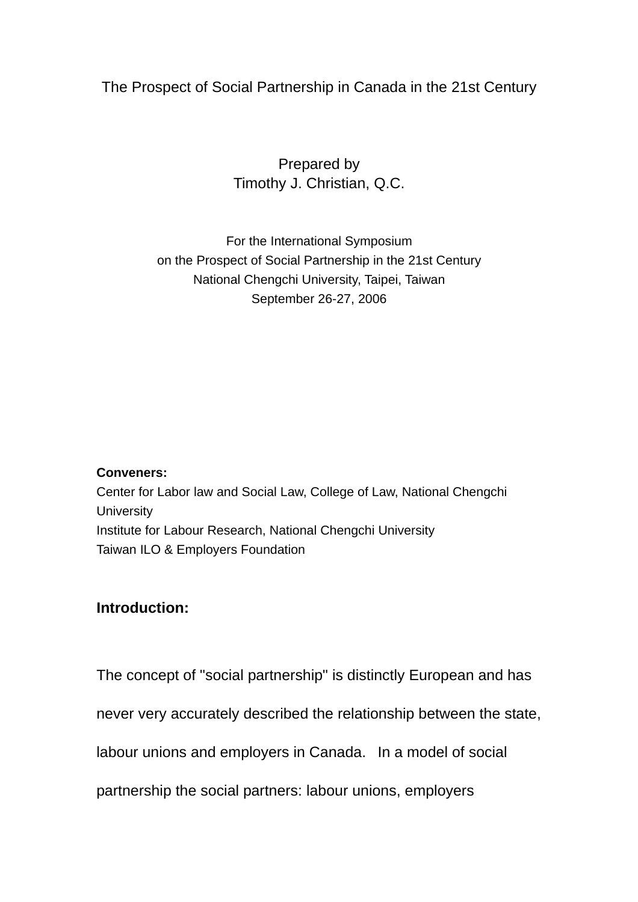# The Prospect of Social Partnership in Canada in the 21st Century

Prepared by
Timothy J. Christian, Q.C.

For the International Symposium
on the Prospect of Social Partnership in the 21st Century
National Chengchi University, Taipei, Taiwan
September 26-27, 2006

**Conveners:**
Center for Labor law and Social Law, College of Law, National Chengchi University
Institute for Labour Research, National Chengchi University
Taiwan ILO & Employers Foundation

## Introduction:

The concept of "social partnership" is distinctly European and has never very accurately described the relationship between the state, labour unions and employers in Canada. In a model of social partnership the social partners: labour unions, employers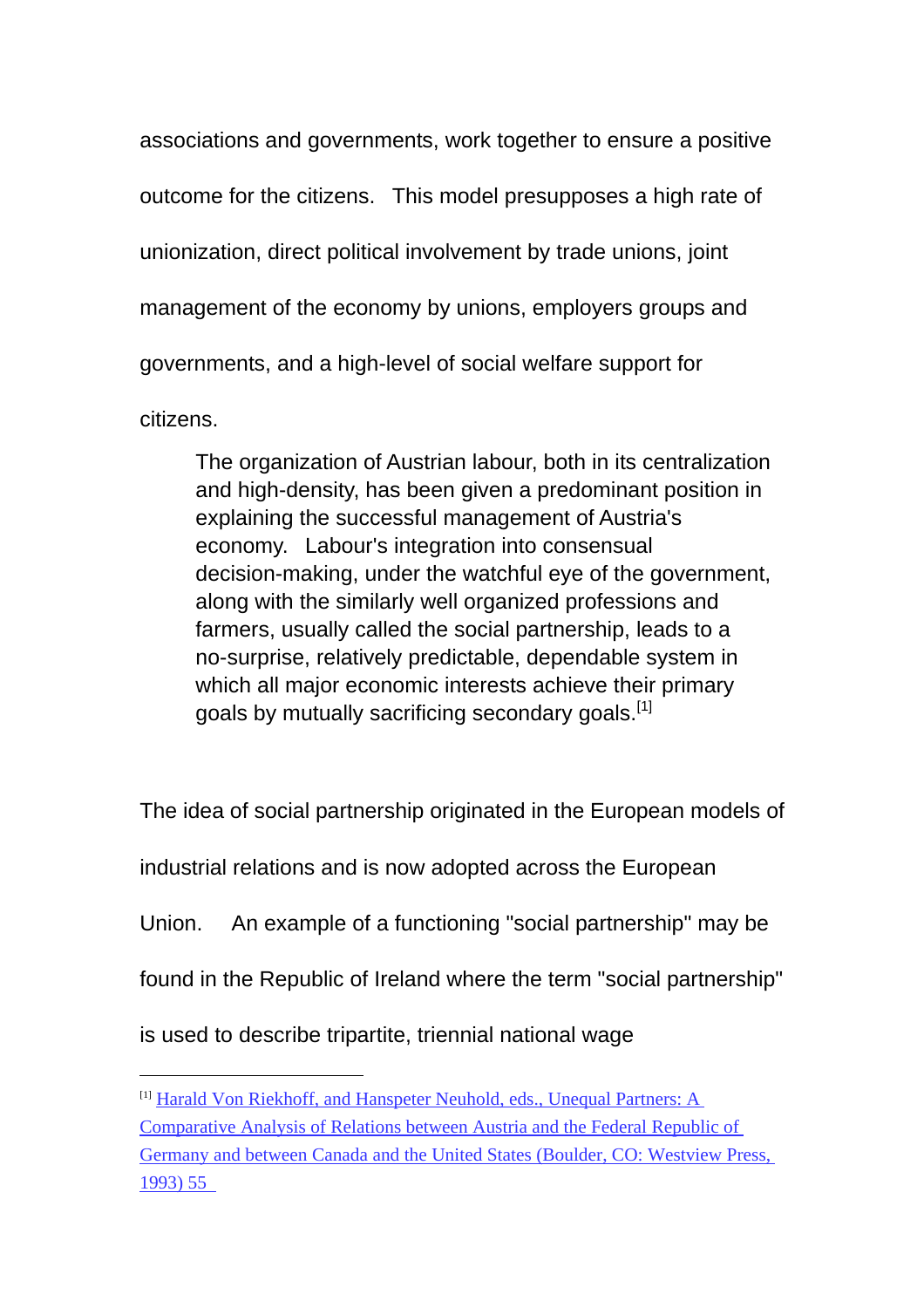associations and governments, work together to ensure a positive outcome for the citizens. This model presupposes a high rate of unionization, direct political involvement by trade unions, joint management of the economy by unions, employers groups and governments, and a high-level of social welfare support for citizens.

> The organization of Austrian labour, both in its centralization and high-density, has been given a predominant position in explaining the successful management of Austria's economy. Labour's integration into consensual decision-making, under the watchful eye of the government, along with the similarly well organized professions and farmers, usually called the social partnership, leads to a no-surprise, relatively predictable, dependable system in which all major economic interests achieve their primary goals by mutually sacrificing secondary goals.[1]

The idea of social partnership originated in the European models of industrial relations and is now adopted across the European Union. An example of a functioning "social partnership" may be found in the Republic of Ireland where the term "social partnership" is used to describe tripartite, triennial national wage

---

[1] Harald Von Riekhoff, and Hanspeter Neuhold, eds., Unequal Partners: A Comparative Analysis of Relations between Austria and the Federal Republic of Germany and between Canada and the United States (Boulder, CO: Westview Press, 1993) 55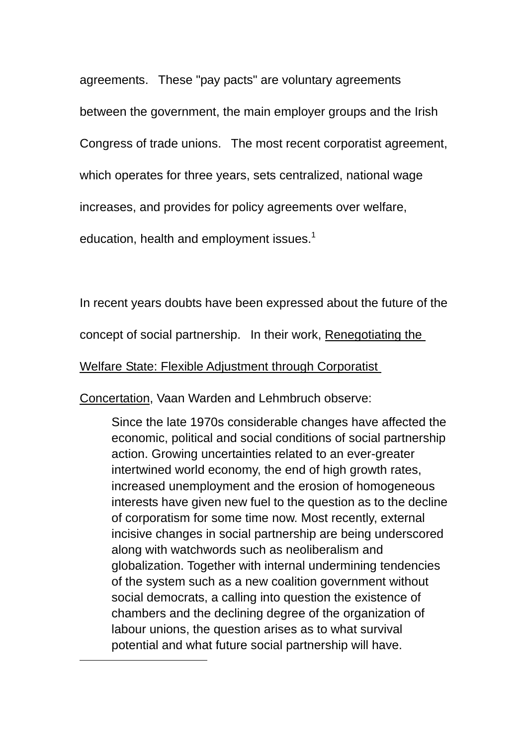agreements. These "pay pacts" are voluntary agreements between the government, the main employer groups and the Irish Congress of trade unions. The most recent corporatist agreement, which operates for three years, sets centralized, national wage increases, and provides for policy agreements over welfare, education, health and employment issues.[1]

In recent years doubts have been expressed about the future of the concept of social partnership. In their work, Renegotiating the Welfare State: Flexible Adjustment through Corporatist Concertation, Vaan Warden and Lehmbruch observe:

> Since the late 1970s considerable changes have affected the economic, political and social conditions of social partnership action. Growing uncertainties related to an ever-greater intertwined world economy, the end of high growth rates, increased unemployment and the erosion of homogeneous interests have given new fuel to the question as to the decline of corporatism for some time now. Most recently, external incisive changes in social partnership are being underscored along with watchwords such as neoliberalism and globalization. Together with internal undermining tendencies of the system such as a new coalition government without social democrats, a calling into question the existence of chambers and the declining degree of the organization of labour unions, the question arises as to what survival potential and what future social partnership will have.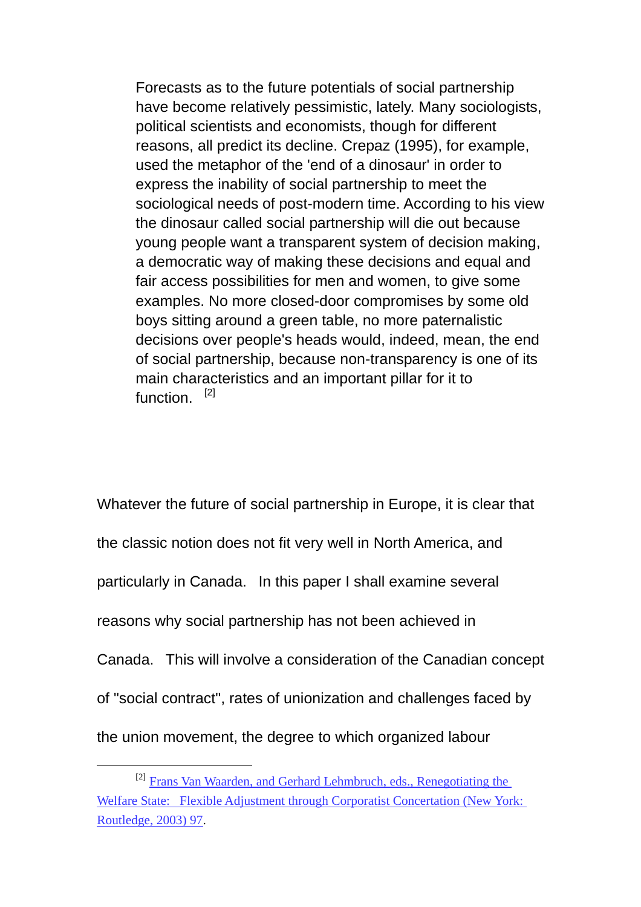> Forecasts as to the future potentials of social partnership have become relatively pessimistic, lately. Many sociologists, political scientists and economists, though for different reasons, all predict its decline. Crepaz (1995), for example, used the metaphor of the 'end of a dinosaur' in order to express the inability of social partnership to meet the sociological needs of post-modern time. According to his view the dinosaur called social partnership will die out because young people want a transparent system of decision making, a democratic way of making these decisions and equal and fair access possibilities for men and women, to give some examples. No more closed-door compromises by some old boys sitting around a green table, no more paternalistic decisions over people's heads would, indeed, mean, the end of social partnership, because non-transparency is one of its main characteristics and an important pillar for it to function. [2]

Whatever the future of social partnership in Europe, it is clear that the classic notion does not fit very well in North America, and particularly in Canada. In this paper I shall examine several reasons why social partnership has not been achieved in Canada. This will involve a consideration of the Canadian concept of "social contract", rates of unionization and challenges faced by the union movement, the degree to which organized labour

---

[2] Frans Van Waarden, and Gerhard Lehmbruch, eds., Renegotiating the Welfare State: Flexible Adjustment through Corporatist Concertation (New York: Routledge, 2003) 97.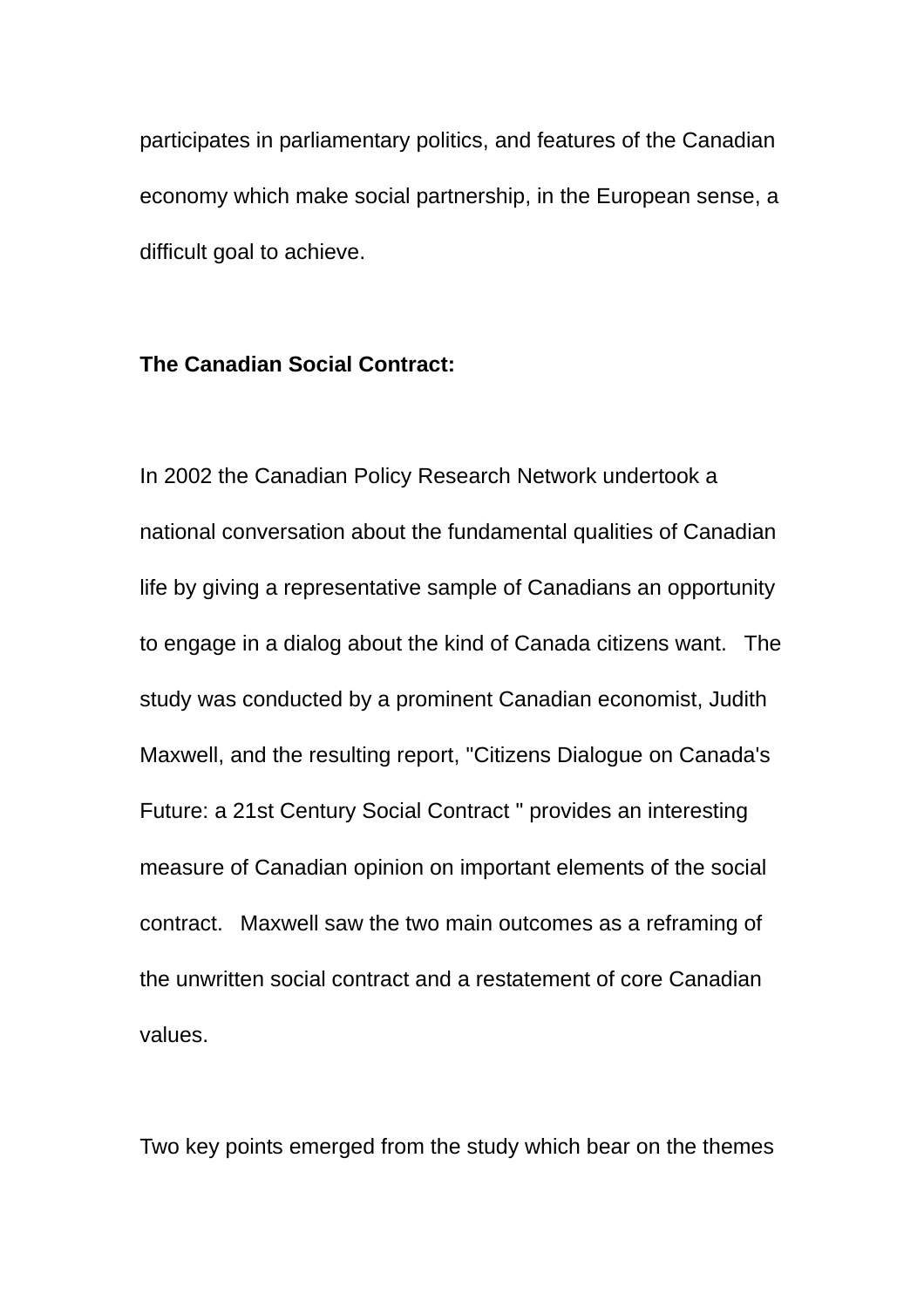participates in parliamentary politics, and features of the Canadian economy which make social partnership, in the European sense, a difficult goal to achieve.

**The Canadian Social Contract:**

In 2002 the Canadian Policy Research Network undertook a national conversation about the fundamental qualities of Canadian life by giving a representative sample of Canadians an opportunity to engage in a dialog about the kind of Canada citizens want. The study was conducted by a prominent Canadian economist, Judith Maxwell, and the resulting report, "Citizens Dialogue on Canada's Future: a 21st Century Social Contract " provides an interesting measure of Canadian opinion on important elements of the social contract. Maxwell saw the two main outcomes as a reframing of the unwritten social contract and a restatement of core Canadian values.

Two key points emerged from the study which bear on the themes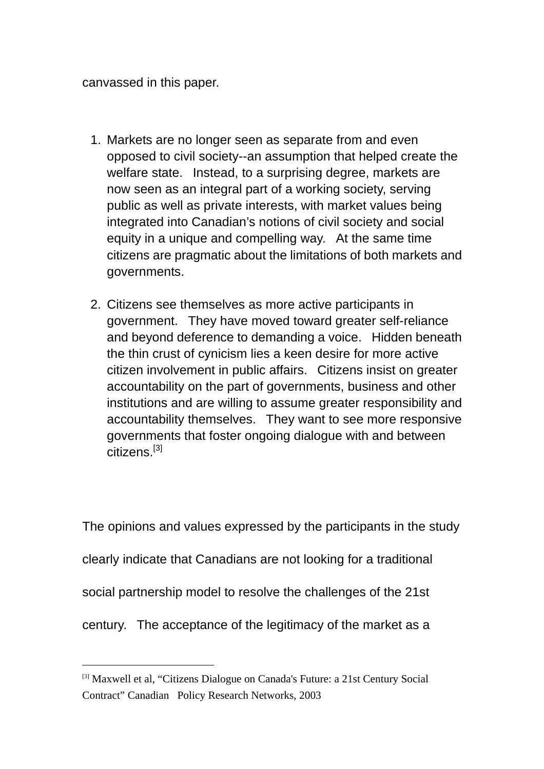canvassed in this paper.

1. Markets are no longer seen as separate from and even opposed to civil society--an assumption that helped create the welfare state. Instead, to a surprising degree, markets are now seen as an integral part of a working society, serving public as well as private interests, with market values being integrated into Canadian's notions of civil society and social equity in a unique and compelling way. At the same time citizens are pragmatic about the limitations of both markets and governments.

2. Citizens see themselves as more active participants in government. They have moved toward greater self-reliance and beyond deference to demanding a voice. Hidden beneath the thin crust of cynicism lies a keen desire for more active citizen involvement in public affairs. Citizens insist on greater accountability on the part of governments, business and other institutions and are willing to assume greater responsibility and accountability themselves. They want to see more responsive governments that foster ongoing dialogue with and between citizens.[3]

The opinions and values expressed by the participants in the study clearly indicate that Canadians are not looking for a traditional social partnership model to resolve the challenges of the 21st century. The acceptance of the legitimacy of the market as a

---

[3] Maxwell et al, "Citizens Dialogue on Canada's Future: a 21st Century Social Contract" Canadian Policy Research Networks, 2003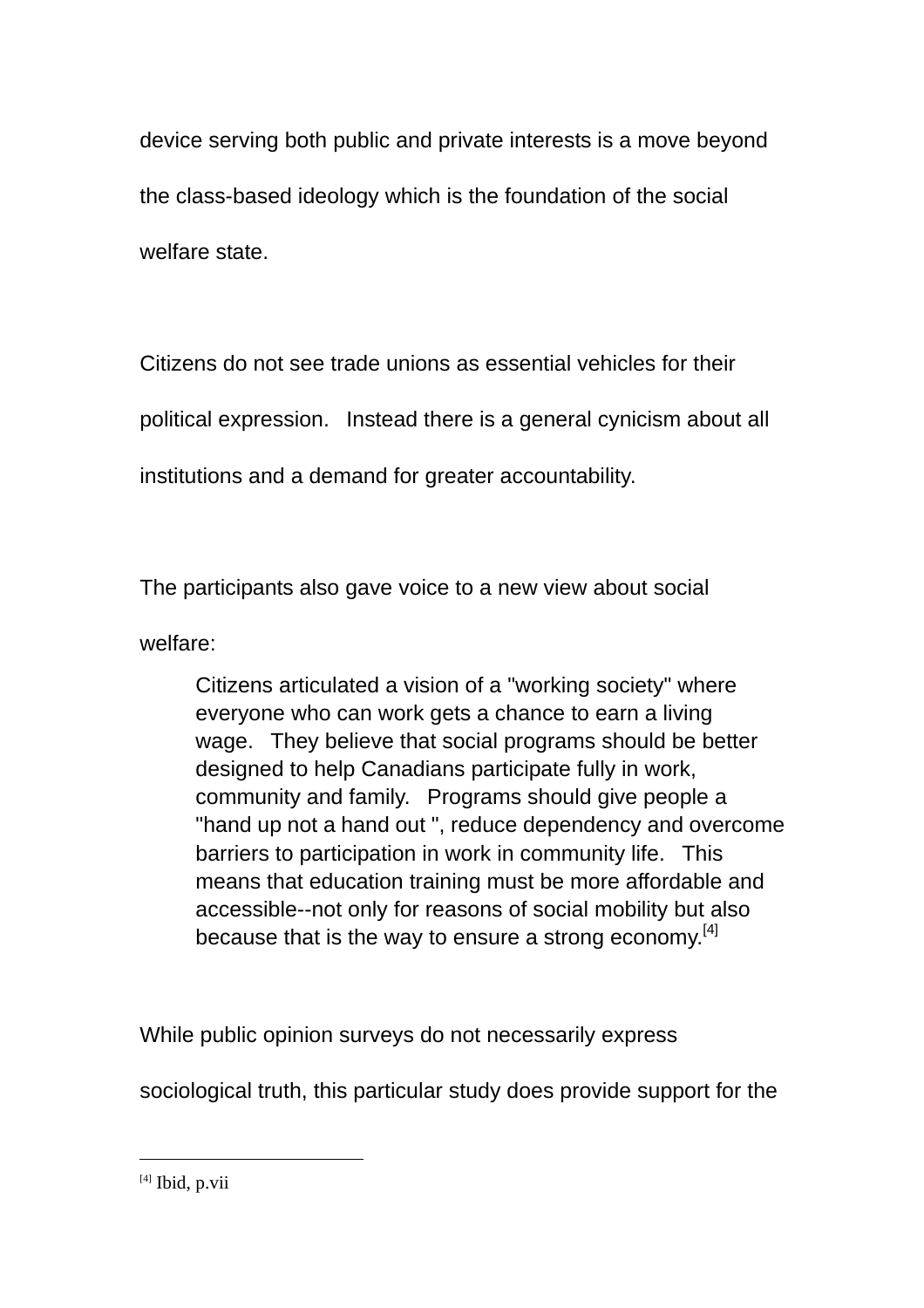device serving both public and private interests is a move beyond the class-based ideology which is the foundation of the social welfare state.

Citizens do not see trade unions as essential vehicles for their political expression. Instead there is a general cynicism about all institutions and a demand for greater accountability.

The participants also gave voice to a new view about social welfare:

> Citizens articulated a vision of a "working society" where everyone who can work gets a chance to earn a living wage. They believe that social programs should be better designed to help Canadians participate fully in work, community and family. Programs should give people a "hand up not a hand out ", reduce dependency and overcome barriers to participation in work in community life. This means that education training must be more affordable and accessible--not only for reasons of social mobility but also because that is the way to ensure a strong economy.[4]

While public opinion surveys do not necessarily express sociological truth, this particular study does provide support for the

---

[4] Ibid, p.vii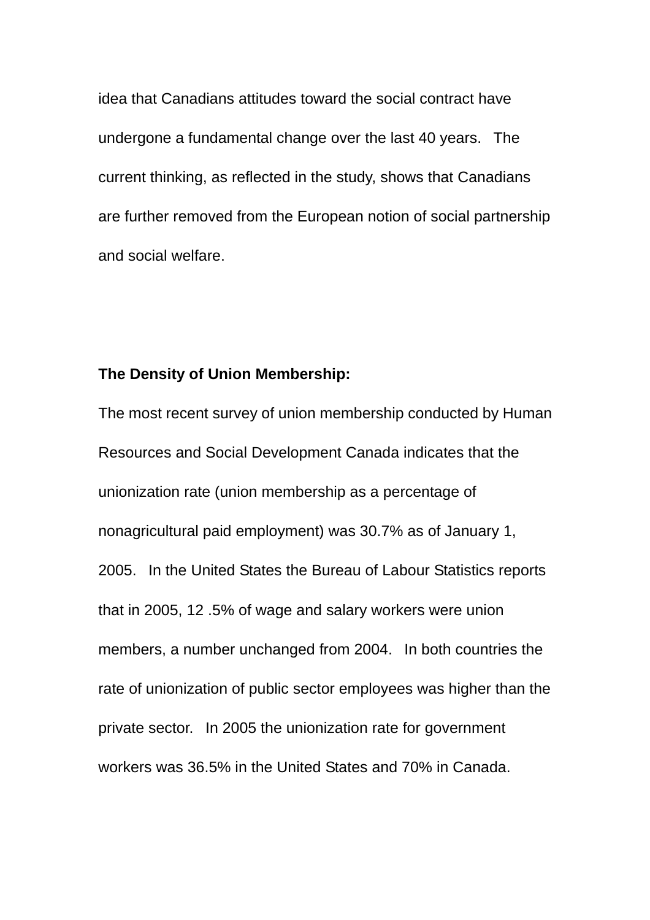idea that Canadians attitudes toward the social contract have undergone a fundamental change over the last 40 years. The current thinking, as reflected in the study, shows that Canadians are further removed from the European notion of social partnership and social welfare.

**The Density of Union Membership:**

The most recent survey of union membership conducted by Human Resources and Social Development Canada indicates that the unionization rate (union membership as a percentage of nonagricultural paid employment) was 30.7% as of January 1, 2005. In the United States the Bureau of Labour Statistics reports that in 2005, 12 .5% of wage and salary workers were union members, a number unchanged from 2004. In both countries the rate of unionization of public sector employees was higher than the private sector. In 2005 the unionization rate for government workers was 36.5% in the United States and 70% in Canada.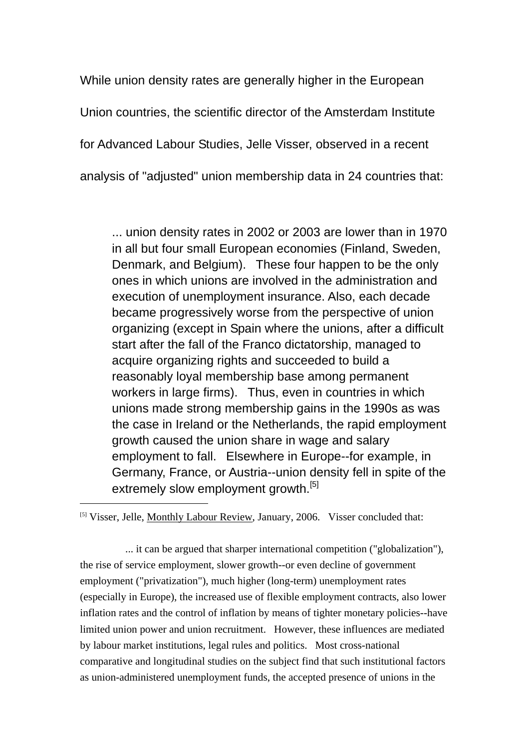While union density rates are generally higher in the European Union countries, the scientific director of the Amsterdam Institute for Advanced Labour Studies, Jelle Visser, observed in a recent analysis of "adjusted" union membership data in 24 countries that:

> ... union density rates in 2002 or 2003 are lower than in 1970 in all but four small European economies (Finland, Sweden, Denmark, and Belgium). These four happen to be the only ones in which unions are involved in the administration and execution of unemployment insurance. Also, each decade became progressively worse from the perspective of union organizing (except in Spain where the unions, after a difficult start after the fall of the Franco dictatorship, managed to acquire organizing rights and succeeded to build a reasonably loyal membership base among permanent workers in large firms). Thus, even in countries in which unions made strong membership gains in the 1990s as was the case in Ireland or the Netherlands, the rapid employment growth caused the union share in wage and salary employment to fall. Elsewhere in Europe--for example, in Germany, France, or Austria--union density fell in spite of the extremely slow employment growth.[5]

---

[5] Visser, Jelle, Monthly Labour Review, January, 2006. Visser concluded that:

> ... it can be argued that sharper international competition ("globalization"), the rise of service employment, slower growth--or even decline of government employment ("privatization"), much higher (long-term) unemployment rates (especially in Europe), the increased use of flexible employment contracts, also lower inflation rates and the control of inflation by means of tighter monetary policies--have limited union power and union recruitment. However, these influences are mediated by labour market institutions, legal rules and politics. Most cross-national comparative and longitudinal studies on the subject find that such institutional factors as union-administered unemployment funds, the accepted presence of unions in the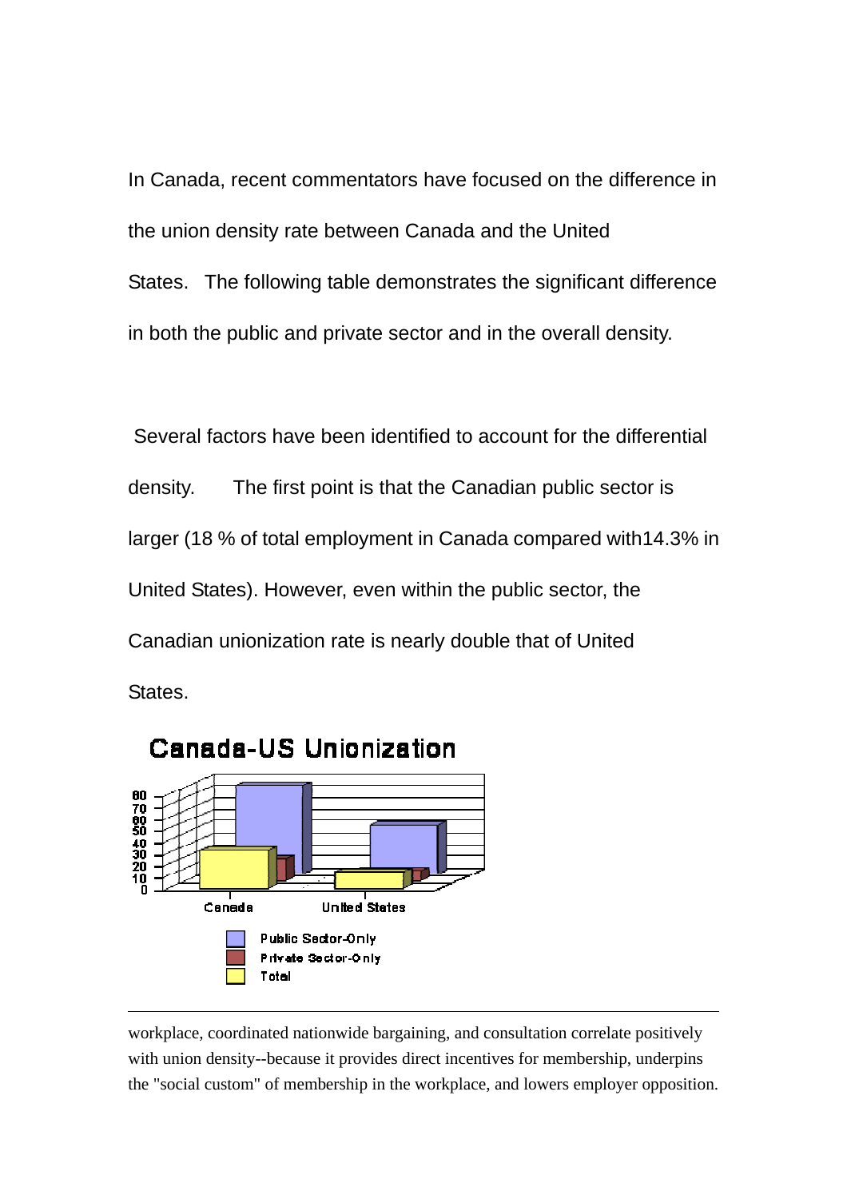In Canada, recent commentators have focused on the difference in the union density rate between Canada and the United States. The following table demonstrates the significant difference in both the public and private sector and in the overall density.

Several factors have been identified to account for the differential density. The first point is that the Canadian public sector is larger (18 % of total employment in Canada compared with14.3% in United States). However, even within the public sector, the Canadian unionization rate is nearly double that of United States.

workplace, coordinated nationwide bargaining, and consultation correlate positively with union density--because it provides direct incentives for membership, underpins the "social custom" of membership in the workplace, and lowers employer opposition.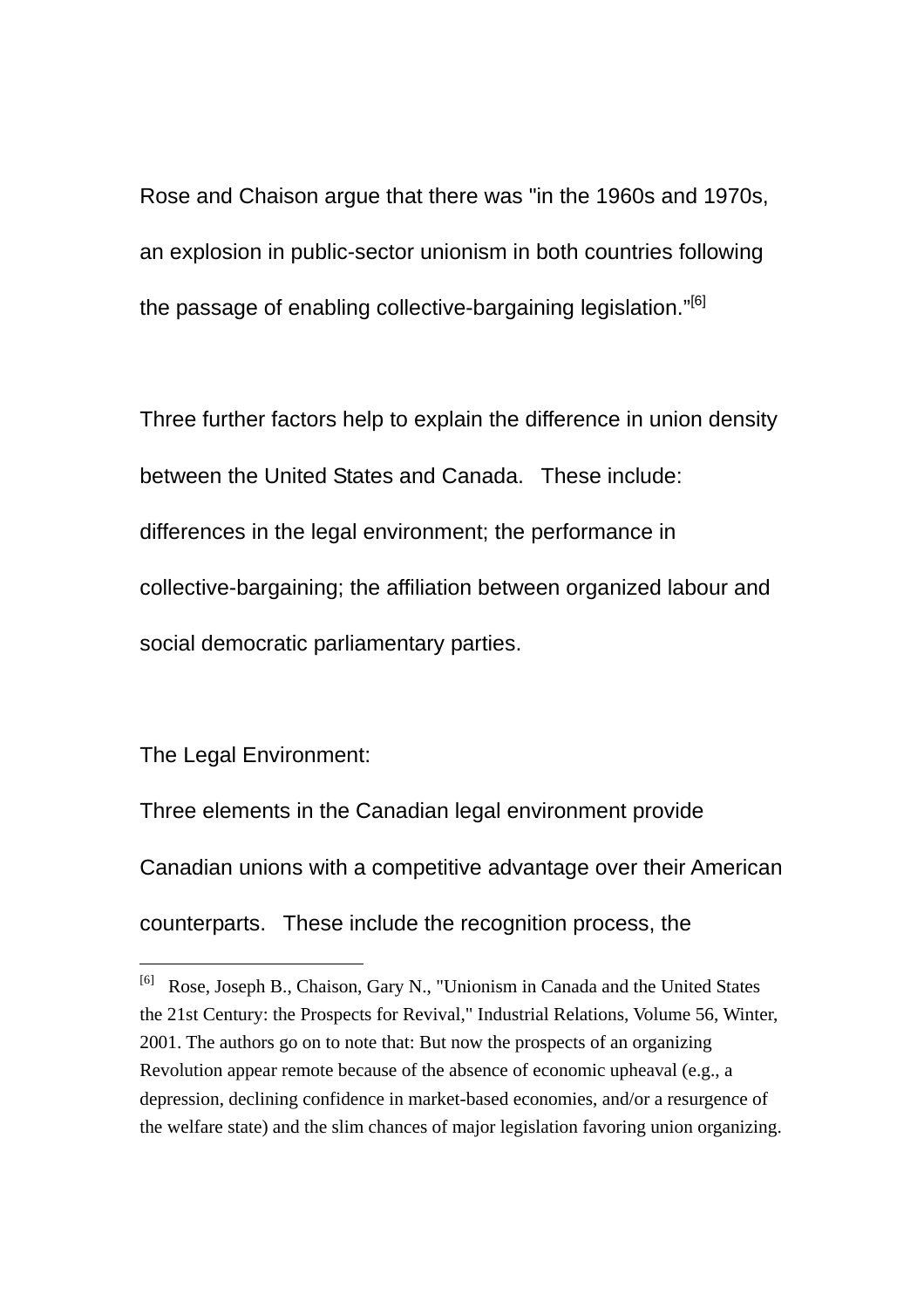Rose and Chaison argue that there was "in the 1960s and 1970s, an explosion in public-sector unionism in both countries following the passage of enabling collective-bargaining legislation."[6]

Three further factors help to explain the difference in union density between the United States and Canada. These include: differences in the legal environment; the performance in collective-bargaining; the affiliation between organized labour and social democratic parliamentary parties.

The Legal Environment:

Three elements in the Canadian legal environment provide Canadian unions with a competitive advantage over their American counterparts. These include the recognition process, the

---

[6] Rose, Joseph B., Chaison, Gary N., "Unionism in Canada and the United States the 21st Century: the Prospects for Revival," Industrial Relations, Volume 56, Winter, 2001. The authors go on to note that: But now the prospects of an organizing Revolution appear remote because of the absence of economic upheaval (e.g., a depression, declining confidence in market-based economies, and/or a resurgence of the welfare state) and the slim chances of major legislation favoring union organizing.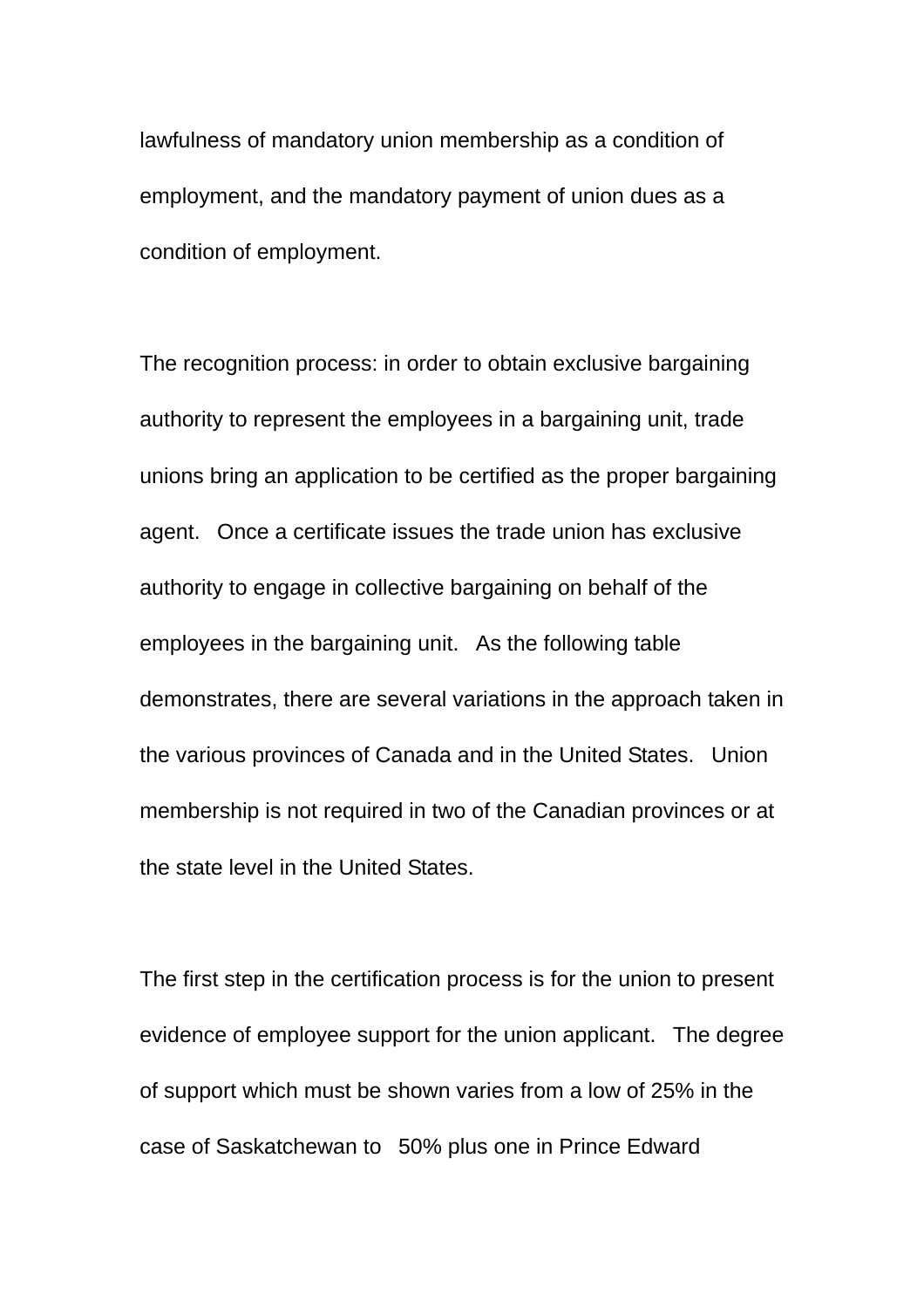lawfulness of mandatory union membership as a condition of employment, and the mandatory payment of union dues as a condition of employment.

The recognition process: in order to obtain exclusive bargaining authority to represent the employees in a bargaining unit, trade unions bring an application to be certified as the proper bargaining agent. Once a certificate issues the trade union has exclusive authority to engage in collective bargaining on behalf of the employees in the bargaining unit. As the following table demonstrates, there are several variations in the approach taken in the various provinces of Canada and in the United States. Union membership is not required in two of the Canadian provinces or at the state level in the United States.

The first step in the certification process is for the union to present evidence of employee support for the union applicant. The degree of support which must be shown varies from a low of 25% in the case of Saskatchewan to 50% plus one in Prince Edward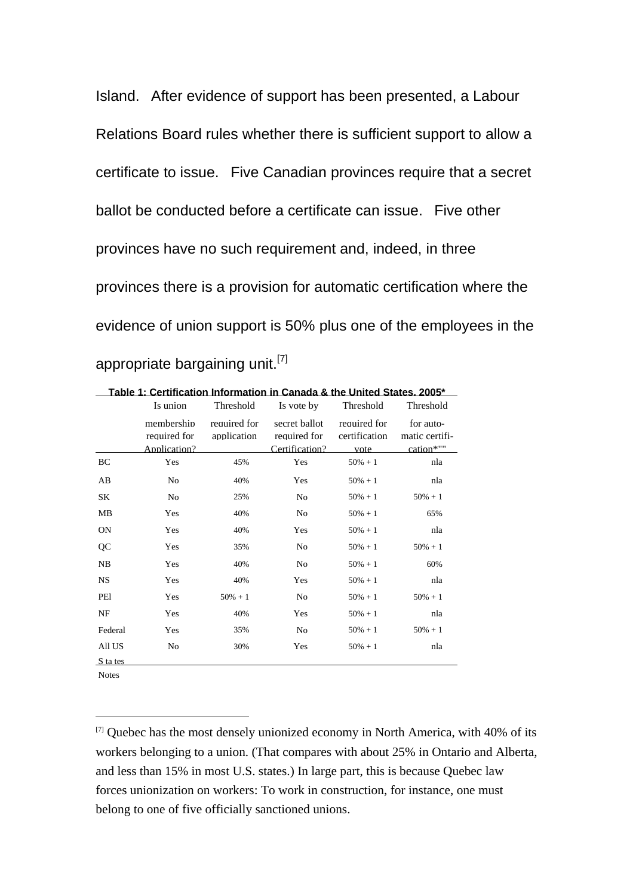Island. After evidence of support has been presented, a Labour Relations Board rules whether there is sufficient support to allow a certificate to issue. Five Canadian provinces require that a secret ballot be conducted before a certificate can issue. Five other provinces have no such requirement and, indeed, in three provinces there is a provision for automatic certification where the evidence of union support is 50% plus one of the employees in the appropriate bargaining unit.[7]

**Table 1: Certification Information in Canada & the United States, 2005***

| | Is union membership required for Application? | Threshold required for application | Is vote by secret ballot required for Certification? | Threshold required for certification vote | Threshold for automatic certification*"" |
|---|---|---|---|---|---|
| BC | Yes | 45% | Yes | 50% + 1 | nla |
| AB | No | 40% | Yes | 50% + 1 | nla |
| SK | No | 25% | No | 50% + 1 | 50% + 1 |
| MB | Yes | 40% | No | 50% + 1 | 65% |
| ON | Yes | 40% | Yes | 50% + 1 | nla |
| QC | Yes | 35% | No | 50% + 1 | 50% + 1 |
| NB | Yes | 40% | No | 50% + 1 | 60% |
| NS | Yes | 40% | Yes | 50% + 1 | nla |
| PEl | Yes | 50% + 1 | No | 50% + 1 | 50% + 1 |
| NF | Yes | 40% | Yes | 50% + 1 | nla |
| Federal | Yes | 35% | No | 50% + 1 | 50% + 1 |
| All US S ta tes | No | 30% | Yes | 50% + 1 | nla |

Notes

[7] Quebec has the most densely unionized economy in North America, with 40% of its workers belonging to a union. (That compares with about 25% in Ontario and Alberta, and less than 15% in most U.S. states.) In large part, this is because Quebec law forces unionization on workers: To work in construction, for instance, one must belong to one of five officially sanctioned unions.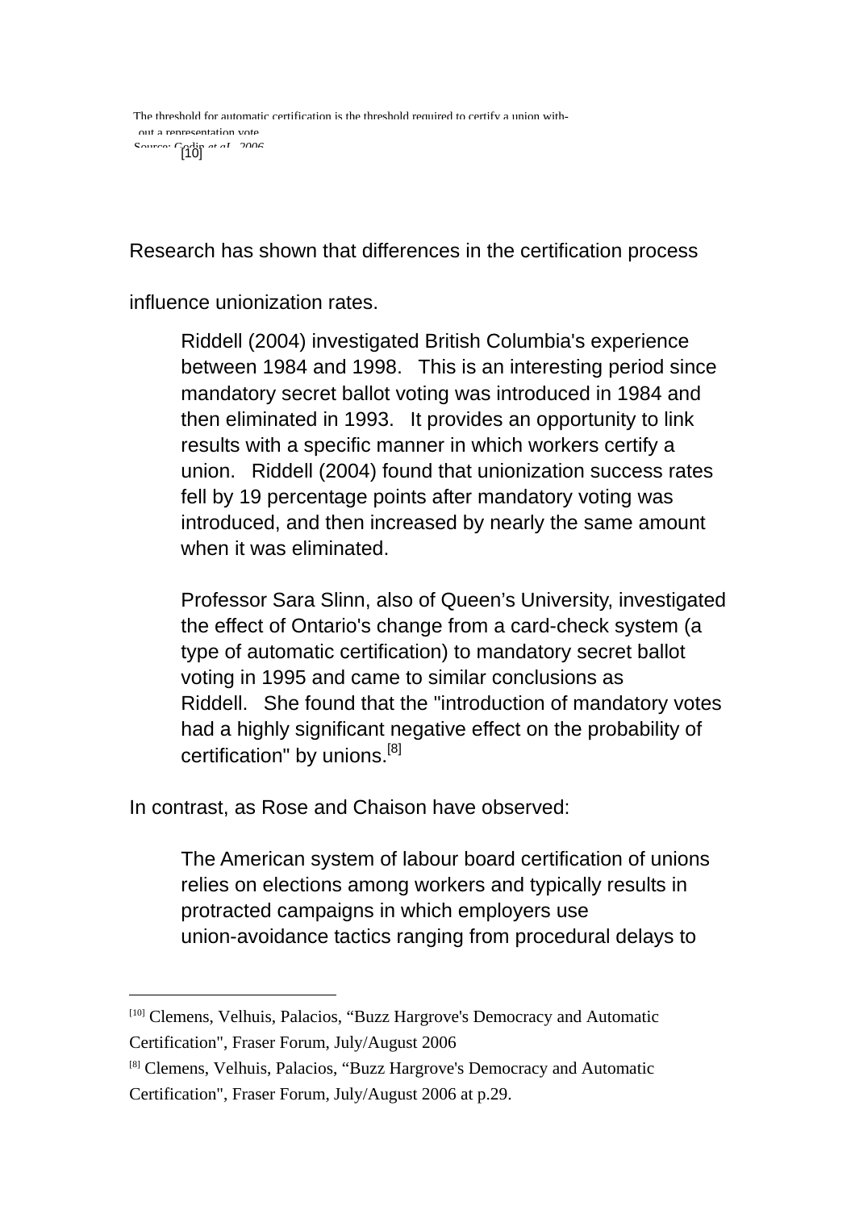The threshold for automatic certification is the threshold required to certify a union without a representation vote.
Source: Godin *et al.*, 2006 [10]

Research has shown that differences in the certification process influence unionization rates.

> Riddell (2004) investigated British Columbia's experience between 1984 and 1998. This is an interesting period since mandatory secret ballot voting was introduced in 1984 and then eliminated in 1993. It provides an opportunity to link results with a specific manner in which workers certify a union. Riddell (2004) found that unionization success rates fell by 19 percentage points after mandatory voting was introduced, and then increased by nearly the same amount when it was eliminated.
>
> Professor Sara Slinn, also of Queen's University, investigated the effect of Ontario's change from a card-check system (a type of automatic certification) to mandatory secret ballot voting in 1995 and came to similar conclusions as Riddell. She found that the "introduction of mandatory votes had a highly significant negative effect on the probability of certification" by unions.[8]

In contrast, as Rose and Chaison have observed:

> The American system of labour board certification of unions relies on elections among workers and typically results in protracted campaigns in which employers use union-avoidance tactics ranging from procedural delays to

---

[10] Clemens, Velhuis, Palacios, "Buzz Hargrove's Democracy and Automatic Certification", Fraser Forum, July/August 2006

[8] Clemens, Velhuis, Palacios, "Buzz Hargrove's Democracy and Automatic Certification", Fraser Forum, July/August 2006 at p.29.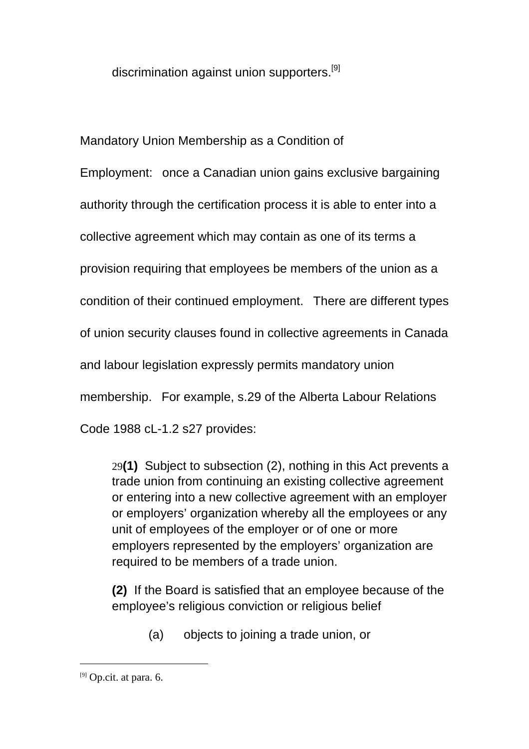discrimination against union supporters.[9]

Mandatory Union Membership as a Condition of Employment: once a Canadian union gains exclusive bargaining authority through the certification process it is able to enter into a collective agreement which may contain as one of its terms a provision requiring that employees be members of the union as a condition of their continued employment. There are different types of union security clauses found in collective agreements in Canada and labour legislation expressly permits mandatory union membership. For example, s.29 of the Alberta Labour Relations Code 1988 cL-1.2 s27 provides:

> 29**(1)** Subject to subsection (2), nothing in this Act prevents a trade union from continuing an existing collective agreement or entering into a new collective agreement with an employer or employers' organization whereby all the employees or any unit of employees of the employer or of one or more employers represented by the employers' organization are required to be members of a trade union.
>
> **(2)** If the Board is satisfied that an employee because of the employee's religious conviction or religious belief
>
> (a) objects to joining a trade union, or

[9] Op.cit. at para. 6.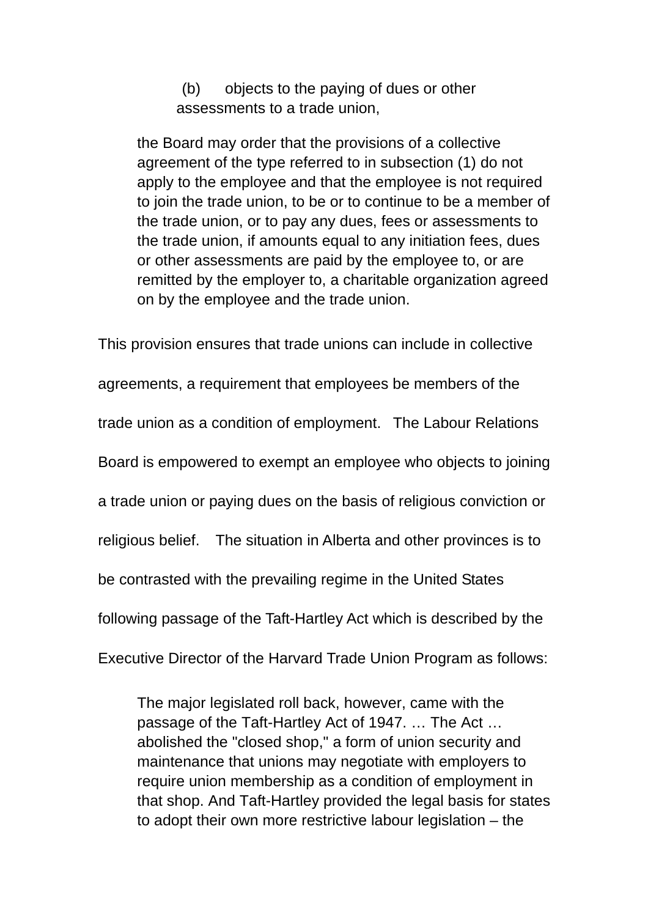> (b) objects to the paying of dues or other assessments to a trade union,
>
> the Board may order that the provisions of a collective agreement of the type referred to in subsection (1) do not apply to the employee and that the employee is not required to join the trade union, to be or to continue to be a member of the trade union, or to pay any dues, fees or assessments to the trade union, if amounts equal to any initiation fees, dues or other assessments are paid by the employee to, or are remitted by the employer to, a charitable organization agreed on by the employee and the trade union.

This provision ensures that trade unions can include in collective agreements, a requirement that employees be members of the trade union as a condition of employment. The Labour Relations Board is empowered to exempt an employee who objects to joining a trade union or paying dues on the basis of religious conviction or religious belief. The situation in Alberta and other provinces is to be contrasted with the prevailing regime in the United States following passage of the Taft-Hartley Act which is described by the Executive Director of the Harvard Trade Union Program as follows:

> The major legislated roll back, however, came with the passage of the Taft-Hartley Act of 1947. … The Act … abolished the "closed shop," a form of union security and maintenance that unions may negotiate with employers to require union membership as a condition of employment in that shop. And Taft-Hartley provided the legal basis for states to adopt their own more restrictive labour legislation – the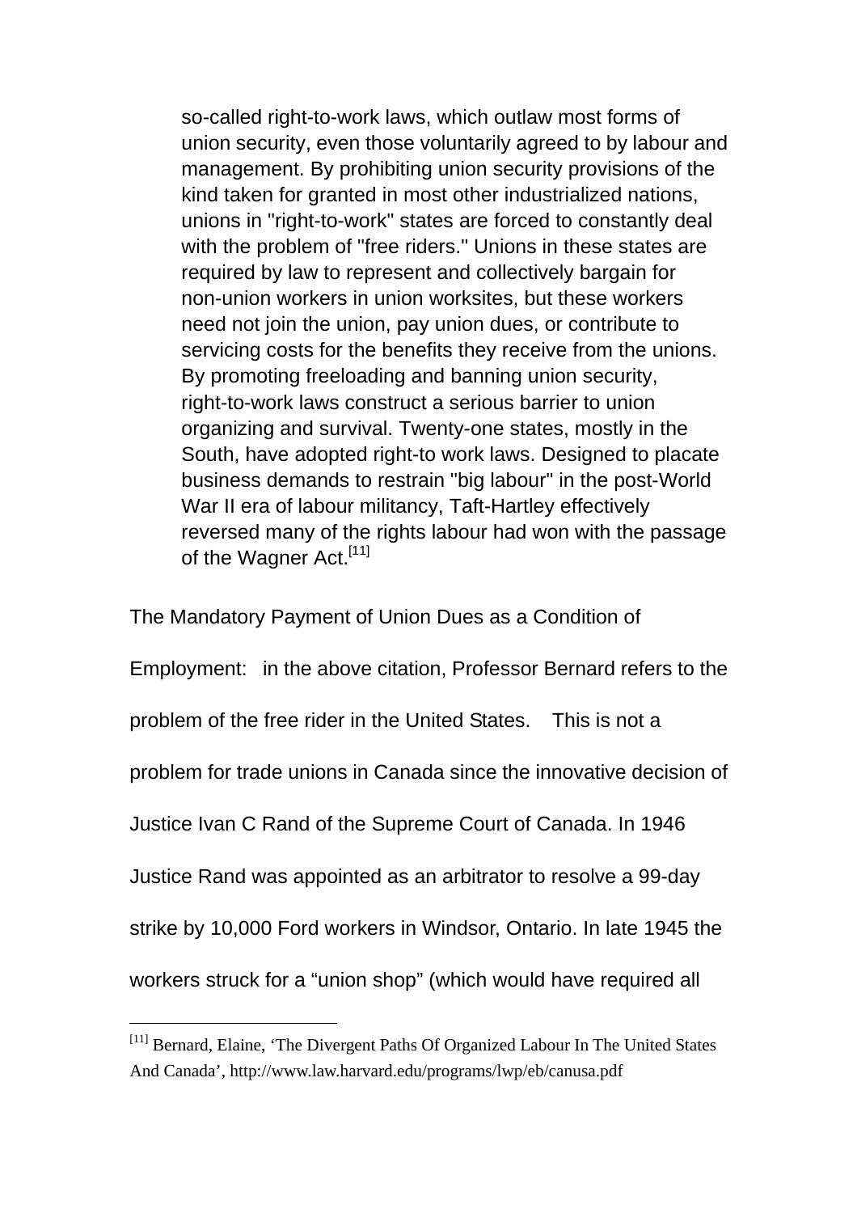> so-called right-to-work laws, which outlaw most forms of union security, even those voluntarily agreed to by labour and management. By prohibiting union security provisions of the kind taken for granted in most other industrialized nations, unions in "right-to-work" states are forced to constantly deal with the problem of "free riders." Unions in these states are required by law to represent and collectively bargain for non-union workers in union worksites, but these workers need not join the union, pay union dues, or contribute to servicing costs for the benefits they receive from the unions. By promoting freeloading and banning union security, right-to-work laws construct a serious barrier to union organizing and survival. Twenty-one states, mostly in the South, have adopted right-to work laws. Designed to placate business demands to restrain "big labour" in the post-World War II era of labour militancy, Taft-Hartley effectively reversed many of the rights labour had won with the passage of the Wagner Act.[11]

The Mandatory Payment of Union Dues as a Condition of Employment: in the above citation, Professor Bernard refers to the problem of the free rider in the United States. This is not a problem for trade unions in Canada since the innovative decision of Justice Ivan C Rand of the Supreme Court of Canada. In 1946 Justice Rand was appointed as an arbitrator to resolve a 99-day strike by 10,000 Ford workers in Windsor, Ontario. In late 1945 the workers struck for a "union shop" (which would have required all

---

[11] Bernard, Elaine, 'The Divergent Paths Of Organized Labour In The United States And Canada', http://www.law.harvard.edu/programs/lwp/eb/canusa.pdf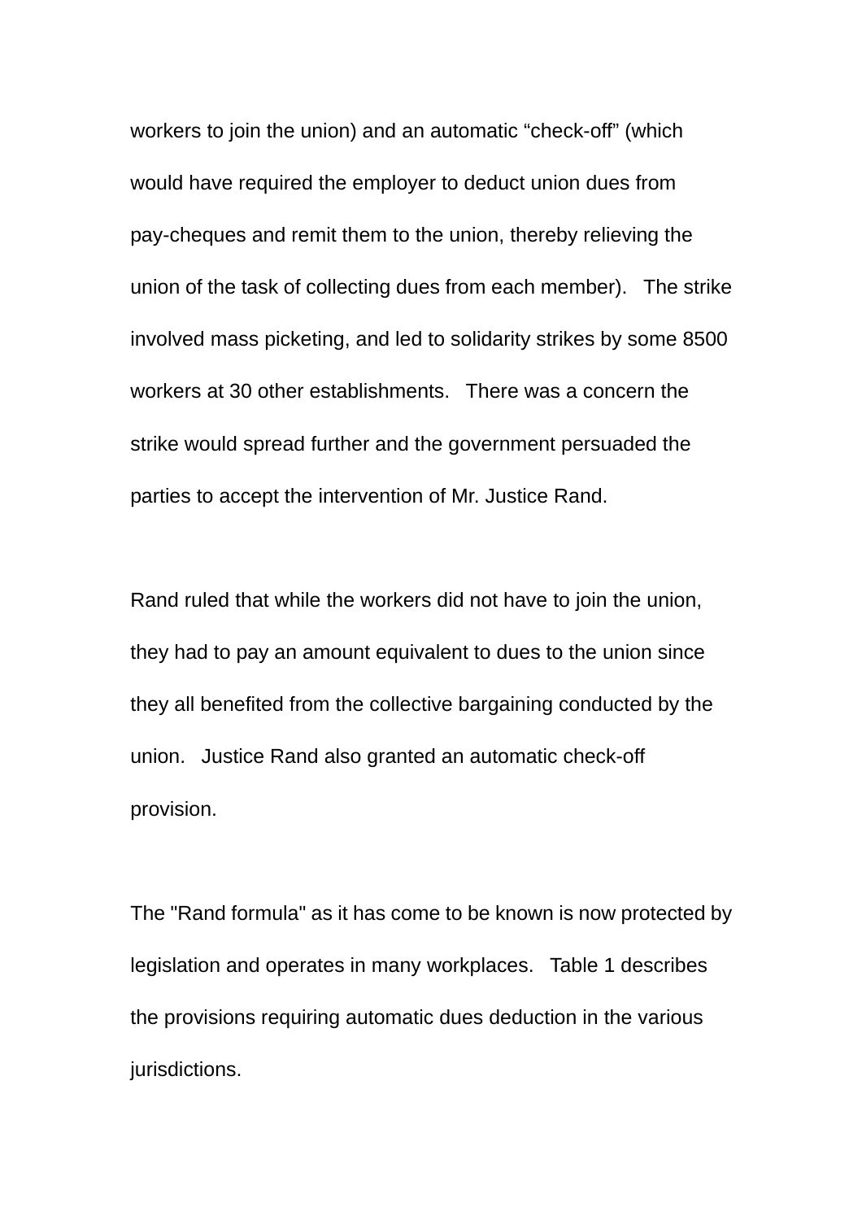workers to join the union) and an automatic “check-off” (which would have required the employer to deduct union dues from pay-cheques and remit them to the union, thereby relieving the union of the task of collecting dues from each member). The strike involved mass picketing, and led to solidarity strikes by some 8500 workers at 30 other establishments. There was a concern the strike would spread further and the government persuaded the parties to accept the intervention of Mr. Justice Rand.

Rand ruled that while the workers did not have to join the union, they had to pay an amount equivalent to dues to the union since they all benefited from the collective bargaining conducted by the union. Justice Rand also granted an automatic check-off provision.

The "Rand formula" as it has come to be known is now protected by legislation and operates in many workplaces. Table 1 describes the provisions requiring automatic dues deduction in the various jurisdictions.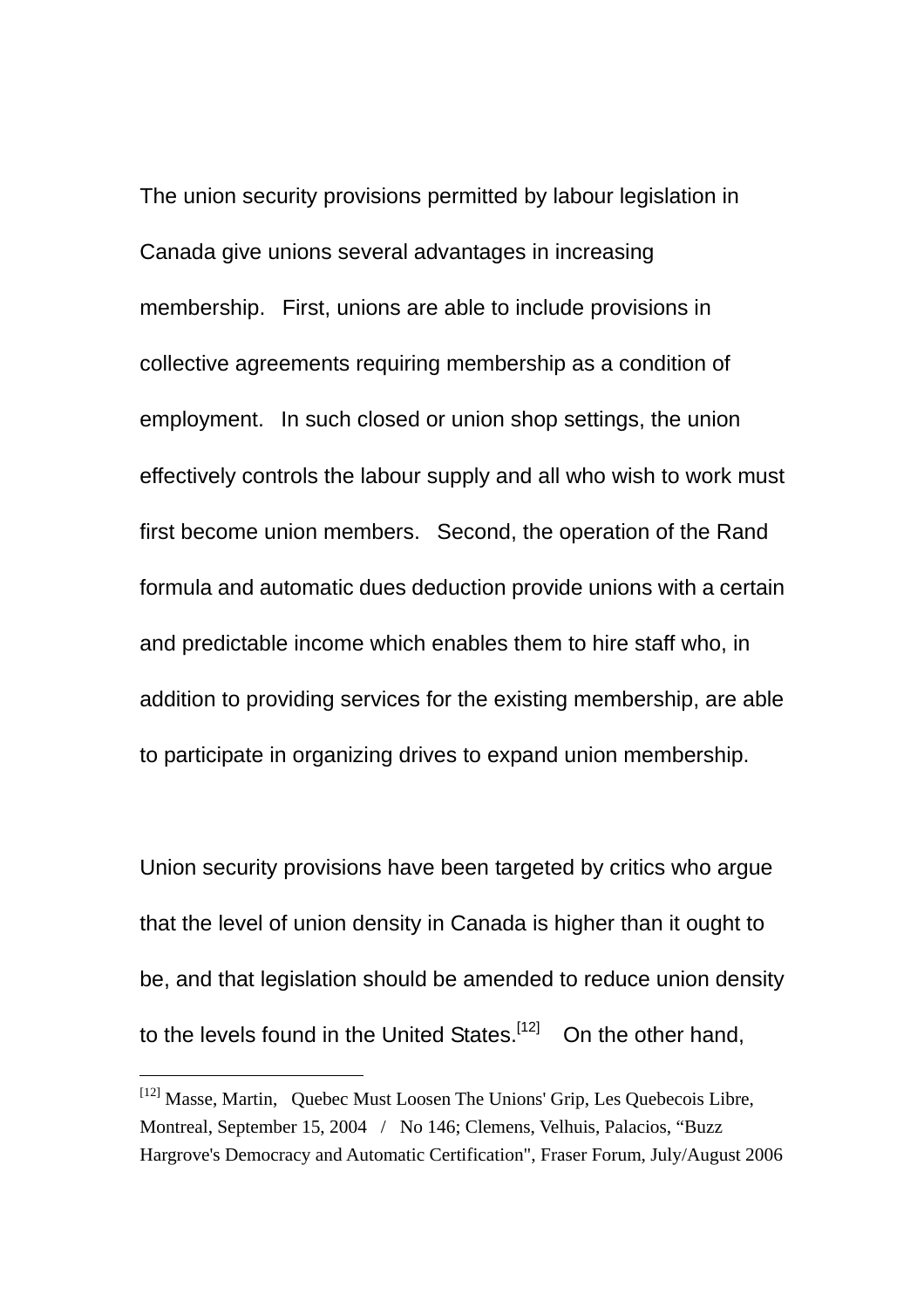The union security provisions permitted by labour legislation in Canada give unions several advantages in increasing membership. First, unions are able to include provisions in collective agreements requiring membership as a condition of employment. In such closed or union shop settings, the union effectively controls the labour supply and all who wish to work must first become union members. Second, the operation of the Rand formula and automatic dues deduction provide unions with a certain and predictable income which enables them to hire staff who, in addition to providing services for the existing membership, are able to participate in organizing drives to expand union membership.

Union security provisions have been targeted by critics who argue that the level of union density in Canada is higher than it ought to be, and that legislation should be amended to reduce union density to the levels found in the United States.[12] On the other hand,

---

[12] Masse, Martin, Quebec Must Loosen The Unions' Grip, Les Quebecois Libre, Montreal, September 15, 2004 / No 146; Clemens, Velhuis, Palacios, "Buzz Hargrove's Democracy and Automatic Certification", Fraser Forum, July/August 2006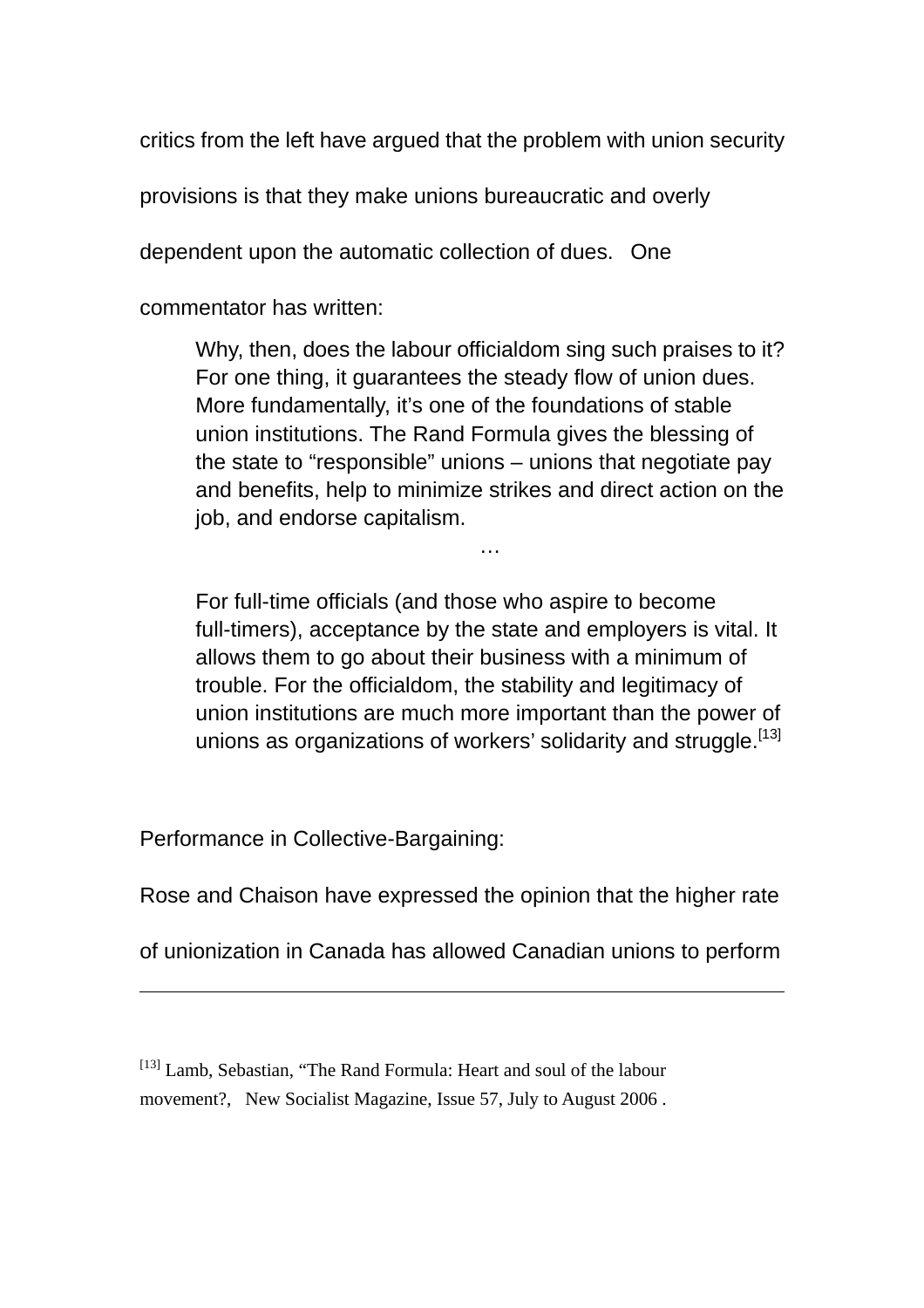critics from the left have argued that the problem with union security provisions is that they make unions bureaucratic and overly dependent upon the automatic collection of dues. One commentator has written:

> Why, then, does the labour officialdom sing such praises to it? For one thing, it guarantees the steady flow of union dues. More fundamentally, it's one of the foundations of stable union institutions. The Rand Formula gives the blessing of the state to "responsible" unions – unions that negotiate pay and benefits, help to minimize strikes and direct action on the job, and endorse capitalism.
>
> …
>
> For full-time officials (and those who aspire to become full-timers), acceptance by the state and employers is vital. It allows them to go about their business with a minimum of trouble. For the officialdom, the stability and legitimacy of union institutions are much more important than the power of unions as organizations of workers' solidarity and struggle.[13]

Performance in Collective-Bargaining:

Rose and Chaison have expressed the opinion that the higher rate of unionization in Canada has allowed Canadian unions to perform

---

[13] Lamb, Sebastian, "The Rand Formula: Heart and soul of the labour movement?, New Socialist Magazine, Issue 57, July to August 2006 .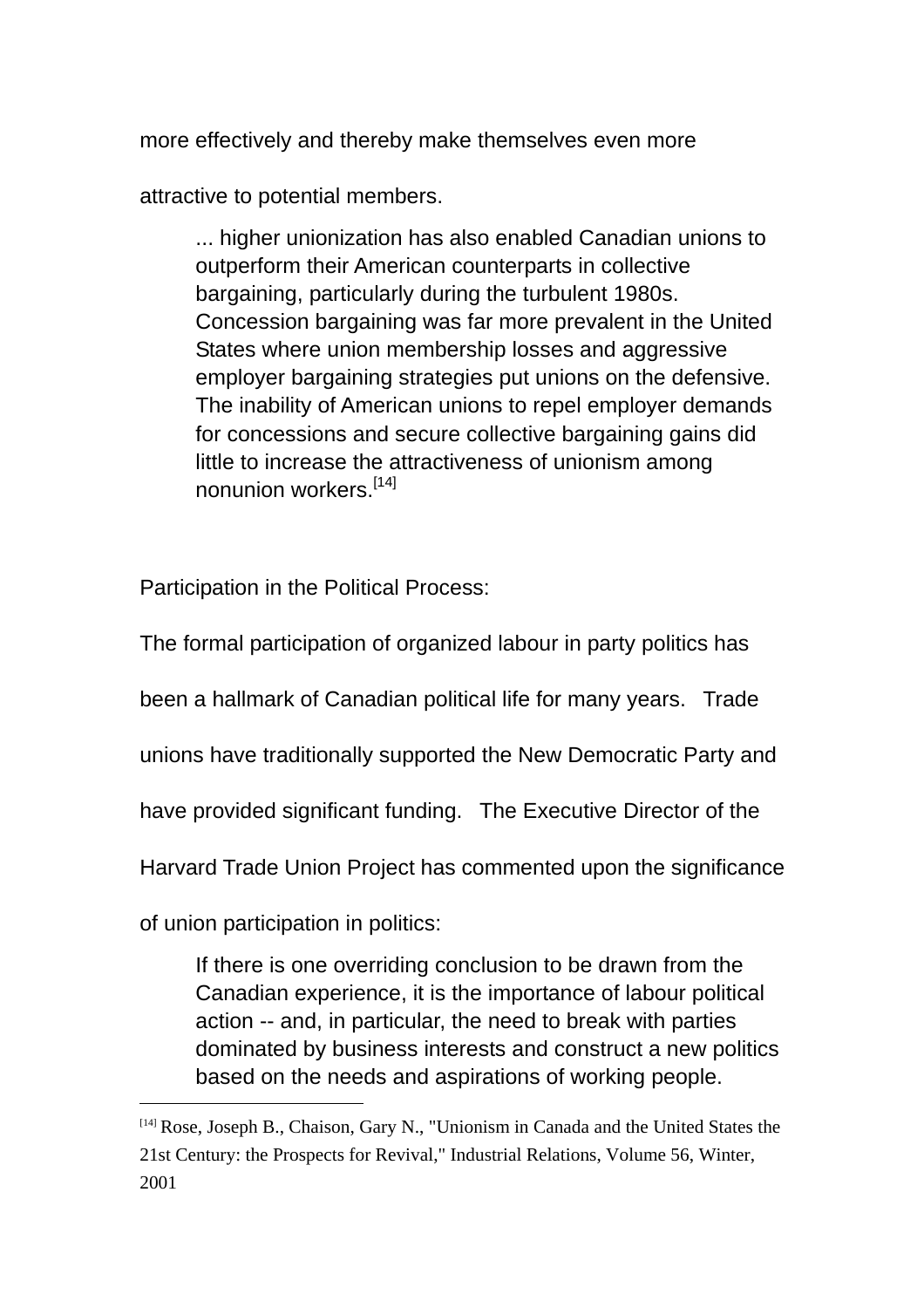more effectively and thereby make themselves even more attractive to potential members.

> ... higher unionization has also enabled Canadian unions to outperform their American counterparts in collective bargaining, particularly during the turbulent 1980s. Concession bargaining was far more prevalent in the United States where union membership losses and aggressive employer bargaining strategies put unions on the defensive. The inability of American unions to repel employer demands for concessions and secure collective bargaining gains did little to increase the attractiveness of unionism among nonunion workers.[14]

Participation in the Political Process:

The formal participation of organized labour in party politics has been a hallmark of Canadian political life for many years. Trade unions have traditionally supported the New Democratic Party and have provided significant funding. The Executive Director of the Harvard Trade Union Project has commented upon the significance of union participation in politics:

> If there is one overriding conclusion to be drawn from the Canadian experience, it is the importance of labour political action -- and, in particular, the need to break with parties dominated by business interests and construct a new politics based on the needs and aspirations of working people.

---

[14] Rose, Joseph B., Chaison, Gary N., "Unionism in Canada and the United States the 21st Century: the Prospects for Revival," Industrial Relations, Volume 56, Winter, 2001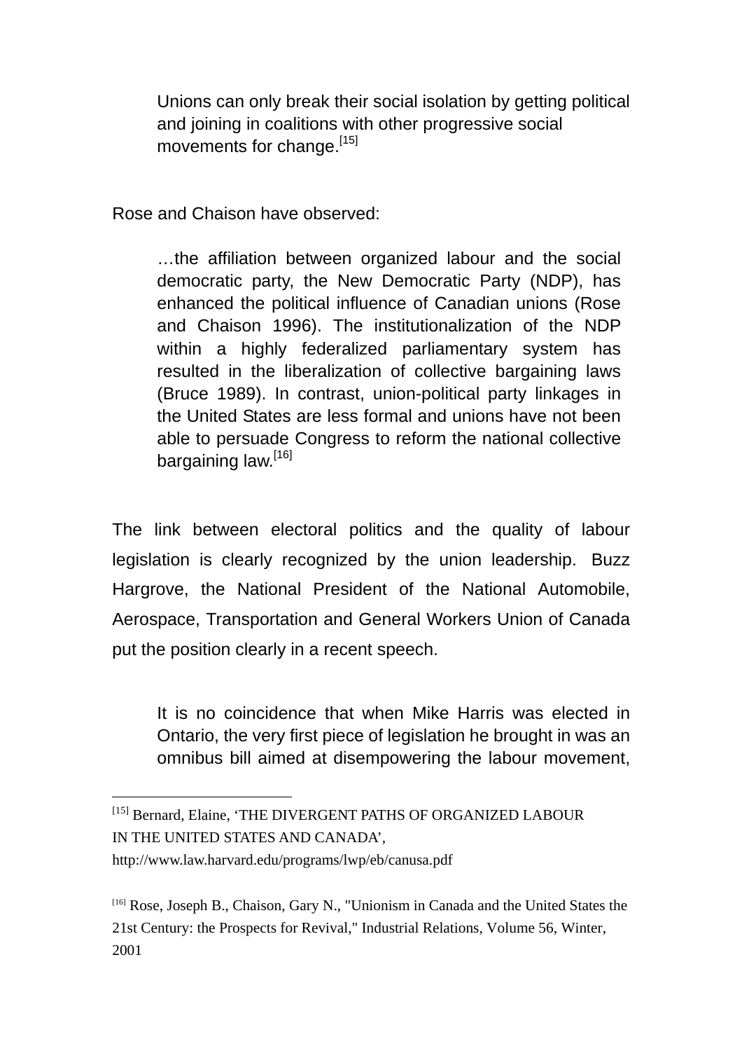> Unions can only break their social isolation by getting political and joining in coalitions with other progressive social movements for change.[15]

Rose and Chaison have observed:

> …the affiliation between organized labour and the social democratic party, the New Democratic Party (NDP), has enhanced the political influence of Canadian unions (Rose and Chaison 1996). The institutionalization of the NDP within a highly federalized parliamentary system has resulted in the liberalization of collective bargaining laws (Bruce 1989). In contrast, union-political party linkages in the United States are less formal and unions have not been able to persuade Congress to reform the national collective bargaining law.[16]

The link between electoral politics and the quality of labour legislation is clearly recognized by the union leadership. Buzz Hargrove, the National President of the National Automobile, Aerospace, Transportation and General Workers Union of Canada put the position clearly in a recent speech.

> It is no coincidence that when Mike Harris was elected in Ontario, the very first piece of legislation he brought in was an omnibus bill aimed at disempowering the labour movement,

---

[15] Bernard, Elaine, 'THE DIVERGENT PATHS OF ORGANIZED LABOUR IN THE UNITED STATES AND CANADA', http://www.law.harvard.edu/programs/lwp/eb/canusa.pdf

[16] Rose, Joseph B., Chaison, Gary N., "Unionism in Canada and the United States the 21st Century: the Prospects for Revival," Industrial Relations, Volume 56, Winter, 2001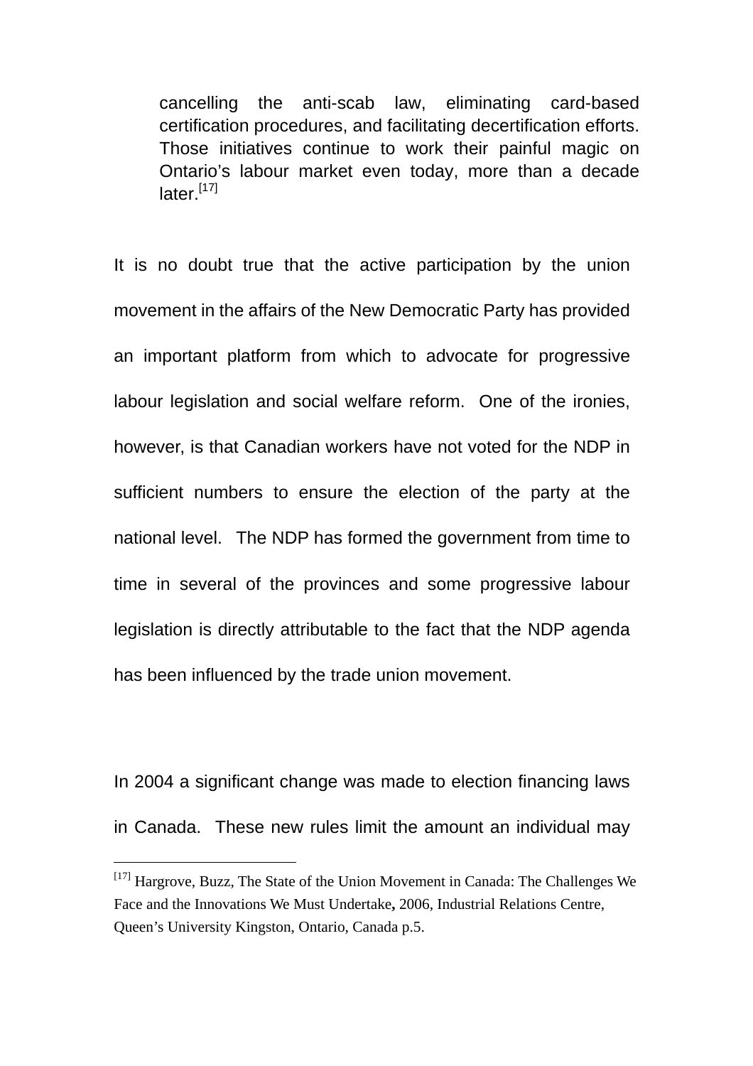> cancelling the anti-scab law, eliminating card-based certification procedures, and facilitating decertification efforts. Those initiatives continue to work their painful magic on Ontario's labour market even today, more than a decade later.[17]

It is no doubt true that the active participation by the union movement in the affairs of the New Democratic Party has provided an important platform from which to advocate for progressive labour legislation and social welfare reform. One of the ironies, however, is that Canadian workers have not voted for the NDP in sufficient numbers to ensure the election of the party at the national level. The NDP has formed the government from time to time in several of the provinces and some progressive labour legislation is directly attributable to the fact that the NDP agenda has been influenced by the trade union movement.

In 2004 a significant change was made to election financing laws in Canada. These new rules limit the amount an individual may

---

[17] Hargrove, Buzz, The State of the Union Movement in Canada: The Challenges We Face and the Innovations We Must Undertake**,** 2006, Industrial Relations Centre, Queen's University Kingston, Ontario, Canada p.5.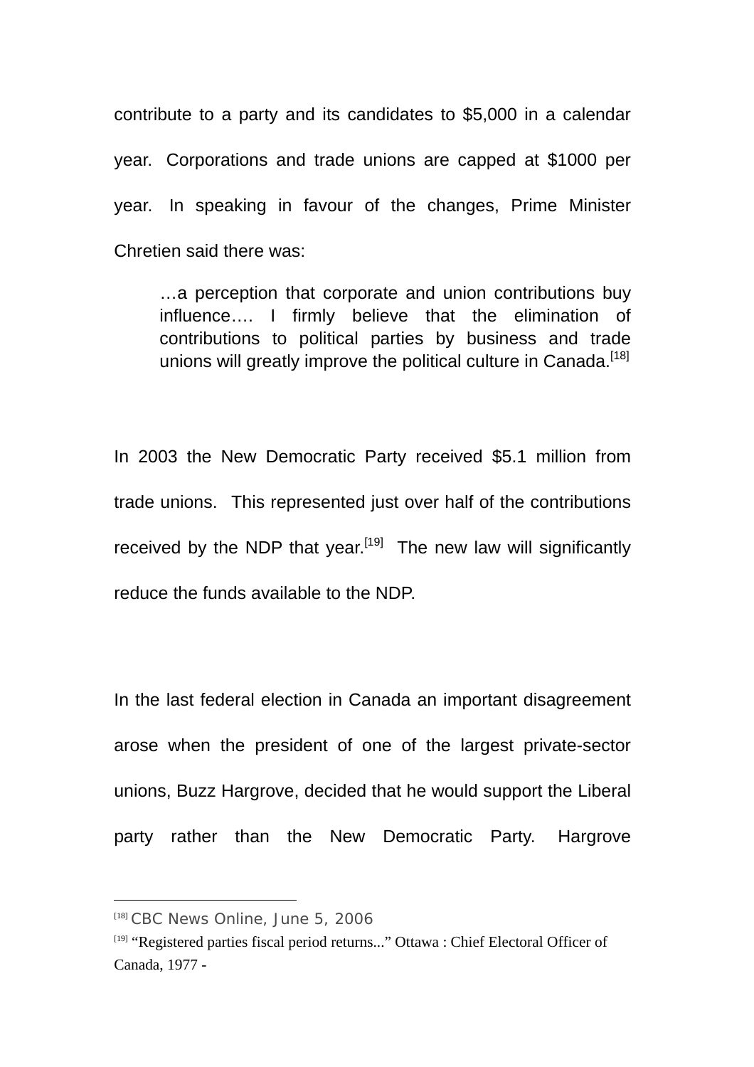contribute to a party and its candidates to $5,000 in a calendar year. Corporations and trade unions are capped at $1000 per year. In speaking in favour of the changes, Prime Minister Chretien said there was:

> …a perception that corporate and union contributions buy influence…. I firmly believe that the elimination of contributions to political parties by business and trade unions will greatly improve the political culture in Canada.[18]

In 2003 the New Democratic Party received $5.1 million from trade unions. This represented just over half of the contributions received by the NDP that year.[19] The new law will significantly reduce the funds available to the NDP.

In the last federal election in Canada an important disagreement arose when the president of one of the largest private-sector unions, Buzz Hargrove, decided that he would support the Liberal party rather than the New Democratic Party. Hargrove

---

[18] CBC News Online, June 5, 2006

[19] "Registered parties fiscal period returns..." Ottawa : Chief Electoral Officer of Canada, 1977 -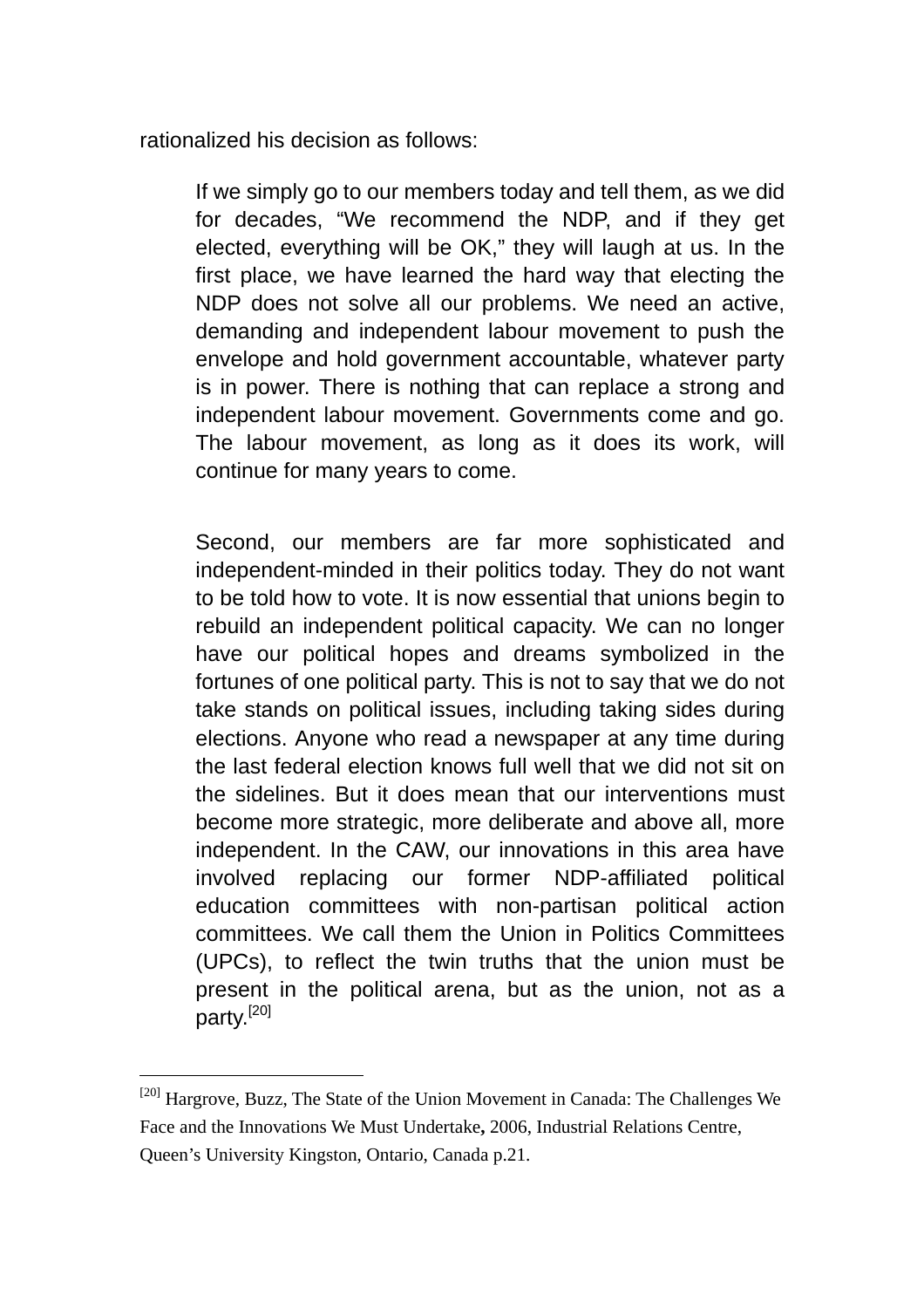rationalized his decision as follows:

> If we simply go to our members today and tell them, as we did for decades, “We recommend the NDP, and if they get elected, everything will be OK,” they will laugh at us. In the first place, we have learned the hard way that electing the NDP does not solve all our problems. We need an active, demanding and independent labour movement to push the envelope and hold government accountable, whatever party is in power. There is nothing that can replace a strong and independent labour movement. Governments come and go. The labour movement, as long as it does its work, will continue for many years to come.
>
> Second, our members are far more sophisticated and independent-minded in their politics today. They do not want to be told how to vote. It is now essential that unions begin to rebuild an independent political capacity. We can no longer have our political hopes and dreams symbolized in the fortunes of one political party. This is not to say that we do not take stands on political issues, including taking sides during elections. Anyone who read a newspaper at any time during the last federal election knows full well that we did not sit on the sidelines. But it does mean that our interventions must become more strategic, more deliberate and above all, more independent. In the CAW, our innovations in this area have involved replacing our former NDP-affiliated political education committees with non-partisan political action committees. We call them the Union in Politics Committees (UPCs), to reflect the twin truths that the union must be present in the political arena, but as the union, not as a party.[20]

---

[20] Hargrove, Buzz, The State of the Union Movement in Canada: The Challenges We Face and the Innovations We Must Undertake**,** 2006, Industrial Relations Centre, Queen’s University Kingston, Ontario, Canada p.21.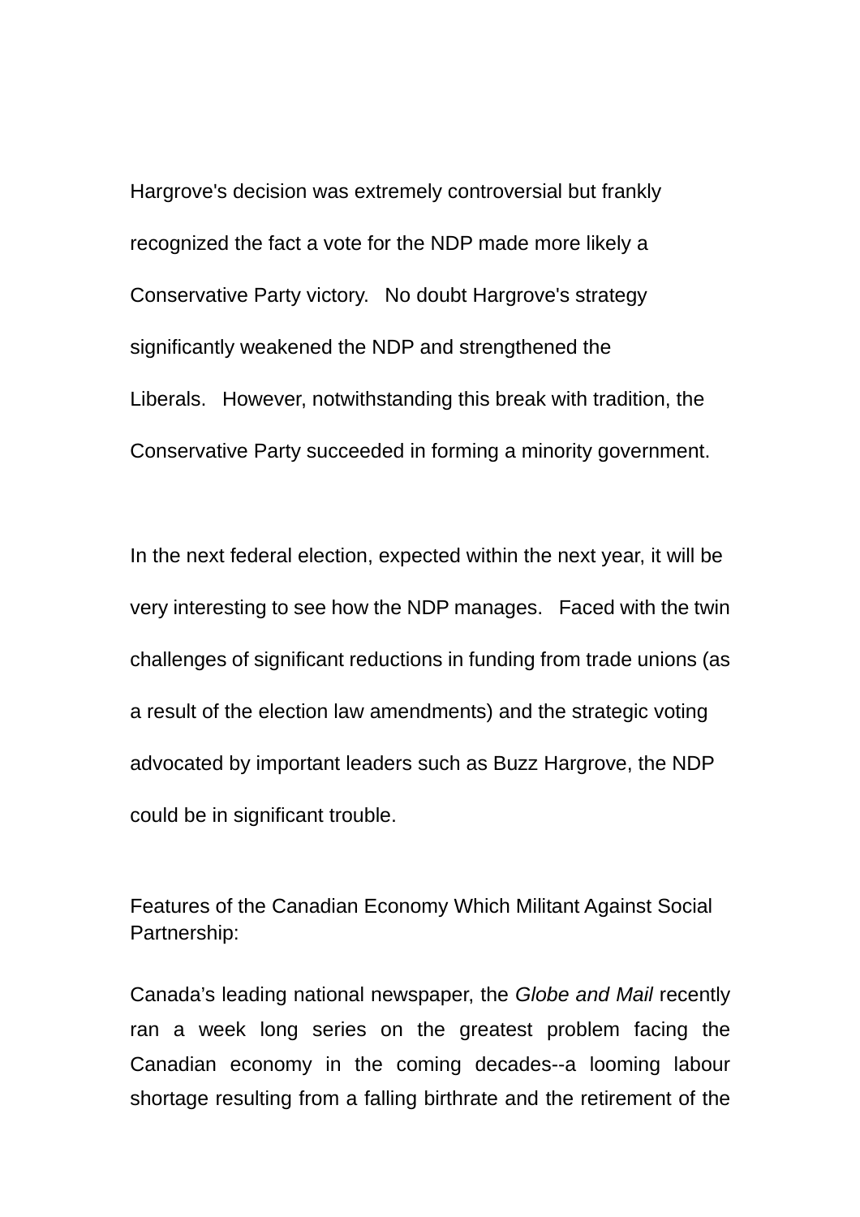Hargrove's decision was extremely controversial but frankly recognized the fact a vote for the NDP made more likely a Conservative Party victory. No doubt Hargrove's strategy significantly weakened the NDP and strengthened the Liberals. However, notwithstanding this break with tradition, the Conservative Party succeeded in forming a minority government.

In the next federal election, expected within the next year, it will be very interesting to see how the NDP manages. Faced with the twin challenges of significant reductions in funding from trade unions (as a result of the election law amendments) and the strategic voting advocated by important leaders such as Buzz Hargrove, the NDP could be in significant trouble.

Features of the Canadian Economy Which Militant Against Social Partnership:

Canada's leading national newspaper, the *Globe and Mail* recently ran a week long series on the greatest problem facing the Canadian economy in the coming decades--a looming labour shortage resulting from a falling birthrate and the retirement of the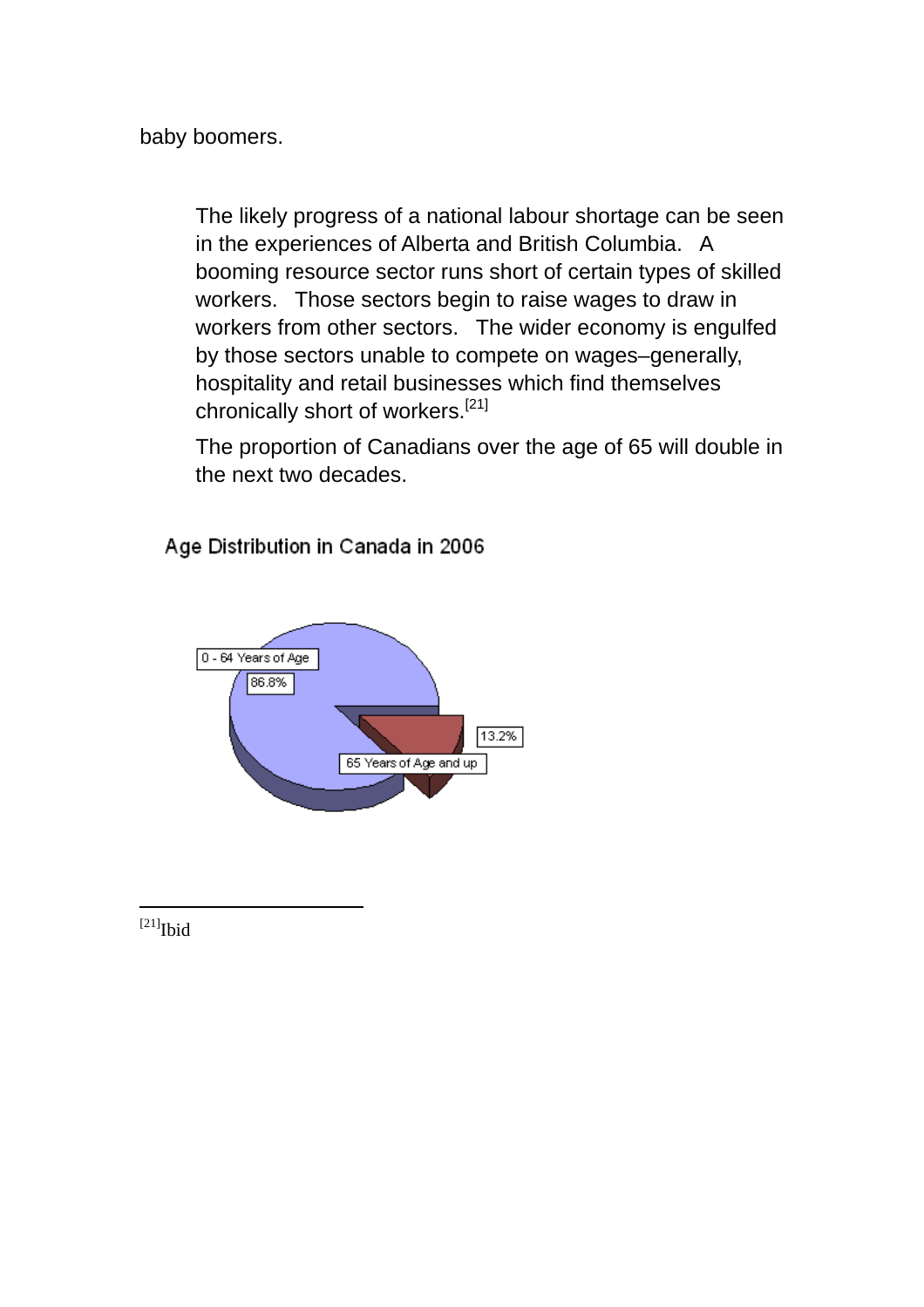baby boomers.

> The likely progress of a national labour shortage can be seen in the experiences of Alberta and British Columbia. A booming resource sector runs short of certain types of skilled workers. Those sectors begin to raise wages to draw in workers from other sectors. The wider economy is engulfed by those sectors unable to compete on wages–generally, hospitality and retail businesses which find themselves chronically short of workers.[21]

> The proportion of Canadians over the age of 65 will double in the next two decades.

Age Distribution in Canada in 2006

| Age group | Share |
|---|---|
| 0 - 64 Years of Age | 86.8% |
| 65 Years of Age and up | 13.2% |

---

[21]Ibid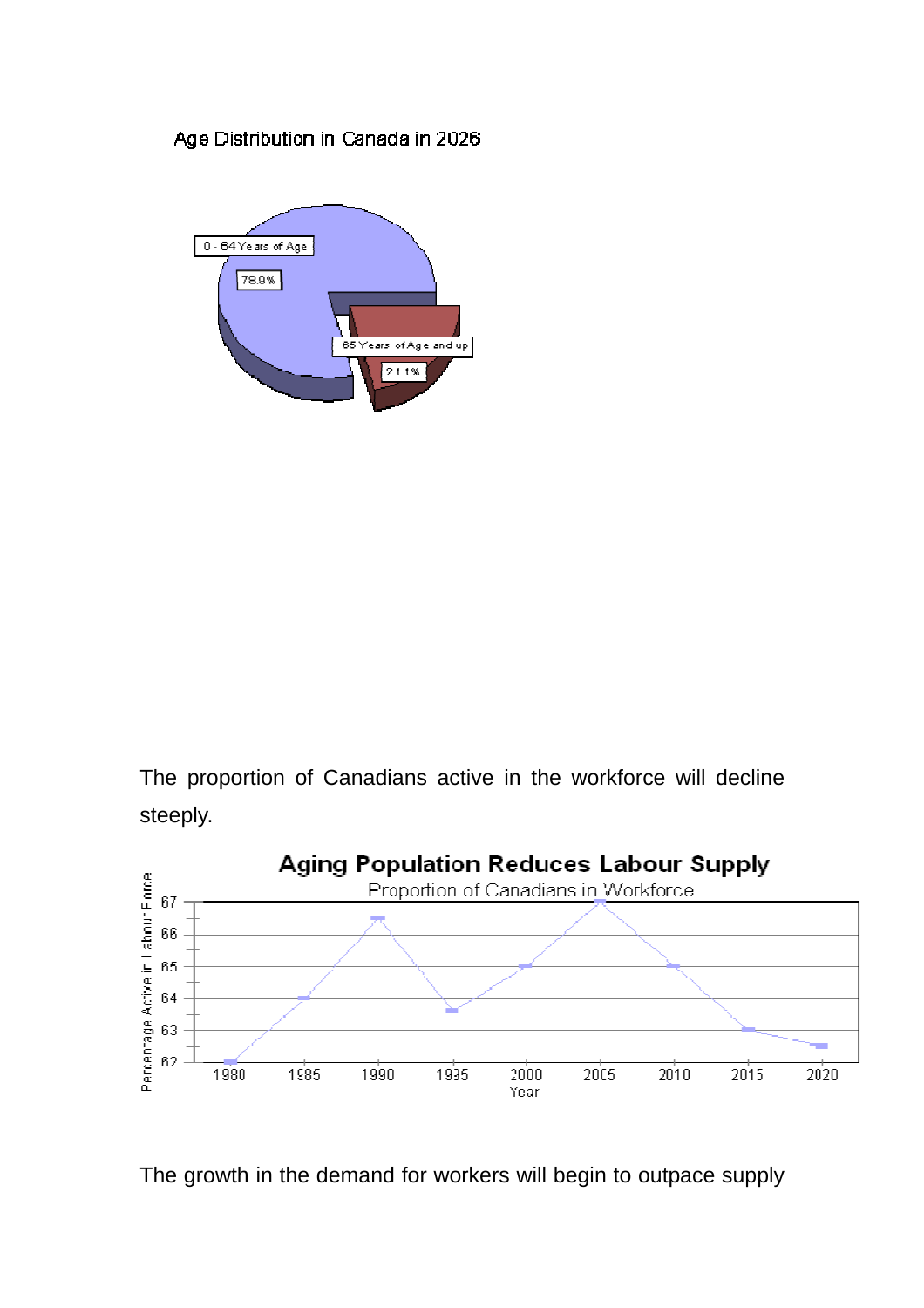Age Distribution in Canada in 2026

0 - 64 Years of Age

78.9%

65 Years of Age and up

21.1%

The proportion of Canadians active in the workforce will decline steeply.

**Aging Population Reduces Labour Supply**

Proportion of Canadians in Workforce

Percentage Active in Labour Force

67
66
65
64
63
62

1980 1985 1990 1995 2000 2005 2010 2015 2020

Year

The growth in the demand for workers will begin to outpace supply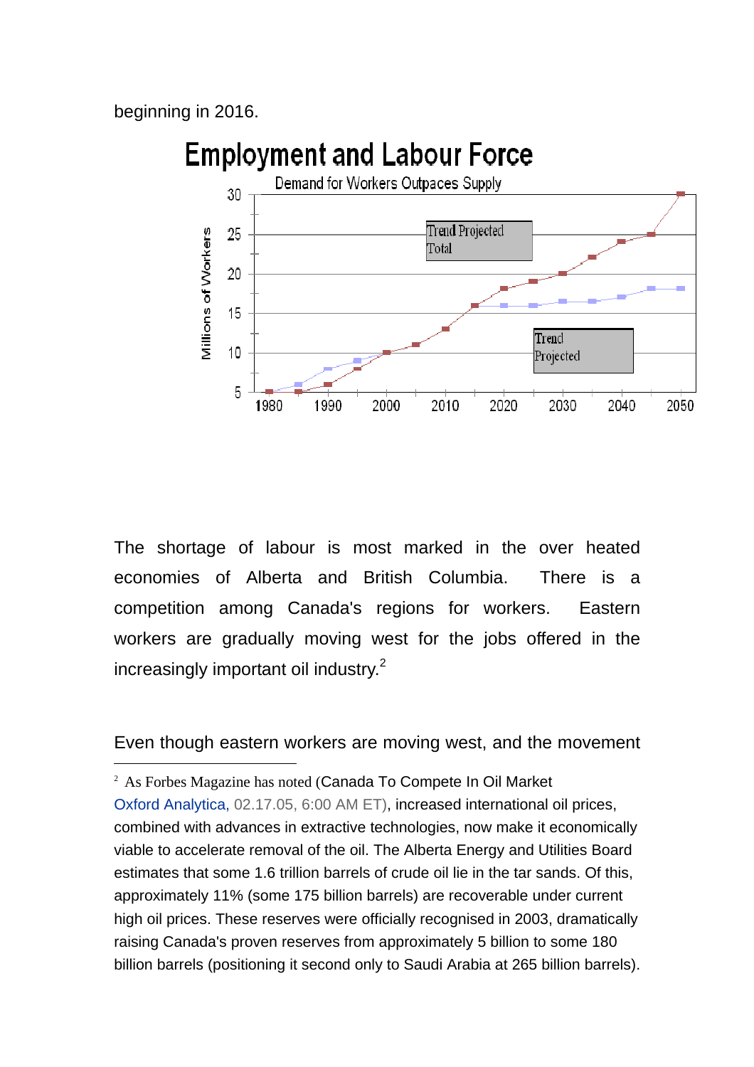beginning in 2016.

The shortage of labour is most marked in the over heated economies of Alberta and British Columbia. There is a competition among Canada's regions for workers. Eastern workers are gradually moving west for the jobs offered in the increasingly important oil industry.[2]

Even though eastern workers are moving west, and the movement

---

[2] As Forbes Magazine has noted (Canada To Compete In Oil Market Oxford Analytica, 02.17.05, 6:00 AM ET), increased international oil prices, combined with advances in extractive technologies, now make it economically viable to accelerate removal of the oil. The Alberta Energy and Utilities Board estimates that some 1.6 trillion barrels of crude oil lie in the tar sands. Of this, approximately 11% (some 175 billion barrels) are recoverable under current high oil prices. These reserves were officially recognised in 2003, dramatically raising Canada's proven reserves from approximately 5 billion to some 180 billion barrels (positioning it second only to Saudi Arabia at 265 billion barrels).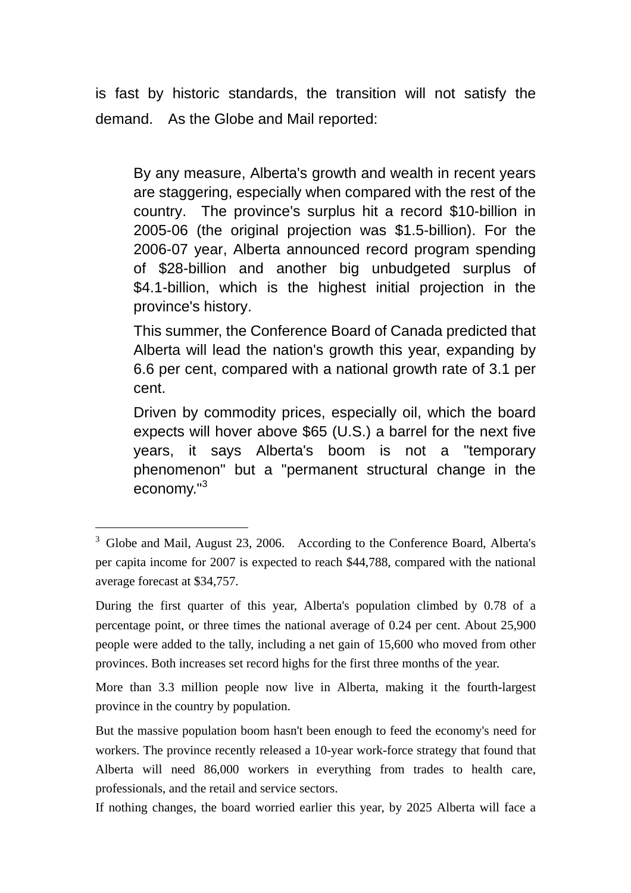is fast by historic standards, the transition will not satisfy the demand. As the Globe and Mail reported:

> By any measure, Alberta's growth and wealth in recent years are staggering, especially when compared with the rest of the country. The province's surplus hit a record $10-billion in 2005-06 (the original projection was $1.5-billion). For the 2006-07 year, Alberta announced record program spending of $28-billion and another big unbudgeted surplus of $4.1-billion, which is the highest initial projection in the province's history.
>
> This summer, the Conference Board of Canada predicted that Alberta will lead the nation's growth this year, expanding by 6.6 per cent, compared with a national growth rate of 3.1 per cent.
>
> Driven by commodity prices, especially oil, which the board expects will hover above $65 (U.S.) a barrel for the next five years, it says Alberta's boom is not a "temporary phenomenon" but a "permanent structural change in the economy."[3]

---

[3] Globe and Mail, August 23, 2006. According to the Conference Board, Alberta's per capita income for 2007 is expected to reach $44,788, compared with the national average forecast at $34,757.

During the first quarter of this year, Alberta's population climbed by 0.78 of a percentage point, or three times the national average of 0.24 per cent. About 25,900 people were added to the tally, including a net gain of 15,600 who moved from other provinces. Both increases set record highs for the first three months of the year.

More than 3.3 million people now live in Alberta, making it the fourth-largest province in the country by population.

But the massive population boom hasn't been enough to feed the economy's need for workers. The province recently released a 10-year work-force strategy that found that Alberta will need 86,000 workers in everything from trades to health care, professionals, and the retail and service sectors.

If nothing changes, the board worried earlier this year, by 2025 Alberta will face a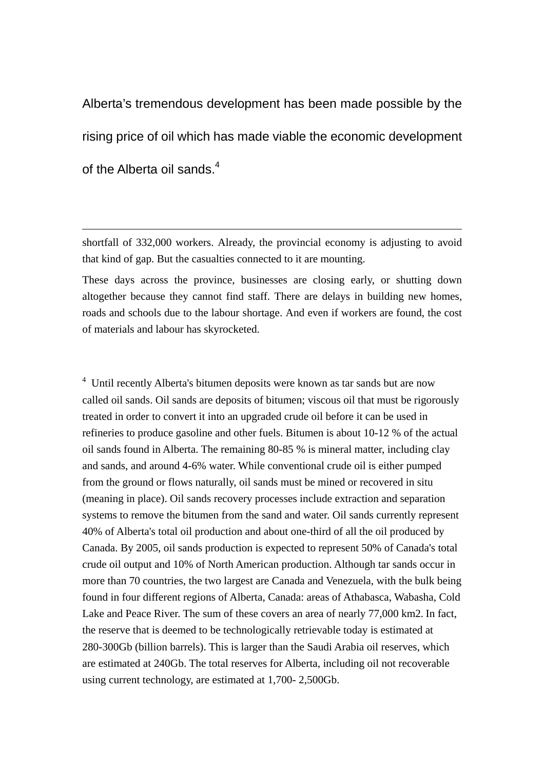Alberta's tremendous development has been made possible by the rising price of oil which has made viable the economic development of the Alberta oil sands.[4]

---

shortfall of 332,000 workers. Already, the provincial economy is adjusting to avoid that kind of gap. But the casualties connected to it are mounting.

These days across the province, businesses are closing early, or shutting down altogether because they cannot find staff. There are delays in building new homes, roads and schools due to the labour shortage. And even if workers are found, the cost of materials and labour has skyrocketed.

[4] Until recently Alberta's bitumen deposits were known as tar sands but are now called oil sands. Oil sands are deposits of bitumen; viscous oil that must be rigorously treated in order to convert it into an upgraded crude oil before it can be used in refineries to produce gasoline and other fuels. Bitumen is about 10-12 % of the actual oil sands found in Alberta. The remaining 80-85 % is mineral matter, including clay and sands, and around 4-6% water. While conventional crude oil is either pumped from the ground or flows naturally, oil sands must be mined or recovered in situ (meaning in place). Oil sands recovery processes include extraction and separation systems to remove the bitumen from the sand and water. Oil sands currently represent 40% of Alberta's total oil production and about one-third of all the oil produced by Canada. By 2005, oil sands production is expected to represent 50% of Canada's total crude oil output and 10% of North American production. Although tar sands occur in more than 70 countries, the two largest are Canada and Venezuela, with the bulk being found in four different regions of Alberta, Canada: areas of Athabasca, Wabasha, Cold Lake and Peace River. The sum of these covers an area of nearly 77,000 km2. In fact, the reserve that is deemed to be technologically retrievable today is estimated at 280-300Gb (billion barrels). This is larger than the Saudi Arabia oil reserves, which are estimated at 240Gb. The total reserves for Alberta, including oil not recoverable using current technology, are estimated at 1,700- 2,500Gb.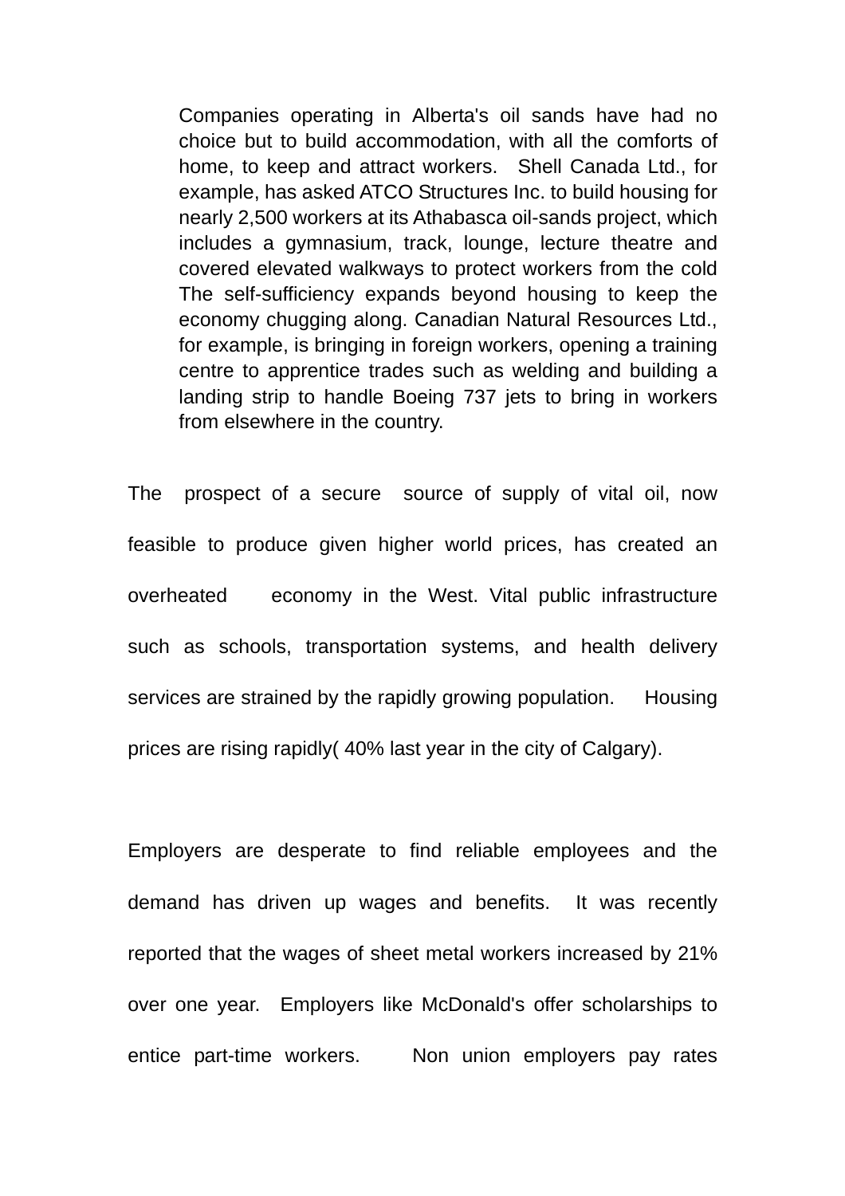> Companies operating in Alberta's oil sands have had no choice but to build accommodation, with all the comforts of home, to keep and attract workers. Shell Canada Ltd., for example, has asked ATCO Structures Inc. to build housing for nearly 2,500 workers at its Athabasca oil-sands project, which includes a gymnasium, track, lounge, lecture theatre and covered elevated walkways to protect workers from the cold The self-sufficiency expands beyond housing to keep the economy chugging along. Canadian Natural Resources Ltd., for example, is bringing in foreign workers, opening a training centre to apprentice trades such as welding and building a landing strip to handle Boeing 737 jets to bring in workers from elsewhere in the country.

The prospect of a secure source of supply of vital oil, now feasible to produce given higher world prices, has created an overheated economy in the West. Vital public infrastructure such as schools, transportation systems, and health delivery services are strained by the rapidly growing population. Housing prices are rising rapidly( 40% last year in the city of Calgary).

Employers are desperate to find reliable employees and the demand has driven up wages and benefits. It was recently reported that the wages of sheet metal workers increased by 21% over one year. Employers like McDonald's offer scholarships to entice part-time workers. Non union employers pay rates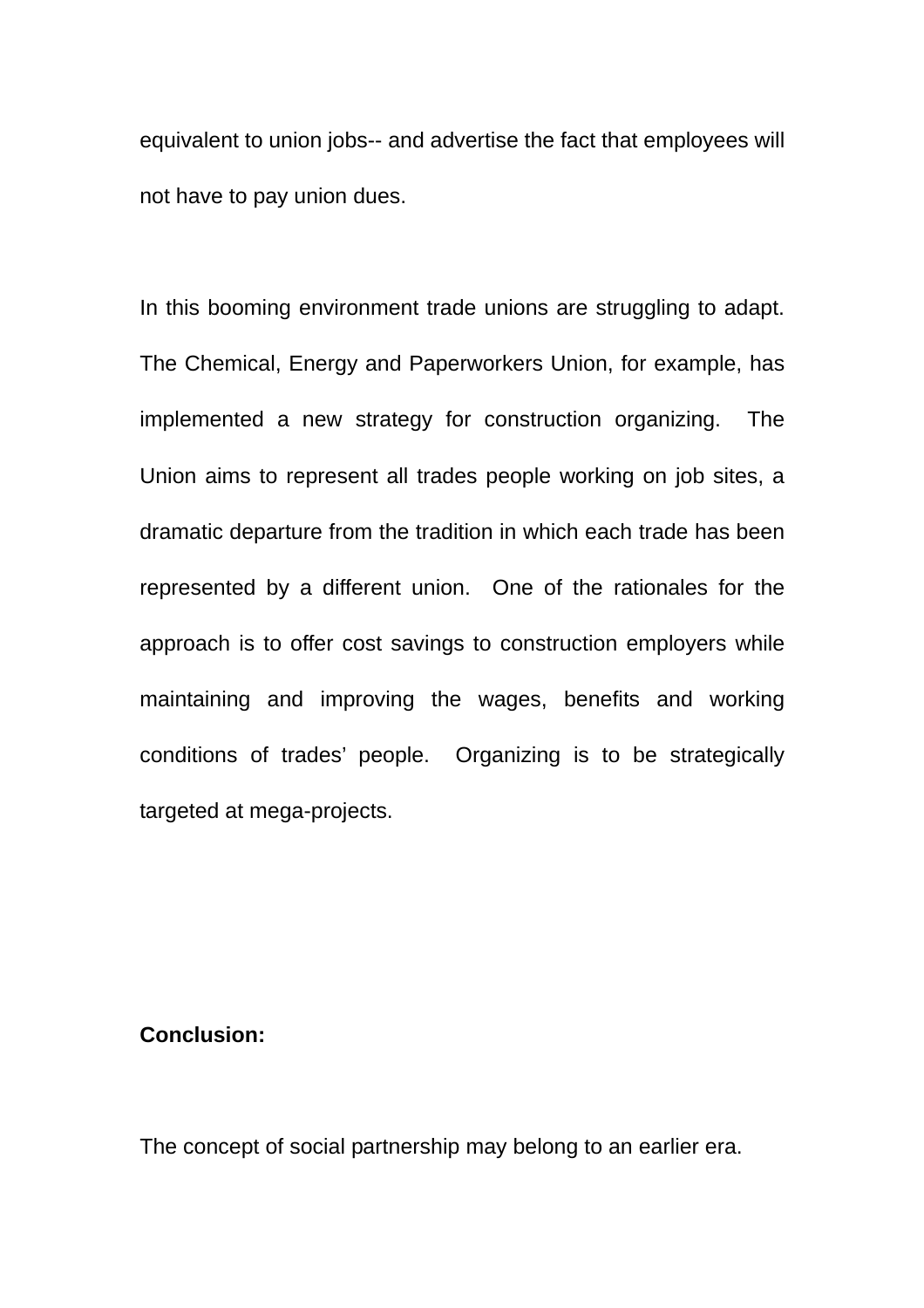equivalent to union jobs-- and advertise the fact that employees will not have to pay union dues.

In this booming environment trade unions are struggling to adapt. The Chemical, Energy and Paperworkers Union, for example, has implemented a new strategy for construction organizing. The Union aims to represent all trades people working on job sites, a dramatic departure from the tradition in which each trade has been represented by a different union. One of the rationales for the approach is to offer cost savings to construction employers while maintaining and improving the wages, benefits and working conditions of trades' people. Organizing is to be strategically targeted at mega-projects.

**Conclusion:**

The concept of social partnership may belong to an earlier era.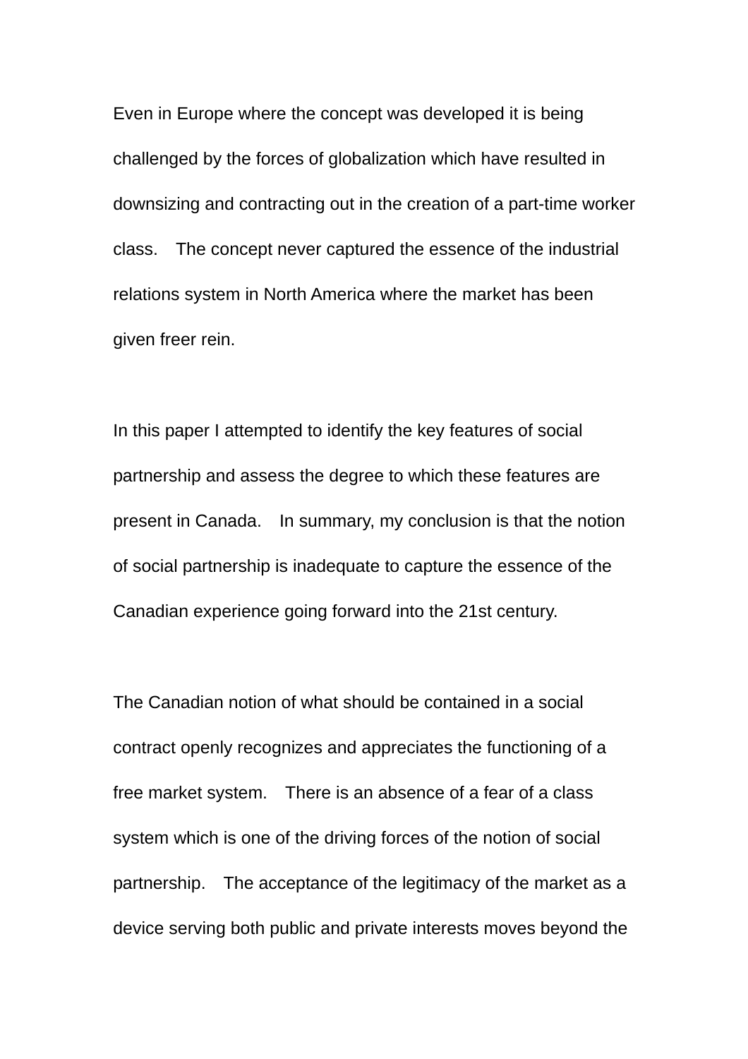Even in Europe where the concept was developed it is being challenged by the forces of globalization which have resulted in downsizing and contracting out in the creation of a part-time worker class. The concept never captured the essence of the industrial relations system in North America where the market has been given freer rein.

In this paper I attempted to identify the key features of social partnership and assess the degree to which these features are present in Canada. In summary, my conclusion is that the notion of social partnership is inadequate to capture the essence of the Canadian experience going forward into the 21st century.

The Canadian notion of what should be contained in a social contract openly recognizes and appreciates the functioning of a free market system. There is an absence of a fear of a class system which is one of the driving forces of the notion of social partnership. The acceptance of the legitimacy of the market as a device serving both public and private interests moves beyond the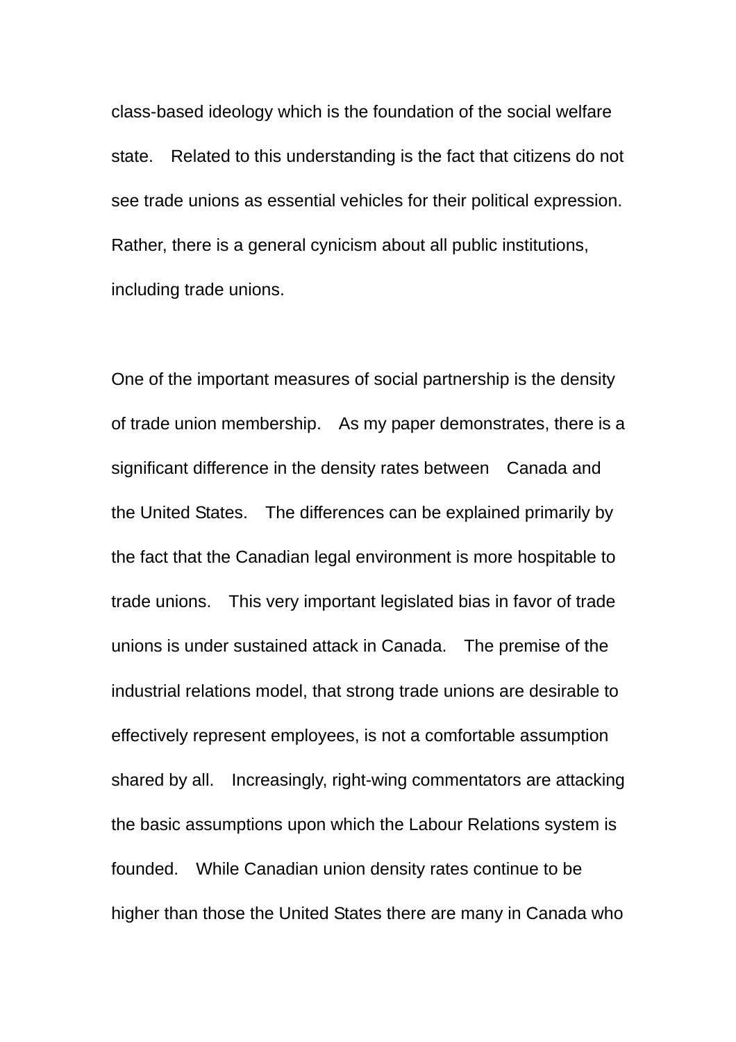class-based ideology which is the foundation of the social welfare state. Related to this understanding is the fact that citizens do not see trade unions as essential vehicles for their political expression. Rather, there is a general cynicism about all public institutions, including trade unions.

One of the important measures of social partnership is the density of trade union membership. As my paper demonstrates, there is a significant difference in the density rates between Canada and the United States. The differences can be explained primarily by the fact that the Canadian legal environment is more hospitable to trade unions. This very important legislated bias in favor of trade unions is under sustained attack in Canada. The premise of the industrial relations model, that strong trade unions are desirable to effectively represent employees, is not a comfortable assumption shared by all. Increasingly, right-wing commentators are attacking the basic assumptions upon which the Labour Relations system is founded. While Canadian union density rates continue to be higher than those the United States there are many in Canada who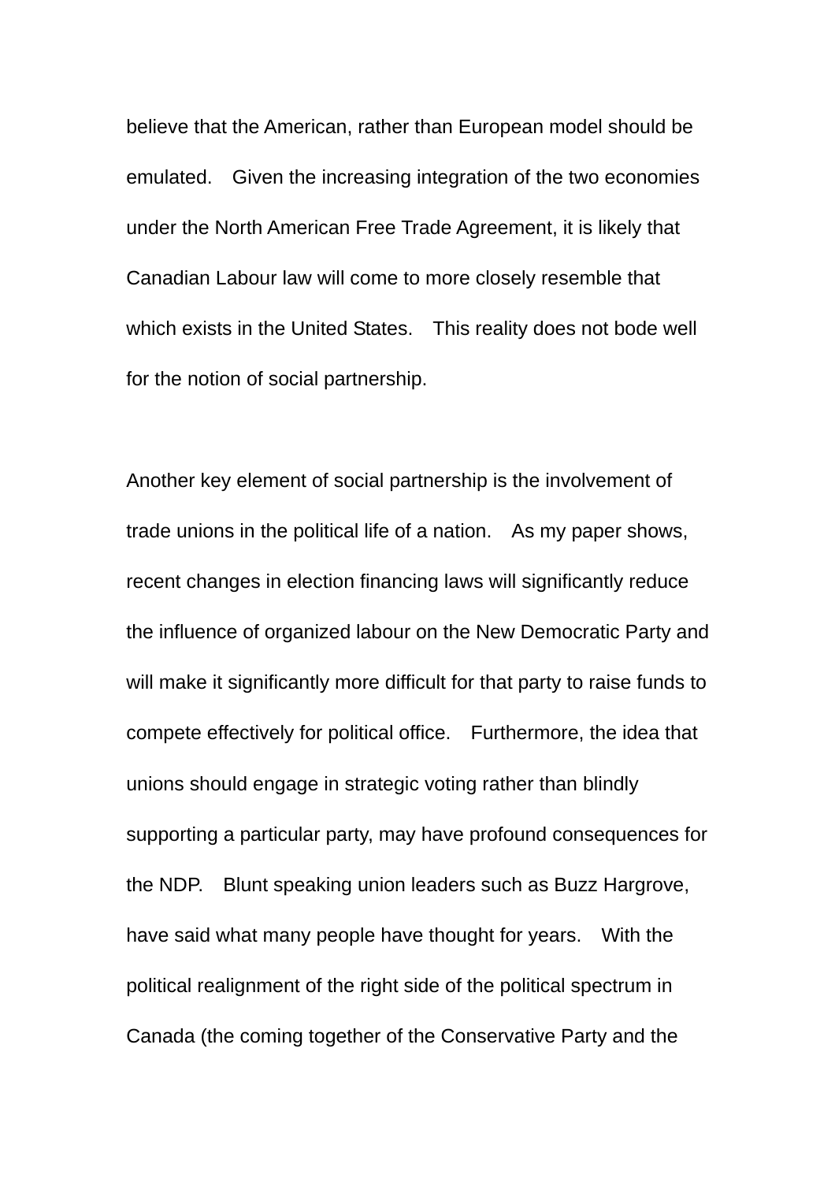believe that the American, rather than European model should be emulated. Given the increasing integration of the two economies under the North American Free Trade Agreement, it is likely that Canadian Labour law will come to more closely resemble that which exists in the United States. This reality does not bode well for the notion of social partnership.

Another key element of social partnership is the involvement of trade unions in the political life of a nation. As my paper shows, recent changes in election financing laws will significantly reduce the influence of organized labour on the New Democratic Party and will make it significantly more difficult for that party to raise funds to compete effectively for political office. Furthermore, the idea that unions should engage in strategic voting rather than blindly supporting a particular party, may have profound consequences for the NDP. Blunt speaking union leaders such as Buzz Hargrove, have said what many people have thought for years. With the political realignment of the right side of the political spectrum in Canada (the coming together of the Conservative Party and the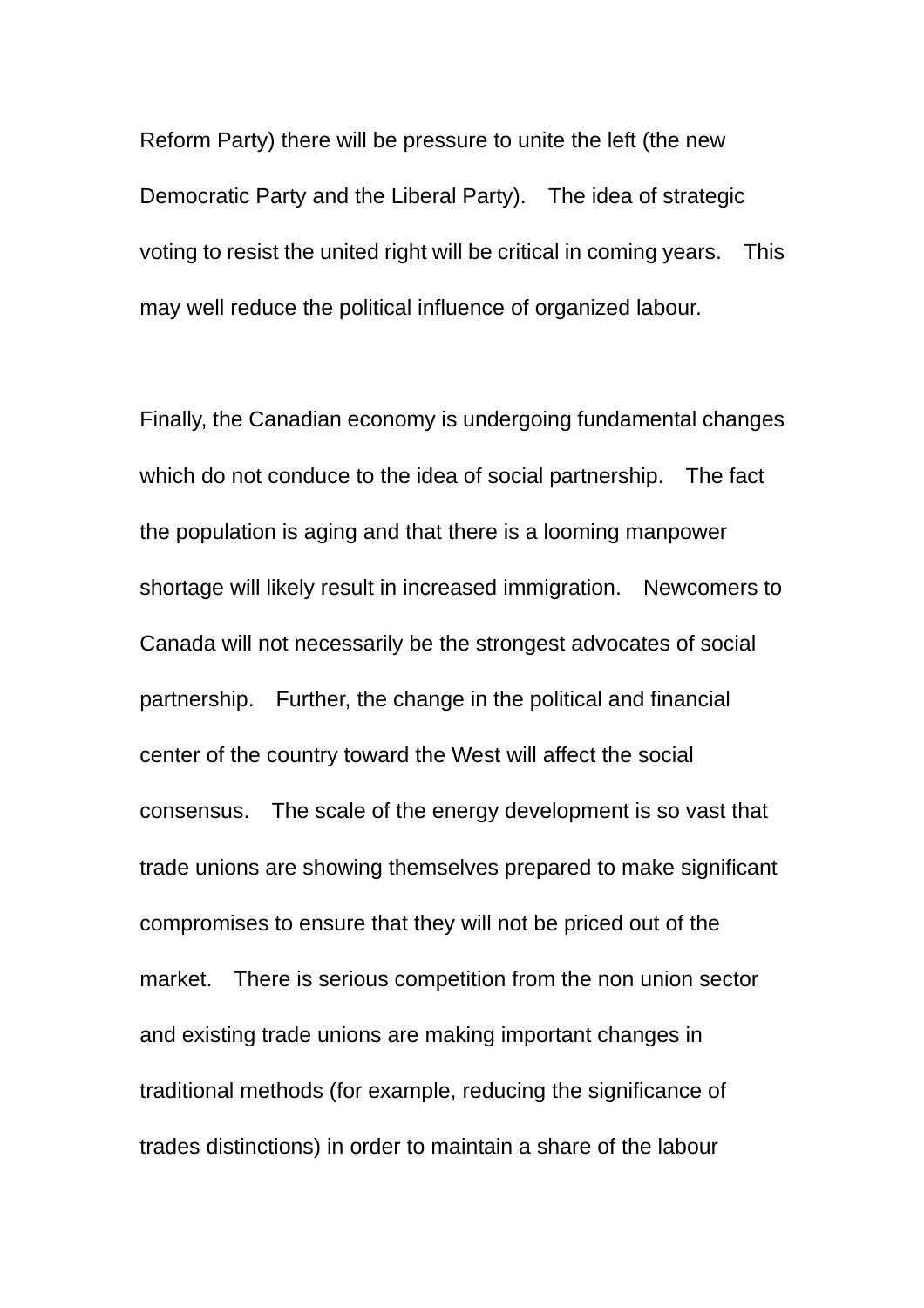Reform Party) there will be pressure to unite the left (the new Democratic Party and the Liberal Party). The idea of strategic voting to resist the united right will be critical in coming years. This may well reduce the political influence of organized labour.

Finally, the Canadian economy is undergoing fundamental changes which do not conduce to the idea of social partnership. The fact the population is aging and that there is a looming manpower shortage will likely result in increased immigration. Newcomers to Canada will not necessarily be the strongest advocates of social partnership. Further, the change in the political and financial center of the country toward the West will affect the social consensus. The scale of the energy development is so vast that trade unions are showing themselves prepared to make significant compromises to ensure that they will not be priced out of the market. There is serious competition from the non union sector and existing trade unions are making important changes in traditional methods (for example, reducing the significance of trades distinctions) in order to maintain a share of the labour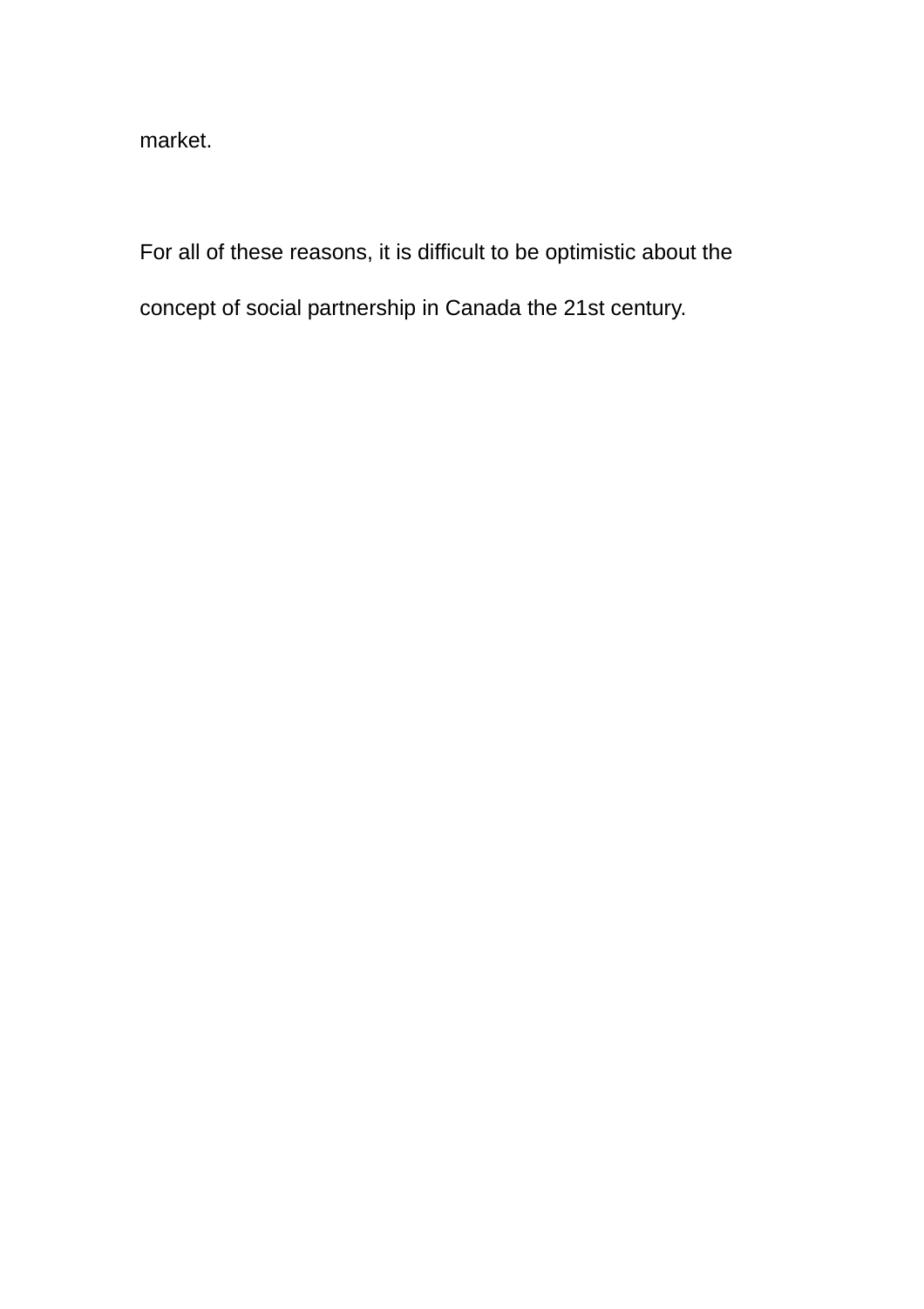market.

For all of these reasons, it is difficult to be optimistic about the concept of social partnership in Canada the 21st century.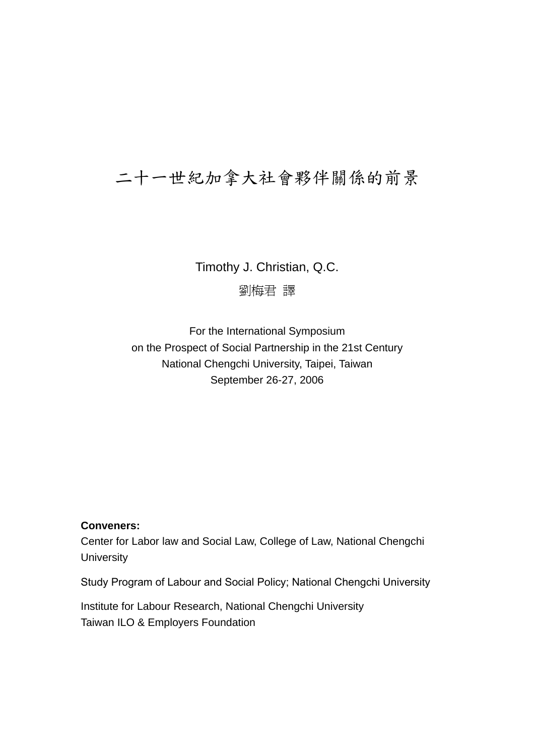# 二十一世紀加拿大社會夥伴關係的前景

Timothy J. Christian, Q.C.

劉梅君 譯

For the International Symposium
on the Prospect of Social Partnership in the 21st Century
National Chengchi University, Taipei, Taiwan
September 26-27, 2006

**Conveners:**
Center for Labor law and Social Law, College of Law, National Chengchi University

Study Program of Labour and Social Policy; National Chengchi University

Institute for Labour Research, National Chengchi University
Taiwan ILO & Employers Foundation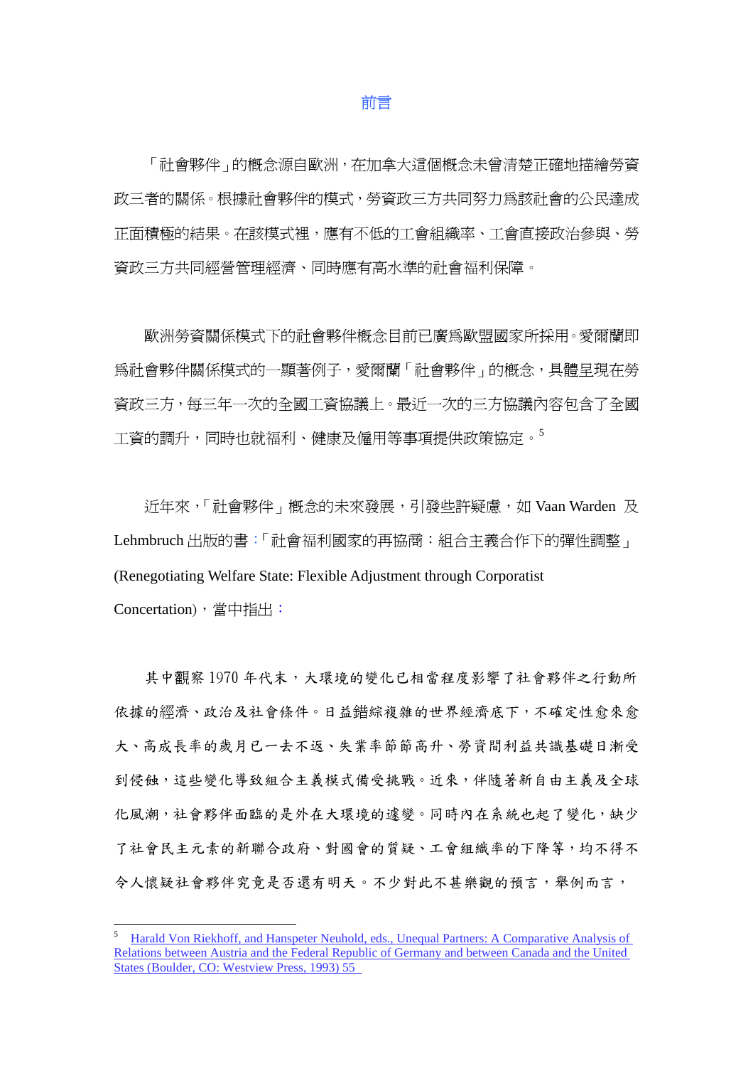# 前言

「社會夥伴」的概念源自歐洲，在加拿大這個概念未曾清楚正確地描繪勞資政三者的關係。根據社會夥伴的模式，勞資政三方共同努力爲該社會的公民達成正面積極的結果。在該模式裡，應有不低的工會組織率、工會直接政治參與、勞資政三方共同經營管理經濟、同時應有高水準的社會福利保障。

歐洲勞資關係模式下的社會夥伴概念目前已廣爲歐盟國家所採用。愛爾蘭即爲社會夥伴關係模式的一顯著例子，愛爾蘭「社會夥伴」的概念，具體呈現在勞資政三方，每三年一次的全國工資協議上。最近一次的三方協議內容包含了全國工資的調升，同時也就福利、健康及僱用等事項提供政策協定。[5]

近年來，「社會夥伴」概念的未來發展，引發些許疑慮，如 Vaan Warden 及 Lehmbruch 出版的書：「社會福利國家的再協商：組合主義合作下的彈性調整」(Renegotiating Welfare State: Flexible Adjustment through Corporatist Concertation)，當中指出：

其中觀察 1970 年代末，大環境的變化已相當程度影響了社會夥伴之行動所依據的經濟、政治及社會條件。日益錯綜複雜的世界經濟底下，不確定性愈來愈大、高成長率的歲月已一去不返、失業率節節高升、勞資間利益共識基礎日漸受到侵蝕，這些變化導致組合主義模式備受挑戰。近來，伴隨著新自由主義及全球化風潮，社會夥伴面臨的是外在大環境的遽變。同時內在系統也起了變化，缺少了社會民主元素的新聯合政府、對國會的質疑、工會組織率的下降等，均不得不令人懷疑社會夥伴究竟是否還有明天。不少對此不甚樂觀的預言，舉例而言，

---

[5] Harald Von Riekhoff, and Hanspeter Neuhold, eds., Unequal Partners: A Comparative Analysis of Relations between Austria and the Federal Republic of Germany and between Canada and the United States (Boulder, CO: Westview Press, 1993) 55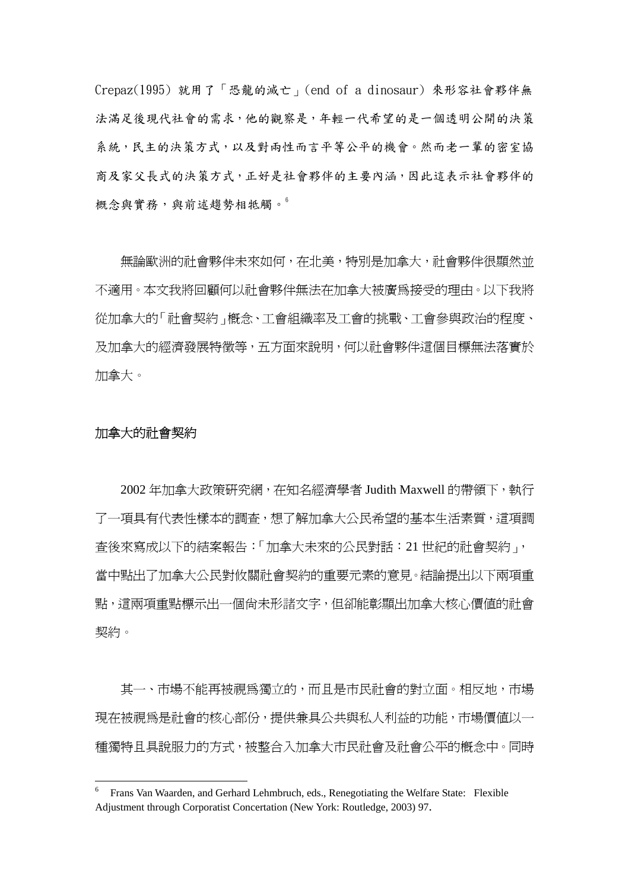Crepaz(1995) 就用了「恐龍的滅亡」(end of a dinosaur) 來形容社會夥伴無法滿足後現代社會的需求，他的觀察是，年輕一代希望的是一個透明公開的決策系統，民主的決策方式，以及對兩性而言平等公平的機會。然而老一輩的密室協商及家父長式的決策方式，正好是社會夥伴的主要內涵，因此這表示社會夥伴的概念與實務，與前述趨勢相牴觸。[6]

無論歐洲的社會夥伴未來如何，在北美，特別是加拿大，社會夥伴很顯然並不適用。本文我將回顧何以社會夥伴無法在加拿大被廣為接受的理由。以下我將從加拿大的「社會契約」概念、工會組織率及工會的挑戰、工會參與政治的程度、及加拿大的經濟發展特徵等，五方面來說明，何以社會夥伴這個目標無法落實於加拿大。

## 加拿大的社會契約

2002 年加拿大政策研究網，在知名經濟學者 Judith Maxwell 的帶領下，執行了一項具有代表性樣本的調查，想了解加拿大公民希望的基本生活素質，這項調查後來寫成以下的結案報告：「加拿大未來的公民對話：21 世紀的社會契約」，當中點出了加拿大公民對攸關社會契約的重要元素的意見。結論提出以下兩項重點，這兩項重點標示出一個尚未形諸文字，但卻能彰顯出加拿大核心價值的社會契約。

其一、市場不能再被視為獨立的，而且是市民社會的對立面。相反地，市場現在被視為是社會的核心部份，提供兼具公共與私人利益的功能，市場價值以一種獨特且具說服力的方式，被整合入加拿大市民社會及社會公平的概念中。同時

[6] Frans Van Waarden, and Gerhard Lehmbruch, eds., Renegotiating the Welfare State: Flexible Adjustment through Corporatist Concertation (New York: Routledge, 2003) 97.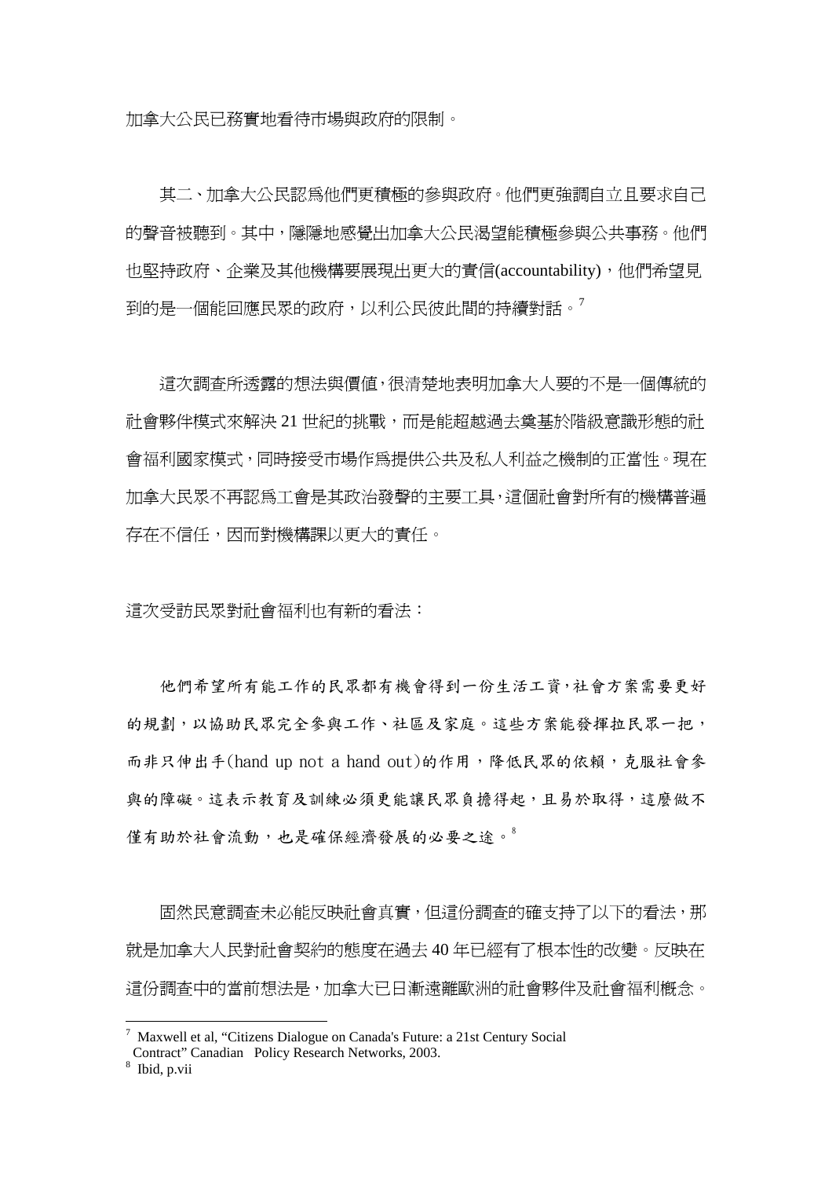加拿大公民已務實地看待市場與政府的限制。

其二、加拿大公民認爲他們更積極的參與政府。他們更強調自立且要求自己的聲音被聽到。其中，隱隱地感覺出加拿大公民渴望能積極參與公共事務。他們也堅持政府、企業及其他機構要展現出更大的責信(accountability)，他們希望見到的是一個能回應民眾的政府，以利公民彼此間的持續對話。[7]

這次調查所透露的想法與價值，很清楚地表明加拿大人要的不是一個傳統的社會夥伴模式來解決 21 世紀的挑戰，而是能超越過去奠基於階級意識形態的社會福利國家模式，同時接受市場作爲提供公共及私人利益之機制的正當性。現在加拿大民眾不再認爲工會是其政治發聲的主要工具，這個社會對所有的機構普遍存在不信任，因而對機構課以更大的責任。

這次受訪民眾對社會福利也有新的看法：

> 他們希望所有能工作的民眾都有機會得到一份生活工資，社會方案需要更好的規劃，以協助民眾完全參與工作、社區及家庭。這些方案能發揮拉民眾一把，而非只伸出手(hand up not a hand out)的作用，降低民眾的依賴，克服社會參與的障礙。這表示教育及訓練必須更能讓民眾負擔得起，且易於取得，這麼做不僅有助於社會流動，也是確保經濟發展的必要之途。[8]

固然民意調查未必能反映社會真實，但這份調查的確支持了以下的看法，那就是加拿大人民對社會契約的態度在過去 40 年已經有了根本性的改變。反映在這份調查中的當前想法是，加拿大已日漸遠離歐洲的社會夥伴及社會福利概念。

---

[7] Maxwell et al, "Citizens Dialogue on Canada's Future: a 21st Century Social Contract" Canadian Policy Research Networks, 2003.

[8] Ibid, p.vii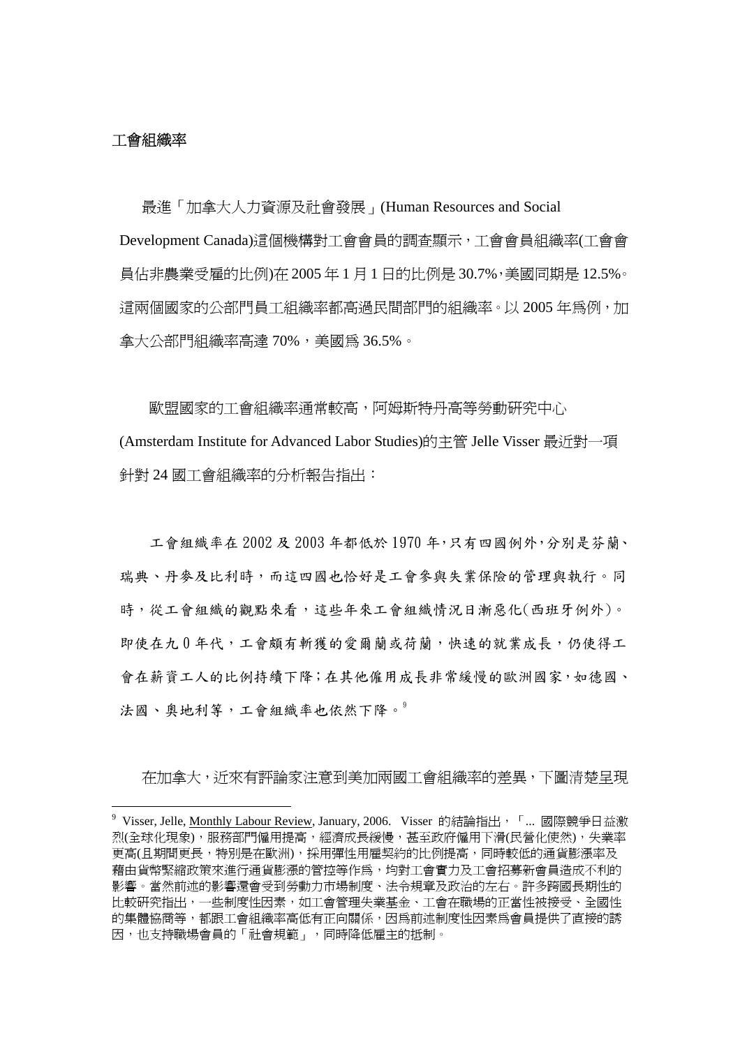### 工會組織率

最進「加拿大人力資源及社會發展」(Human Resources and Social Development Canada)這個機構對工會會員的調查顯示，工會會員組織率(工會會員佔非農業受雇的比例)在 2005 年 1 月 1 日的比例是 30.7%，美國同期是 12.5%。這兩個國家的公部門員工組織率都高過民間部門的組織率。以 2005 年爲例，加拿大公部門組織率高達 70%，美國爲 36.5%。

歐盟國家的工會組織率通常較高，阿姆斯特丹高等勞動研究中心(Amsterdam Institute for Advanced Labor Studies)的主管 Jelle Visser 最近對一項針對 24 國工會組織率的分析報告指出：

> 工會組織率在 2002 及 2003 年都低於 1970 年，只有四國例外，分別是芬蘭、瑞典、丹麥及比利時，而這四國也恰好是工會參與失業保險的管理與執行。同時，從工會組織的觀點來看，這些年來工會組織情況日漸惡化(西班牙例外)。即使在九 0 年代，工會頗有斬獲的愛爾蘭或荷蘭，快速的就業成長，仍使得工會在薪資工人的比例持續下降；在其他僱用成長非常緩慢的歐洲國家，如德國、法國、奧地利等，工會組織率也依然下降。[9]

在加拿大，近來有評論家注意到美加兩國工會組織率的差異，下圖清楚呈現

---

[9] Visser, Jelle, Monthly Labour Review, January, 2006. Visser 的結論指出，「... 國際競爭日益激烈(全球化現象)，服務部門僱用提高，經濟成長緩慢，甚至政府僱用下滑(民營化使然)，失業率更高(且期間更長，特別是在歐洲)，採用彈性用雇契約的比例提高，同時較低的通貨膨漲率及藉由貨幣緊縮政策來進行通貨膨漲的管控等作爲，均對工會實力及工會招募新會員造成不利的影響。當然前述的影響還會受到勞動力市場制度、法令規章及政治的左右。許多跨國長期性的比較研究指出，一些制度性因素，如工會管理失業基金、工會在職場的正當性被接受、全國性的集體協商等，都跟工會組織率高低有正向關係，因爲前述制度性因素爲會員提供了直接的誘因，也支持職場會員的「社會規範」，同時降低雇主的抵制。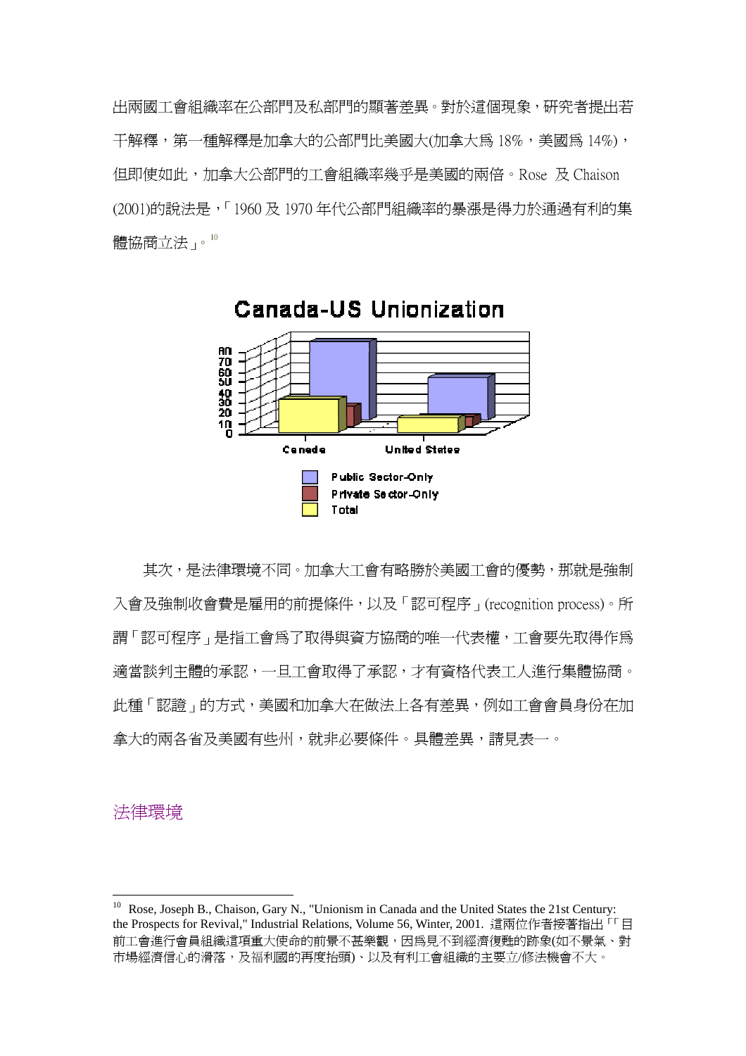出兩國工會組織率在公部門及私部門的顯著差異。對於這個現象，研究者提出若干解釋，第一種解釋是加拿大的公部門比美國大(加拿大為 18%，美國為 14%)，但即使如此，加拿大公部門的工會組織率幾乎是美國的兩倍。Rose 及 Chaison (2001)的說法是，「1960 及 1970 年代公部門組織率的暴漲是得力於通過有利的集體協商立法」。[10]

**Canada-US Unionization**

(Legend: Public Sector-Only; Private Sector-Only; Total — Canada, United States)

其次，是法律環境不同。加拿大工會有略勝於美國工會的優勢，那就是強制入會及強制收會費是雇用的前提條件，以及「認可程序」(recognition process)。所謂「認可程序」是指工會為了取得與資方協商的唯一代表權，工會要先取得作為適當談判主體的承認，一旦工會取得了承認，才有資格代表工人進行集體協商。此種「認證」的方式，美國和加拿大在做法上各有差異，例如工會會員身份在加拿大的兩各省及美國有些州，就非必要條件。具體差異，請見表一。

## 法律環境

[10] Rose, Joseph B., Chaison, Gary N., "Unionism in Canada and the United States the 21st Century: the Prospects for Revival," Industrial Relations, Volume 56, Winter, 2001. 這兩位作者接著指出「「目前工會進行會員組織這項重大使命的前景不甚樂觀，因為見不到經濟復甦的跡象(如不景氣、對市場經濟信心的滑落，及福利國的再度抬頭)、以及有利工會組織的主要立/修法機會不大。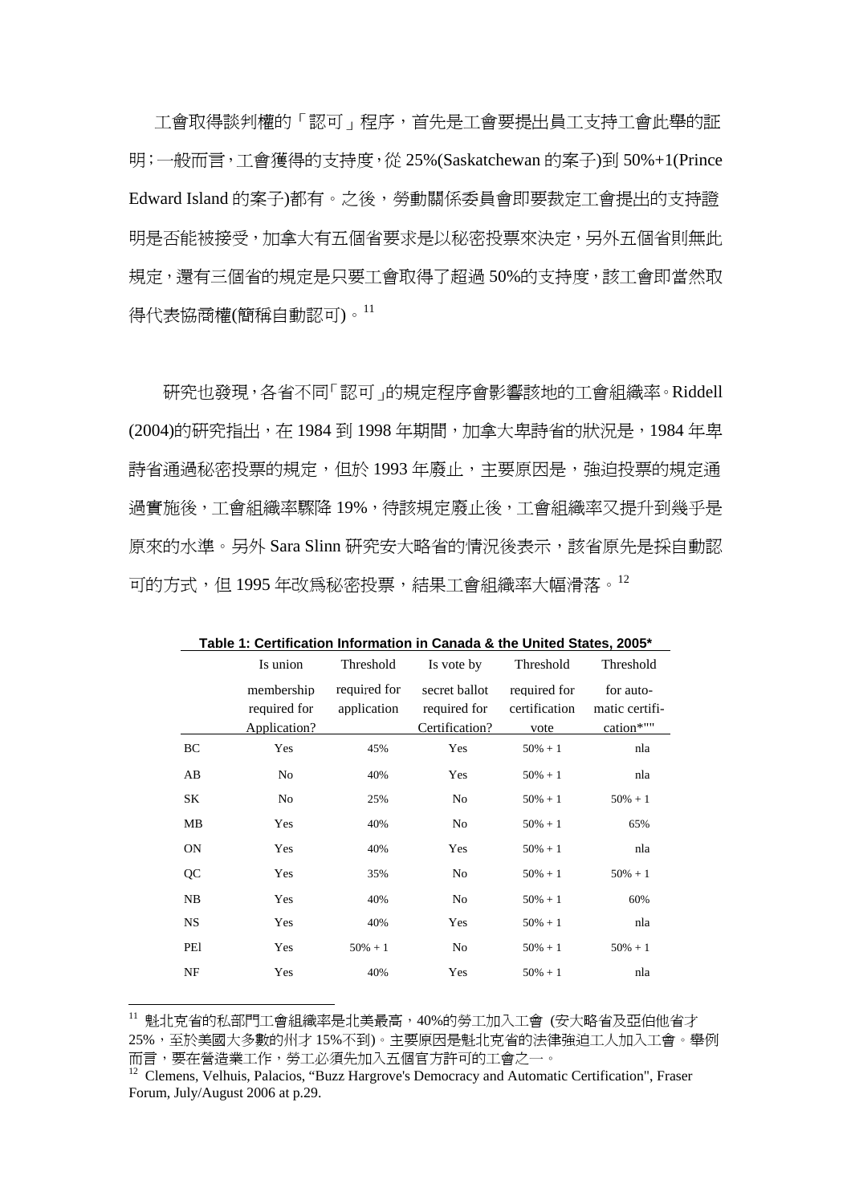工會取得談判權的「認可」程序，首先是工會要提出員工支持工會此舉的証明；一般而言，工會獲得的支持度，從 25%(Saskatchewan 的案子)到 50%+1(Prince Edward Island 的案子)都有。之後，勞動關係委員會即要裁定工會提出的支持證明是否能被接受，加拿大有五個省要求是以秘密投票來決定，另外五個省則無此規定，還有三個省的規定是只要工會取得了超過 50%的支持度，該工會即當然取得代表協商權(簡稱自動認可)。[11]

研究也發現，各省不同「認可」的規定程序會影響該地的工會組織率。Riddell (2004)的研究指出，在 1984 到 1998 年期間，加拿大卑詩省的狀況是，1984 年卑詩省通過秘密投票的規定，但於 1993 年廢止，主要原因是，強迫投票的規定通過實施後，工會組織率驟降 19%，待該規定廢止後，工會組織率又提升到幾乎是原來的水準。另外 Sara Slinn 研究安大略省的情況後表示，該省原先是採自動認可的方式，但 1995 年改為秘密投票，結果工會組織率大幅滑落。[12]

**Table 1: Certification Information in Canada & the United States, 2005***

| | Is union membership required for Application? | Threshold required for application | Is vote by secret ballot required for Certification? | Threshold required for certification vote | Threshold for automatic certification*"" |
|---|---|---|---|---|---|
| BC | Yes | 45% | Yes | 50% + 1 | nla |
| AB | No | 40% | Yes | 50% + 1 | nla |
| SK | No | 25% | No | 50% + 1 | 50% + 1 |
| MB | Yes | 40% | No | 50% + 1 | 65% |
| ON | Yes | 40% | Yes | 50% + 1 | nla |
| QC | Yes | 35% | No | 50% + 1 | 50% + 1 |
| NB | Yes | 40% | No | 50% + 1 | 60% |
| NS | Yes | 40% | Yes | 50% + 1 | nla |
| PEl | Yes | 50% + 1 | No | 50% + 1 | 50% + 1 |
| NF | Yes | 40% | Yes | 50% + 1 | nla |

[11] 魁北克省的私部門工會組織率是北美最高，40%的勞工加入工會 (安大略省及亞伯他省才 25%，至於美國大多數的州才 15%不到)。主要原因是魁北克省的法律強迫工人加入工會。舉例而言，要在營造業工作，勞工必須先加入五個官方許可的工會之一。

[12] Clemens, Velhuis, Palacios, "Buzz Hargrove's Democracy and Automatic Certification", Fraser Forum, July/August 2006 at p.29.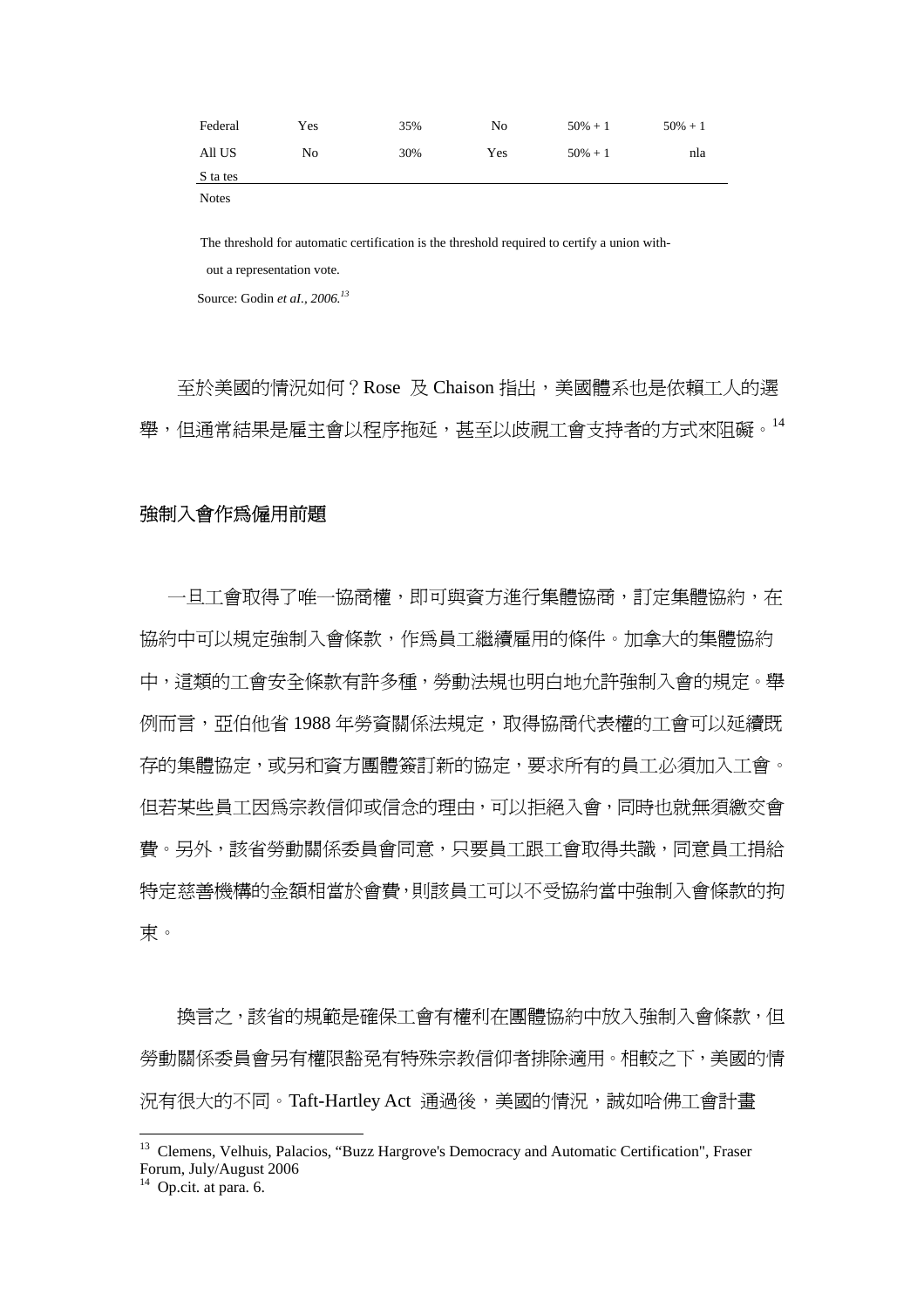| | | | | | |
|---|---|---|---|---|---|
| Federal | Yes | 35% | No | 50% + 1 | 50% + 1 |
| All US States | No | 30% | Yes | 50% + 1 | nla |

Notes

The threshold for automatic certification is the threshold required to certify a union without a representation vote.

Source: Godin *et al., 2006.*[13]

至於美國的情況如何？Rose 及 Chaison 指出，美國體系也是依賴工人的選舉，但通常結果是雇主會以程序拖延，甚至以歧視工會支持者的方式來阻礙。[14]

### 強制入會作爲僱用前題

一旦工會取得了唯一協商權，即可與資方進行集體協商，訂定集體協約，在協約中可以規定強制入會條款，作爲員工繼續雇用的條件。加拿大的集體協約中，這類的工會安全條款有許多種，勞動法規也明白地允許強制入會的規定。舉例而言，亞伯他省 1988 年勞資關係法規定，取得協商代表權的工會可以延續既存的集體協定，或另和資方團體簽訂新的協定，要求所有的員工必須加入工會。但若某些員工因爲宗教信仰或信念的理由，可以拒絕入會，同時也就無須繳交會費。另外，該省勞動關係委員會同意，只要員工跟工會取得共識，同意員工捐給特定慈善機構的金額相當於會費，則該員工可以不受協約當中強制入會條款的拘束。

換言之，該省的規範是確保工會有權利在團體協約中放入強制入會條款，但勞動關係委員會另有權限豁免有特殊宗教信仰者排除適用。相較之下，美國的情況有很大的不同。Taft-Hartley Act 通過後，美國的情況，誠如哈佛工會計畫

---

[13] Clemens, Velhuis, Palacios, "Buzz Hargrove's Democracy and Automatic Certification", Fraser Forum, July/August 2006

[14] Op.cit. at para. 6.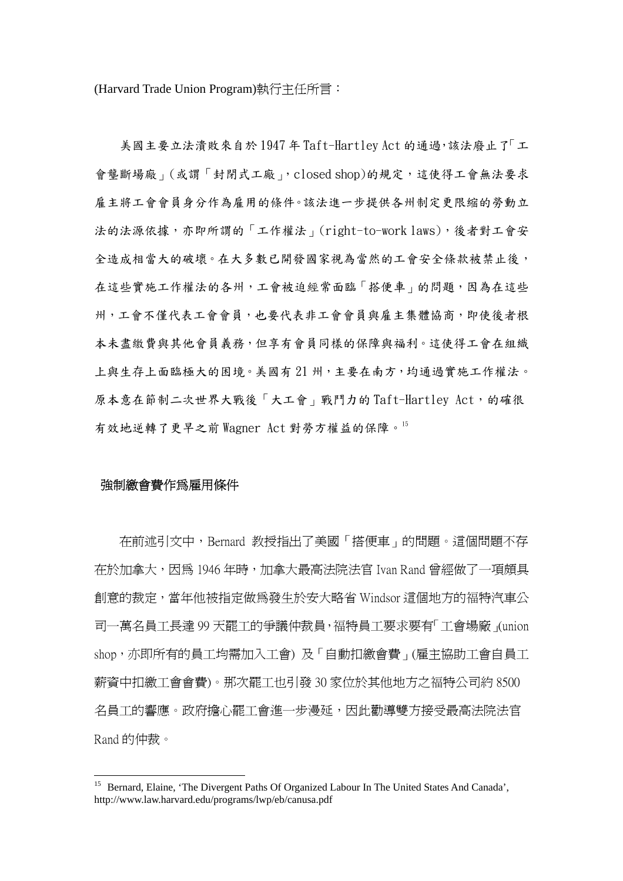(Harvard Trade Union Program)執行主任所言：

美國主要立法潰敗來自於 1947 年 Taft-Hartley Act 的通過，該法廢止了「工會壟斷場廠」(或謂「封閉式工廠」，closed shop)的規定，這使得工會無法要求雇主將工會會員身分作為雇用的條件。該法進一步提供各州制定更限縮的勞動立法的法源依據，亦即所謂的「工作權法」(right-to-work laws)，後者對工會安全造成相當大的破壞。在大多數已開發國家視為當然的工會安全條款被禁止後，在這些實施工作權法的各州，工會被迫經常面臨「搭便車」的問題，因為在這些州，工會不僅代表工會會員，也要代表非工會會員與雇主集體協商，即使後者根本未盡繳費與其他會員義務，但享有會員同樣的保障與福利。這使得工會在組織上與生存上面臨極大的困境。美國有 21 州，主要在南方，均通過實施工作權法。原本意在節制二次世界大戰後「大工會」戰鬥力的 Taft-Hartley Act，的確很有效地逆轉了更早之前 Wagner Act 對勞方權益的保障。[15]

## 強制繳會費作爲雇用條件

在前述引文中，Bernard 教授指出了美國「搭便車」的問題。這個問題不存在於加拿大，因爲 1946 年時，加拿大最高法院法官 Ivan Rand 曾經做了一項頗具創意的裁定，當年他被指定做爲發生於安大略省 Windsor 這個地方的福特汽車公司一萬名員工長達 99 天罷工的爭議仲裁員，福特員工要求要有「工會場廠」(union shop，亦即所有的員工均需加入工會) 及「自動扣繳會費」(雇主協助工會自員工薪資中扣繳工會會費)。那次罷工也引發 30 家位於其他地方之福特公司約 8500 名員工的響應。政府擔心罷工會進一步漫延，因此勸導雙方接受最高法院法官 Rand 的仲裁。

---

[15] Bernard, Elaine, 'The Divergent Paths Of Organized Labour In The United States And Canada', http://www.law.harvard.edu/programs/lwp/eb/canusa.pdf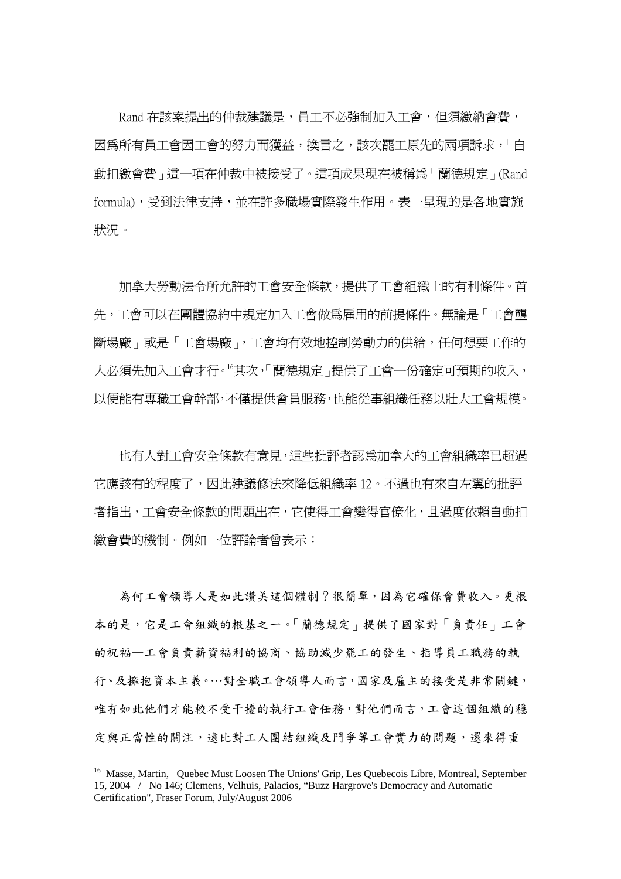Rand 在該案提出的仲裁建議是，員工不必強制加入工會，但須繳納會費，因爲所有員工會因工會的努力而獲益，換言之，該次罷工原先的兩項訴求，「自動扣繳會費」這一項在仲裁中被接受了。這項成果現在被稱爲「蘭德規定」(Rand formula)，受到法律支持，並在許多職場實際發生作用。表一呈現的是各地實施狀況。

加拿大勞動法令所允許的工會安全條款，提供了工會組織上的有利條件。首先，工會可以在團體協約中規定加入工會做爲雇用的前提條件。無論是「工會壟斷場廠」或是「工會場廠」，工會均有效地控制勞動力的供給，任何想要工作的人必須先加入工會才行。[16]其次，「蘭德規定」提供了工會一份確定可預期的收入，以便能有專職工會幹部，不僅提供會員服務，也能從事組織任務以壯大工會規模。

也有人對工會安全條款有意見，這些批評者認爲加拿大的工會組織率已超過它應該有的程度了，因此建議修法來降低組織率 12。不過也有來自左翼的批評者指出，工會安全條款的問題出在，它使得工會變得官僚化，且過度依賴自動扣繳會費的機制。例如一位評論者曾表示：

為何工會領導人是如此讚美這個體制？很簡單，因為它確保會費收入。更根本的是，它是工會組織的根基之一。「蘭德規定」提供了國家對「負責任」工會的祝福—工會負責薪資福利的協商、協助減少罷工的發生、指導員工職務的執行、及擁抱資本主義。…對全職工會領導人而言，國家及雇主的接受是非常關鍵，唯有如此他們才能較不受干擾的執行工會任務，對他們而言，工會這個組織的穩定與正當性的關注，遠比對工人團結組織及鬥爭等工會實力的問題，還來得重

---

[16] Masse, Martin, Quebec Must Loosen The Unions' Grip, Les Quebecois Libre, Montreal, September 15, 2004 / No 146; Clemens, Velhuis, Palacios, "Buzz Hargrove's Democracy and Automatic Certification", Fraser Forum, July/August 2006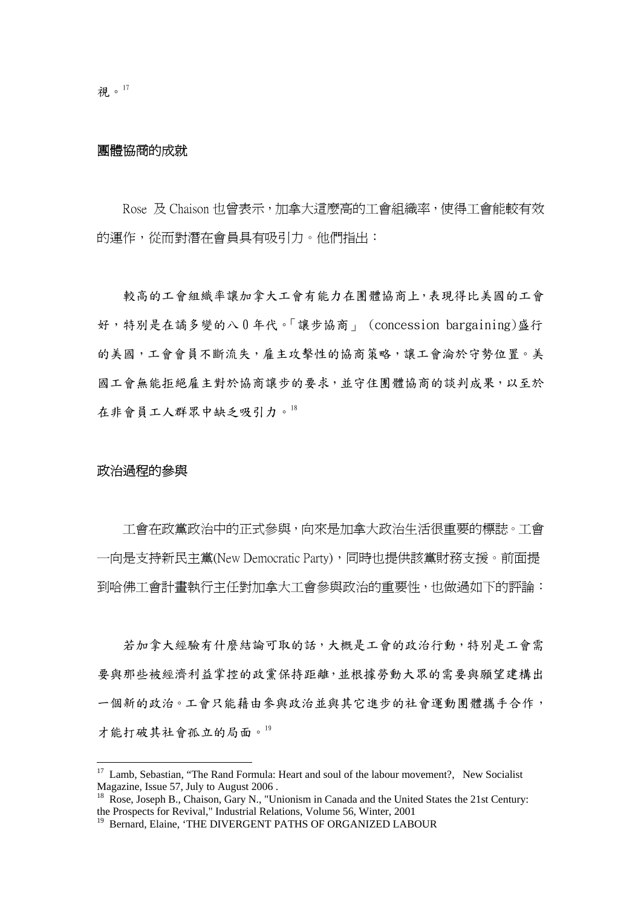視。[17]

### 團體協商的成就

Rose 及 Chaison 也曾表示，加拿大這麼高的工會組織率，使得工會能較有效的運作，從而對潛在會員具有吸引力。他們指出：

> 較高的工會組織率讓加拿大工會有能力在團體協商上，表現得比美國的工會好，特別是在譎多變的八 0 年代。「讓步協商」(concession bargaining)盛行的美國，工會會員不斷流失，雇主攻擊性的協商策略，讓工會淪於守勢位置。美國工會無能拒絕雇主對於協商讓步的要求，並守住團體協商的談判成果，以至於在非會員工人群眾中缺乏吸引力。[18]

### 政治過程的參與

工會在政黨政治中的正式參與，向來是加拿大政治生活很重要的標誌。工會一向是支持新民主黨(New Democratic Party)，同時也提供該黨財務支援。前面提到哈佛工會計畫執行主任對加拿大工會參與政治的重要性，也做過如下的評論：

> 若加拿大經驗有什麼結論可取的話，大概是工會的政治行動，特別是工會需要與那些被經濟利益掌控的政黨保持距離，並根據勞動大眾的需要與願望建構出一個新的政治。工會只能藉由參與政治並與其它進步的社會運動團體攜手合作，才能打破其社會孤立的局面。[19]

---

[17] Lamb, Sebastian, "The Rand Formula: Heart and soul of the labour movement?, New Socialist Magazine, Issue 57, July to August 2006 .

[18] Rose, Joseph B., Chaison, Gary N., "Unionism in Canada and the United States the 21st Century: the Prospects for Revival," Industrial Relations, Volume 56, Winter, 2001

[19] Bernard, Elaine, 'THE DIVERGENT PATHS OF ORGANIZED LABOUR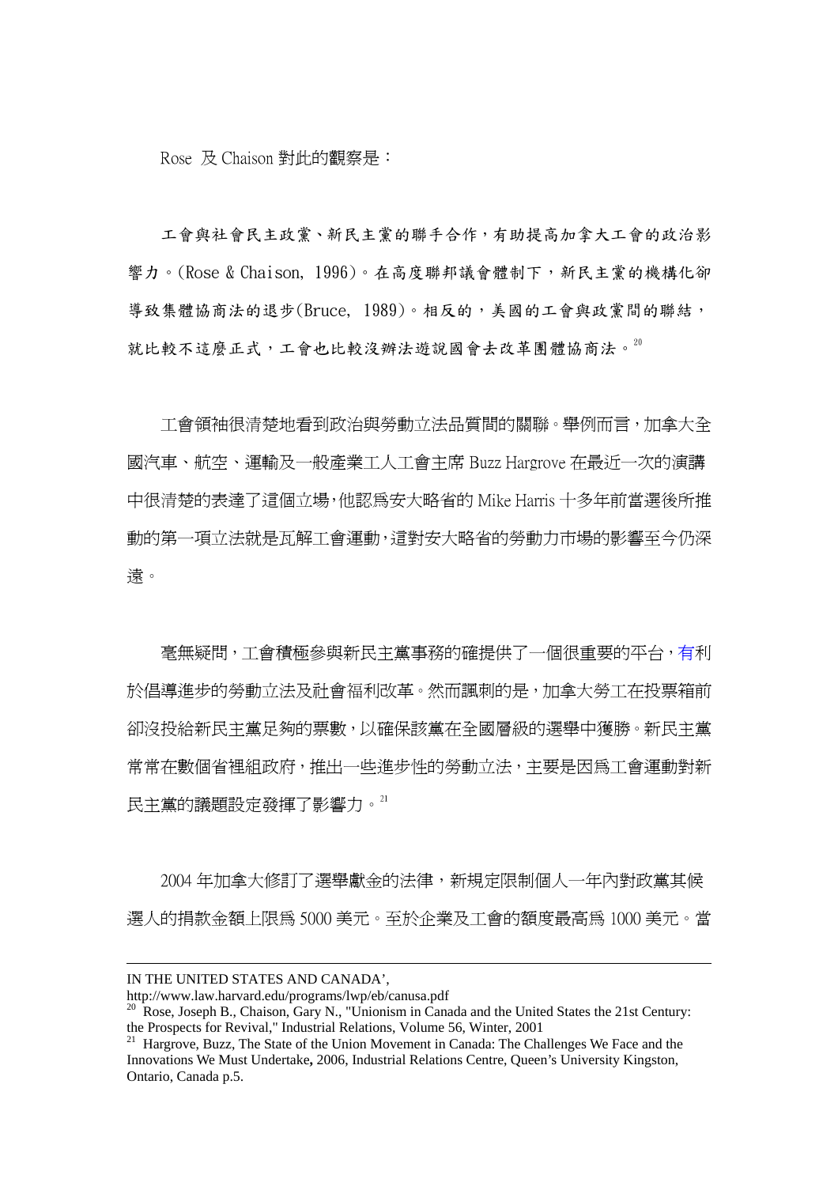Rose 及 Chaison 對此的觀察是：

工會與社會民主政黨、新民主黨的聯手合作，有助提高加拿大工會的政治影響力。(Rose & Chaison, 1996)。在高度聯邦議會體制下，新民主黨的機構化卻導致集體協商法的退步(Bruce, 1989)。相反的，美國的工會與政黨間的聯結，就比較不這麼正式，工會也比較沒辦法遊說國會去改革團體協商法。[20]

工會領袖很清楚地看到政治與勞動立法品質間的關聯。舉例而言，加拿大全國汽車、航空、運輸及一般產業工人工會主席 Buzz Hargrove 在最近一次的演講中很清楚的表達了這個立場，他認爲安大略省的 Mike Harris 十多年前當選後所推動的第一項立法就是瓦解工會運動，這對安大略省的勞動力市場的影響至今仍深遠。

毫無疑問，工會積極參與新民主黨事務的確提供了一個很重要的平台，有利於倡導進步的勞動立法及社會福利改革。然而諷刺的是，加拿大勞工在投票箱前卻沒投給新民主黨足夠的票數，以確保該黨在全國層級的選舉中獲勝。新民主黨常常在數個省裡組政府，推出一些進步性的勞動立法，主要是因爲工會運動對新民主黨的議題設定發揮了影響力。[21]

2004 年加拿大修訂了選舉獻金的法律，新規定限制個人一年內對政黨其候選人的捐款金額上限爲 5000 美元。至於企業及工會的額度最高爲 1000 美元。當

---

IN THE UNITED STATES AND CANADA',
http://www.law.harvard.edu/programs/lwp/eb/canusa.pdf

[20] Rose, Joseph B., Chaison, Gary N., "Unionism in Canada and the United States the 21st Century: the Prospects for Revival," Industrial Relations, Volume 56, Winter, 2001

[21] Hargrove, Buzz, The State of the Union Movement in Canada: The Challenges We Face and the Innovations We Must Undertake**,** 2006, Industrial Relations Centre, Queen's University Kingston, Ontario, Canada p.5.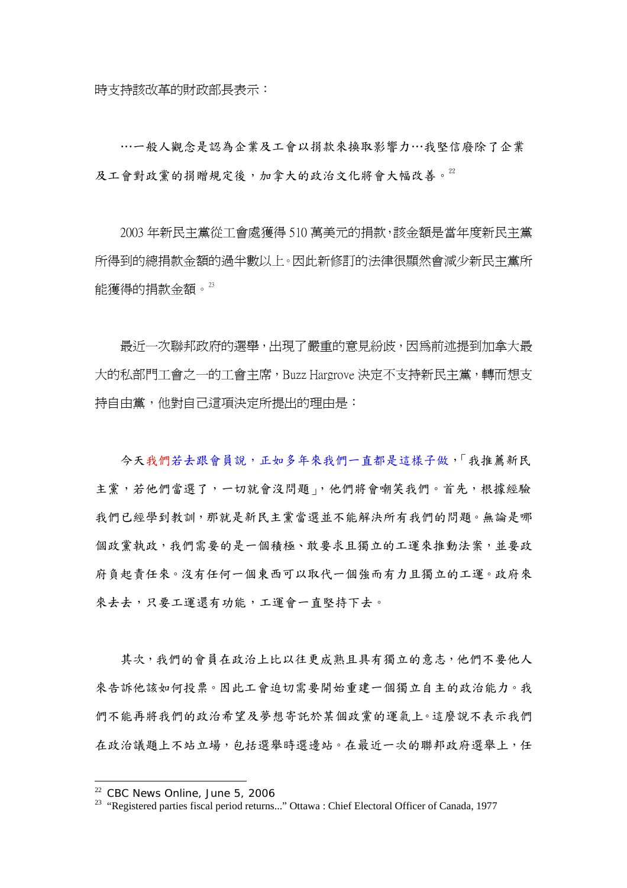時支持該改革的財政部長表示：

> …一般人觀念是認為企業及工會以捐款來換取影響力…我堅信廢除了企業及工會對政黨的捐贈規定後，加拿大的政治文化將會大幅改善。[22]

2003 年新民主黨從工會處獲得 510 萬美元的捐款，該金額是當年度新民主黨所得到的總捐款金額的過半數以上。因此新修訂的法律很顯然會減少新民主黨所能獲得的捐款金額。[23]

最近一次聯邦政府的選舉，出現了嚴重的意見紛歧，因為前述提到加拿大最大的私部門工會之一的工會主席，Buzz Hargrove 決定不支持新民主黨，轉而想支持自由黨，他對自己這項決定所提出的理由是：

> 今天我們若去跟會員說，正如多年來我們一直都是這樣子做，「我推薦新民主黨，若他們當選了，一切就會沒問題」，他們將會嘲笑我們。首先，根據經驗我們已經學到教訓，那就是新民主黨當選並不能解決所有我們的問題。無論是哪個政黨執政，我們需要的是一個積極、敢要求且獨立的工運來推動法案，並要政府負起責任來。沒有任何一個東西可以取代一個強而有力且獨立的工運。政府來來去去，只要工運還有功能，工運會一直堅持下去。
>
> 其次，我們的會員在政治上比以往更成熟且具有獨立的意志，他們不要他人來告訴他該如何投票。因此工會迫切需要開始重建一個獨立自主的政治能力。我們不能再將我們的政治希望及夢想寄託於某個政黨的運氣上。這麼說不表示我們在政治議題上不站立場，包括選舉時選邊站。在最近一次的聯邦政府選舉上，任

---

[22] CBC News Online, June 5, 2006

[23] "Registered parties fiscal period returns..." Ottawa : Chief Electoral Officer of Canada, 1977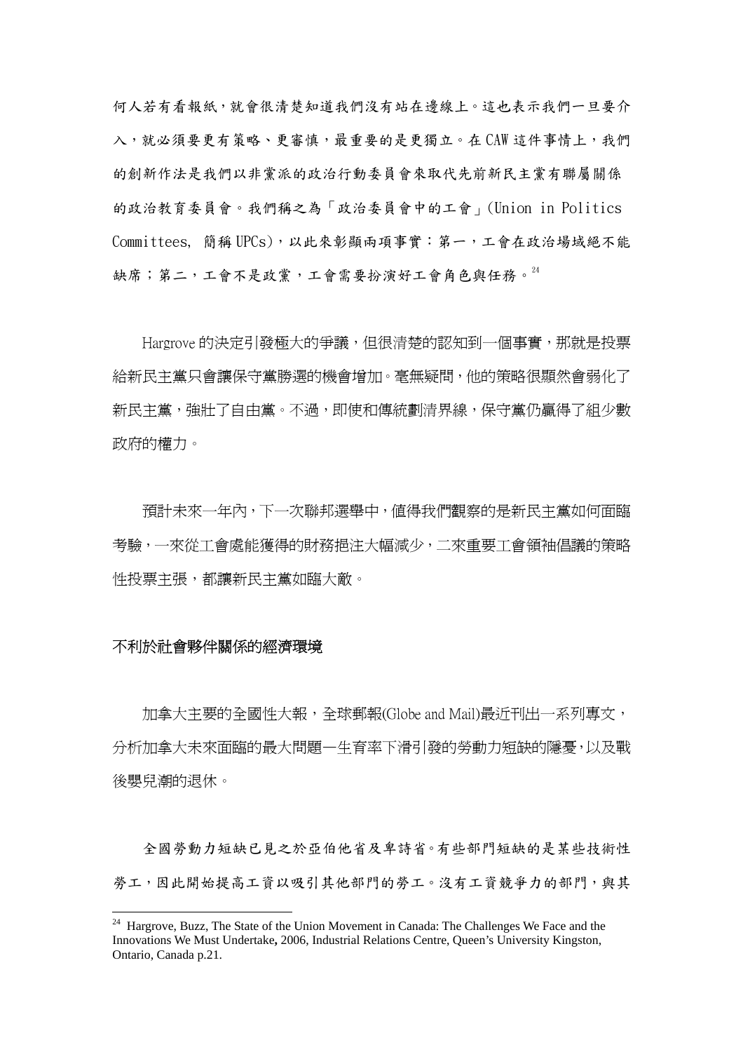何人若有看報紙，就會很清楚知道我們沒有站在邊線上。這也表示我們一旦要介入，就必須要更有策略、更審慎，最重要的是更獨立。在 CAW 這件事情上，我們的創新作法是我們以非黨派的政治行動委員會來取代先前新民主黨有聯屬關係的政治教育委員會。我們稱之為「政治委員會中的工會」(Union in Politics Committees, 簡稱 UPCs)，以此來彰顯兩項事實：第一，工會在政治場域絕不能缺席；第二，工會不是政黨，工會需要扮演好工會角色與任務。[24]

Hargrove 的決定引發極大的爭議，但很清楚的認知到一個事實，那就是投票給新民主黨只會讓保守黨勝選的機會增加。毫無疑問，他的策略很顯然會弱化了新民主黨，強壯了自由黨。不過，即使和傳統劃清界線，保守黨仍贏得了組少數政府的權力。

預計未來一年內，下一次聯邦選舉中，值得我們觀察的是新民主黨如何面臨考驗，一來從工會處能獲得的財務挹注大幅減少，二來重要工會領袖倡議的策略性投票主張，都讓新民主黨如臨大敵。

### 不利於社會夥伴關係的經濟環境

加拿大主要的全國性大報，全球郵報(Globe and Mail)最近刊出一系列專文，分析加拿大未來面臨的最大問題一生育率下滑引發的勞動力短缺的隱憂，以及戰後嬰兒潮的退休。

全國勞動力短缺已見之於亞伯他省及卑詩省。有些部門短缺的是某些技術性勞工，因此開始提高工資以吸引其他部門的勞工。沒有工資競爭力的部門，與其

---

[24] Hargrove, Buzz, The State of the Union Movement in Canada: The Challenges We Face and the Innovations We Must Undertake**,** 2006, Industrial Relations Centre, Queen's University Kingston, Ontario, Canada p.21.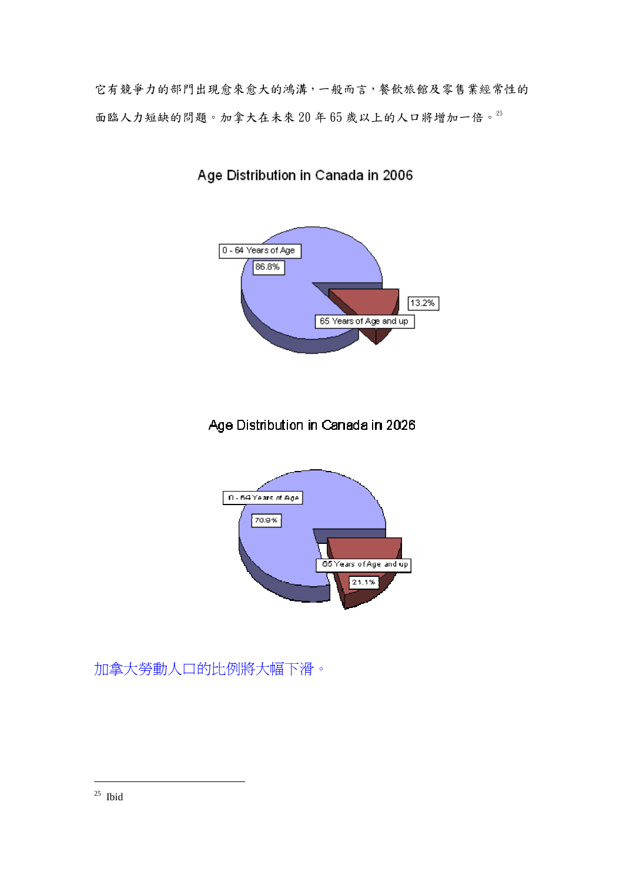它有競爭力的部門出現愈來愈大的鴻溝，一般而言，餐飲旅館及零售業經常性的面臨人力短缺的問題。加拿大在未來 20 年 65 歲以上的人口將增加一倍。[25]

Age Distribution in Canada in 2006

| Age group | Percentage |
|---|---|
| 0 - 64 Years of Age | 86.8% |
| 65 Years of Age and up | 13.2% |

Age Distribution in Canada in 2026

| Age group | Percentage |
|---|---|
| 0 - 64 Years of Age | 78.9% |
| 65 Years of Age and up | 21.1% |

加拿大勞動人口的比例將大幅下滑。

[25] Ibid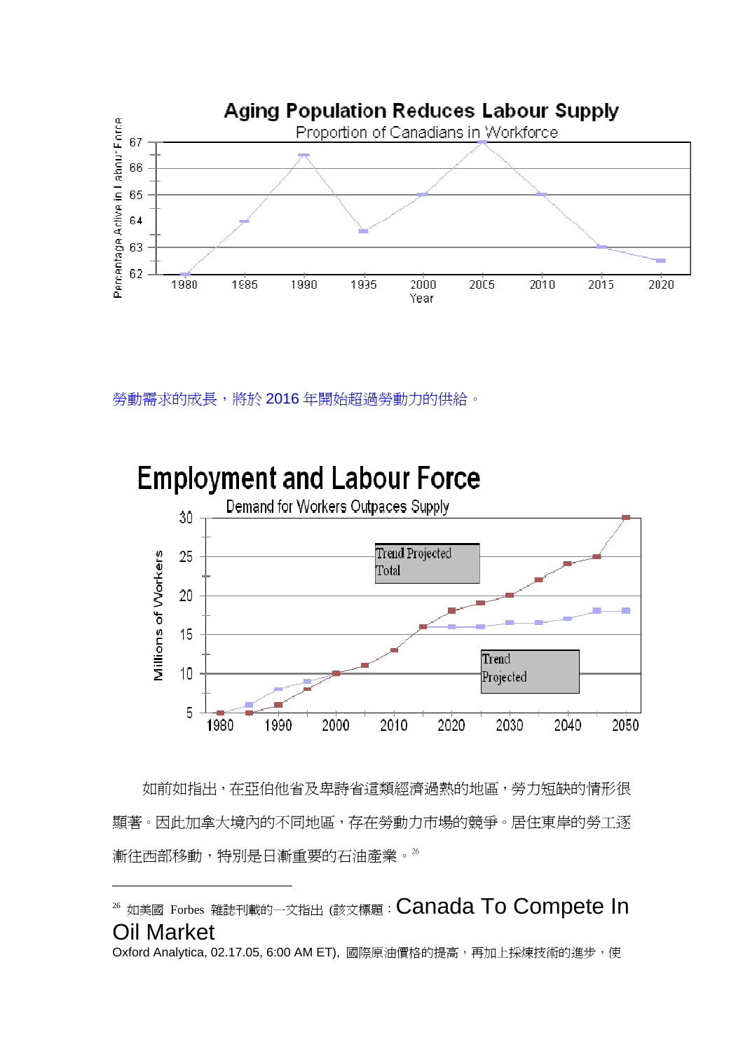**Aging Population Reduces Labour Supply**

Proportion of Canadians in Workforce

| Year | Percentage Active in Labour Force |
|---|---|
| 1980 | 62 |
| 1985 | 64 |
| 1990 | 66.5 |
| 1995 | 63.6 |
| 2000 | 65 |
| 2005 | 67 |
| 2010 | 65 |
| 2015 | 63 |
| 2020 | 62.5 |

勞動需求的成長，將於 2016 年開始超過勞動力的供給。

**Employment and Labour Force**

Demand for Workers Outpaces Supply

Millions of Workers

Trend Projected Total

Trend Projected

如前如指出，在亞伯他省及卑詩省這類經濟過熱的地區，勞力短缺的情形很顯著。因此加拿大境內的不同地區，存在勞動力市場的競爭。居住東岸的勞工逐漸往西部移動，特別是日漸重要的石油產業。[26]

---

[26] 如美國 Forbes 雜誌刊載的一文指出 (該文標題：Canada To Compete In Oil Market

Oxford Analytica, 02.17.05, 6:00 AM ET)，國際原油價格的提高，再加上採煉技術的進步，使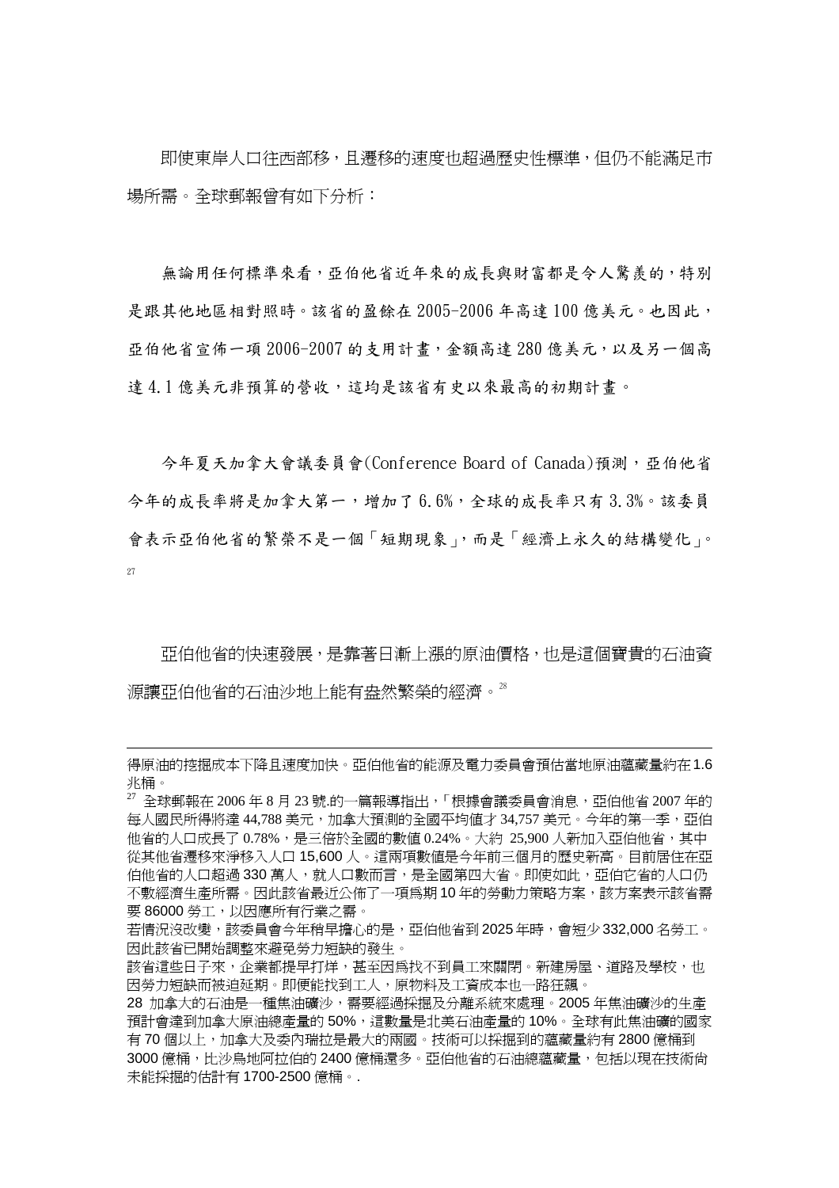即使東岸人口往西部移，且遷移的速度也超過歷史性標準，但仍不能滿足市場所需。全球郵報曾有如下分析：

無論用任何標準來看，亞伯他省近年來的成長與財富都是令人驚羨的，特別是跟其他地區相對照時。該省的盈餘在 2005-2006 年高達 100 億美元。也因此，亞伯他省宣佈一項 2006-2007 的支用計畫，金額高達 280 億美元，以及另一個高達 4.1 億美元非預算的營收，這均是該省有史以來最高的初期計畫。

今年夏天加拿大會議委員會(Conference Board of Canada)預測，亞伯他省今年的成長率將是加拿大第一，增加了 6.6%，全球的成長率只有 3.3%。該委員會表示亞伯他省的繁榮不是一個「短期現象」，而是「經濟上永久的結構變化」。[27]

亞伯他省的快速發展，是靠著日漸上漲的原油價格，也是這個寶貴的石油資源讓亞伯他省的石油沙地上能有盎然繁榮的經濟。[28]

---

得原油的挖掘成本下降且速度加快。亞伯他省的能源及電力委員會預估當地原油蘊藏量約在 1.6 兆桶。

[27] 全球郵報在 2006 年 8 月 23 號.的一篇報導指出，「根據會議委員會消息，亞伯他省 2007 年的每人國民所得將達 44,788 美元，加拿大預測的全國平均值才 34,757 美元。今年的第一季，亞伯他省的人口成長了 0.78%，是三倍於全國的數值 0.24%。大約 25,900 人新加入亞伯他省，其中從其他省遷移來淨移入人口 15,600 人。這兩項數值是今年前三個月的歷史新高。目前居住在亞伯他省的人口超過 330 萬人，就人口數而言，是全國第四大省。即使如此，亞伯它省的人口仍不敷經濟生產所需。因此該省最近公佈了一項爲期 10 年的勞動力策略方案，該方案表示該省需要 86000 勞工，以因應所有行業之需。

若情況沒改變，該委員會今年稍早擔心的是，亞伯他省到 2025 年時，會短少 332,000 名勞工。因此該省已開始調整來避免勞力短缺的發生。

該省這些日子來，企業都提早打烊，甚至因爲找不到員工來關閉。新建房屋、道路及學校，也因勞力短缺而被迫延期。即便能找到工人，原物料及工資成本也一路狂飆。

28 加拿大的石油是一種焦油礦沙，需要經過採掘及分離系統來處理。2005 年焦油礦沙的生產預計會達到加拿大原油總產量的 50%，這數量是北美石油產量的 10%。全球有此焦油礦的國家有 70 個以上，加拿大及委內瑞拉是最大的兩國。技術可以採掘到的蘊藏量約有 2800 億桶到 3000 億桶，比沙烏地阿拉伯的 2400 億桶還多。亞伯他省的石油總蘊藏量，包括以現在技術尚未能採掘的估計有 1700-2500 億桶。.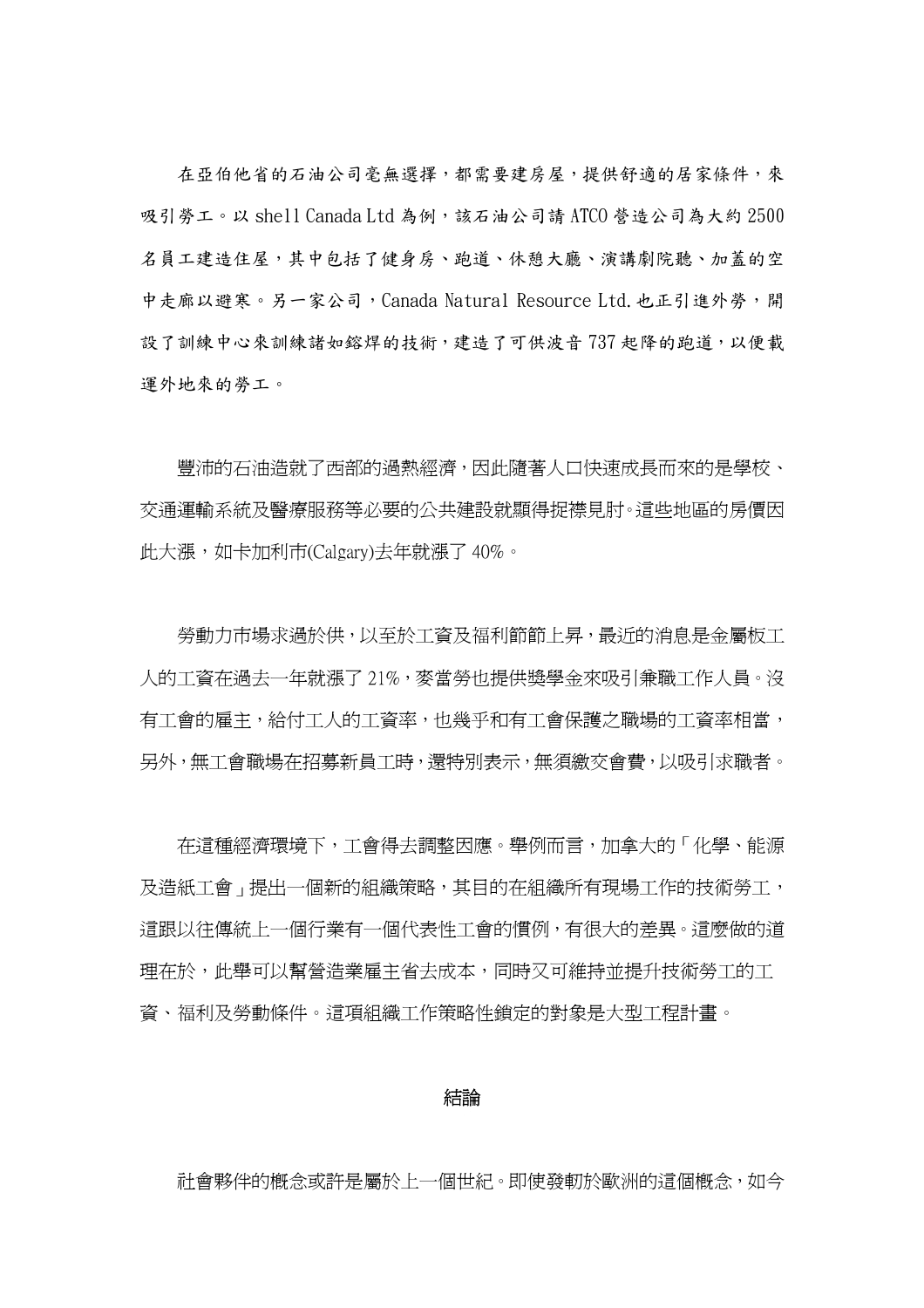在亞伯他省的石油公司毫無選擇，都需要建房屋，提供舒適的居家條件，來吸引勞工。以 shell Canada Ltd 為例，該石油公司請 ATCO 營造公司為大約 2500 名員工建造住屋，其中包括了健身房、跑道、休憩大廳、演講劇院聽、加蓋的空中走廊以避寒。另一家公司，Canada Natural Resource Ltd.也正引進外勞，開設了訓練中心來訓練諸如鎔焊的技術，建造了可供波音 737 起降的跑道，以便載運外地來的勞工。

豐沛的石油造就了西部的過熱經濟，因此隨著人口快速成長而來的是學校、交通運輸系統及醫療服務等必要的公共建設就顯得捉襟見肘。這些地區的房價因此大漲，如卡加利市(Calgary)去年就漲了 40%。

勞動力市場求過於供，以至於工資及福利節節上昇，最近的消息是金屬板工人的工資在過去一年就漲了 21%，麥當勞也提供獎學金來吸引兼職工作人員。沒有工會的雇主，給付工人的工資率，也幾乎和有工會保護之職場的工資率相當，另外，無工會職場在招募新員工時，還特別表示，無須繳交會費，以吸引求職者。

在這種經濟環境下，工會得去調整因應。舉例而言，加拿大的「化學、能源及造紙工會」提出一個新的組織策略，其目的在組織所有現場工作的技術勞工，這跟以往傳統上一個行業有一個代表性工會的慣例，有很大的差異。這麼做的道理在於，此舉可以幫營造業雇主省去成本，同時又可維持並提升技術勞工的工資、福利及勞動條件。這項組織工作策略性鎖定的對象是大型工程計畫。

## 結論

社會夥伴的概念或許是屬於上一個世紀。即使發軔於歐洲的這個概念，如今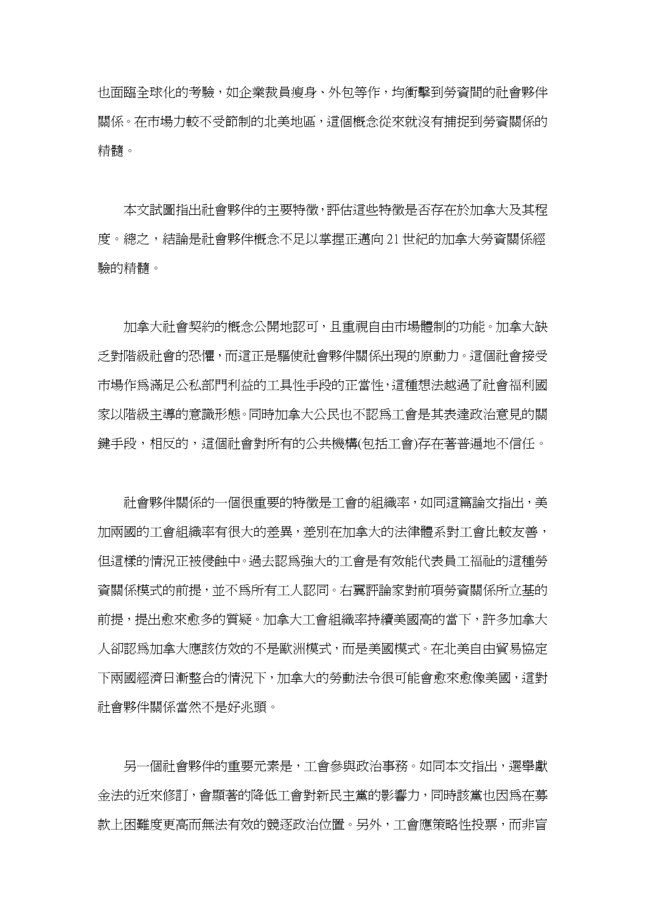也面臨全球化的考驗，如企業裁員瘦身、外包等作，均衝擊到勞資間的社會夥伴關係。在市場力較不受節制的北美地區，這個概念從來就沒有捕捉到勞資關係的精髓。

本文試圖指出社會夥伴的主要特徵，評估這些特徵是否存在於加拿大及其程度。總之，結論是社會夥伴概念不足以掌握正邁向 21 世紀的加拿大勞資關係經驗的精髓。

加拿大社會契約的概念公開地認可，且重視自由市場體制的功能。加拿大缺乏對階級社會的恐懼，而這正是驅使社會夥伴關係出現的原動力。這個社會接受市場作為滿足公私部門利益的工具性手段的正當性，這種想法越過了社會福利國家以階級主導的意識形態。同時加拿大公民也不認為工會是其表達政治意見的關鍵手段，相反的，這個社會對所有的公共機構(包括工會)存在著普遍地不信任。

社會夥伴關係的一個很重要的特徵是工會的組織率，如同這篇論文指出，美加兩國的工會組織率有很大的差異，差別在加拿大的法律體系對工會比較友善，但這樣的情況正被侵蝕中。過去認為強大的工會是有效能代表員工福祉的這種勞資關係模式的前提，並不為所有工人認同。右翼評論家對前項勞資關係所立基的前提，提出愈來愈多的質疑。加拿大工會組織率持續美國高的當下，許多加拿大人卻認為加拿大應該仿效的不是歐洲模式，而是美國模式。在北美自由貿易協定下兩國經濟日漸整合的情況下，加拿大的勞動法令很可能會愈來愈像美國，這對社會夥伴關係當然不是好兆頭。

另一個社會夥伴的重要元素是，工會參與政治事務。如同本文指出，選舉獻金法的近來修訂，會顯著的降低工會對新民主黨的影響力，同時該黨也因為在募款上困難度更高而無法有效的競逐政治位置。另外，工會應策略性投票，而非盲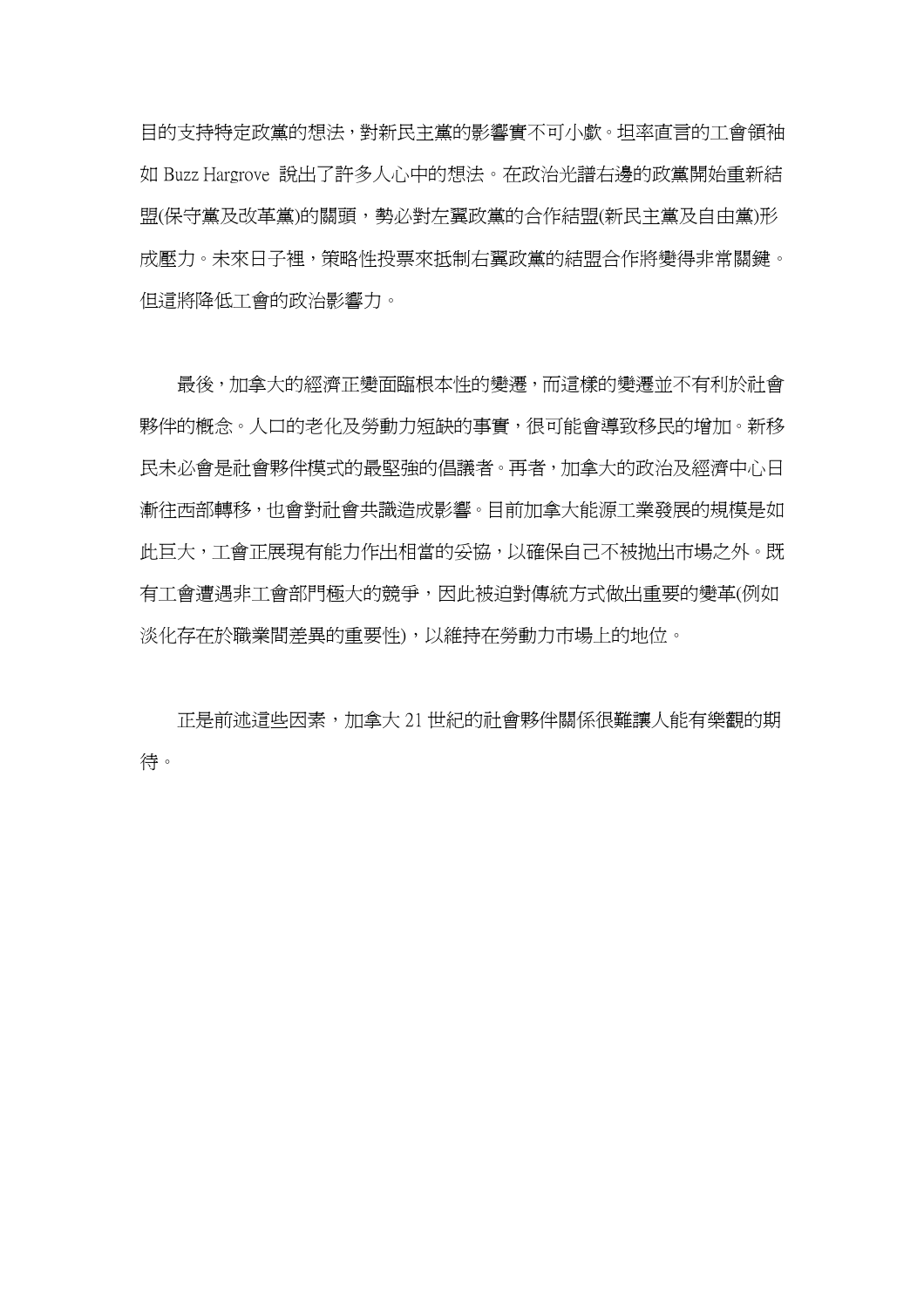目的支持特定政黨的想法，對新民主黨的影響實不可小歔。坦率直言的工會領袖如 Buzz Hargrove 說出了許多人心中的想法。在政治光譜右邊的政黨開始重新結盟(保守黨及改革黨)的關頭，勢必對左翼政黨的合作結盟(新民主黨及自由黨)形成壓力。未來日子裡，策略性投票來抵制右翼政黨的結盟合作將變得非常關鍵。但這將降低工會的政治影響力。

最後，加拿大的經濟正變面臨根本性的變遷，而這樣的變遷並不有利於社會夥伴的概念。人口的老化及勞動力短缺的事實，很可能會導致移民的增加。新移民未必會是社會夥伴模式的最堅強的倡議者。再者，加拿大的政治及經濟中心日漸往西部轉移，也會對社會共識造成影響。目前加拿大能源工業發展的規模是如此巨大，工會正展現有能力作出相當的妥協，以確保自己不被拋出市場之外。既有工會遭遇非工會部門極大的競爭，因此被迫對傳統方式做出重要的變革(例如淡化存在於職業間差異的重要性)，以維持在勞動力市場上的地位。

正是前述這些因素，加拿大 21 世紀的社會夥伴關係很難讓人能有樂觀的期待。